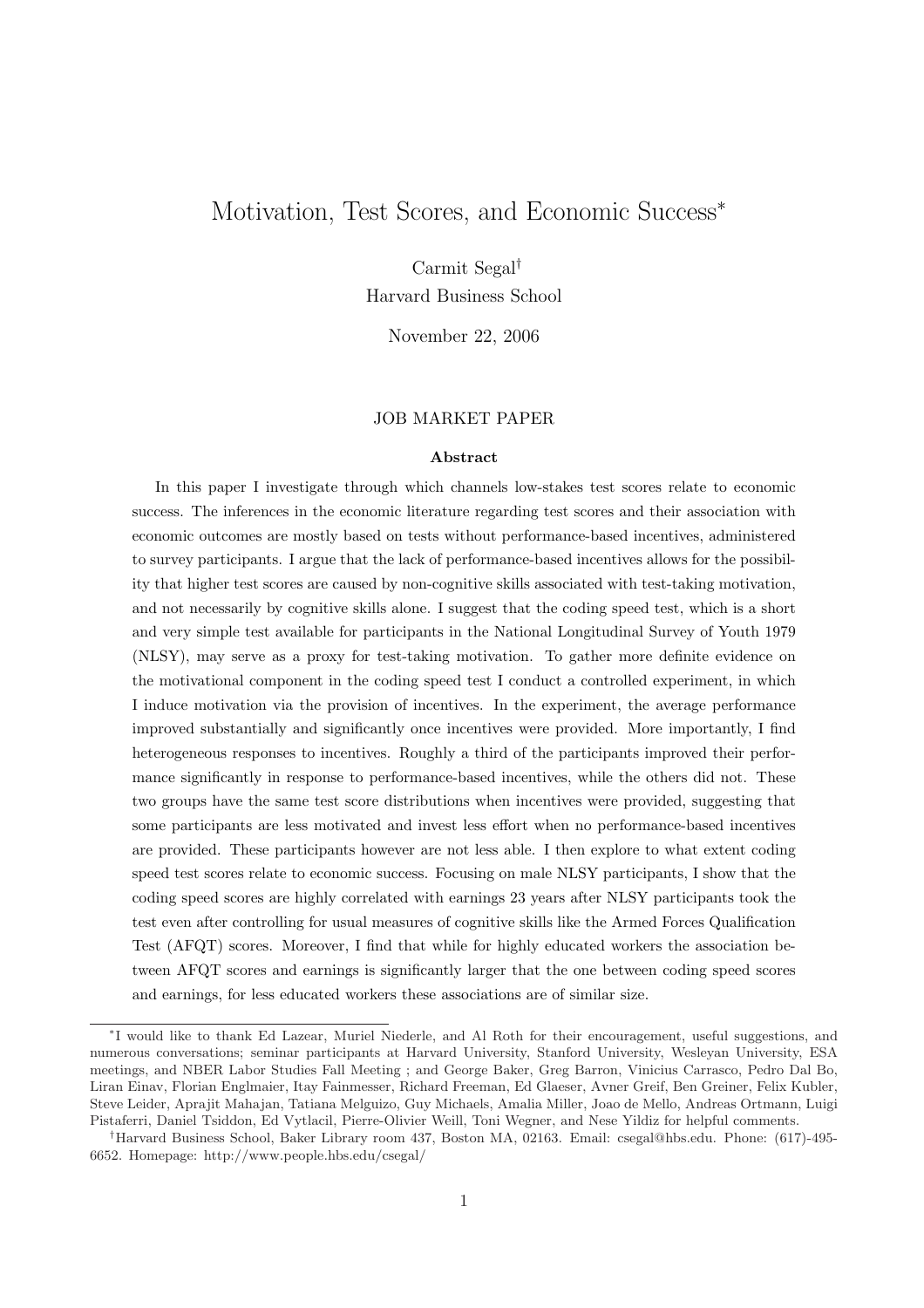# Motivation, Test Scores, and Economic Success[*]

Carmit Segal[†]
Harvard Business School

November 22, 2006

JOB MARKET PAPER

**Abstract**

In this paper I investigate through which channels low-stakes test scores relate to economic success. The inferences in the economic literature regarding test scores and their association with economic outcomes are mostly based on tests without performance-based incentives, administered to survey participants. I argue that the lack of performance-based incentives allows for the possibility that higher test scores are caused by non-cognitive skills associated with test-taking motivation, and not necessarily by cognitive skills alone. I suggest that the coding speed test, which is a short and very simple test available for participants in the National Longitudinal Survey of Youth 1979 (NLSY), may serve as a proxy for test-taking motivation. To gather more definite evidence on the motivational component in the coding speed test I conduct a controlled experiment, in which I induce motivation via the provision of incentives. In the experiment, the average performance improved substantially and significantly once incentives were provided. More importantly, I find heterogeneous responses to incentives. Roughly a third of the participants improved their performance significantly in response to performance-based incentives, while the others did not. These two groups have the same test score distributions when incentives were provided, suggesting that some participants are less motivated and invest less effort when no performance-based incentives are provided. These participants however are not less able. I then explore to what extent coding speed test scores relate to economic success. Focusing on male NLSY participants, I show that the coding speed scores are highly correlated with earnings 23 years after NLSY participants took the test even after controlling for usual measures of cognitive skills like the Armed Forces Qualification Test (AFQT) scores. Moreover, I find that while for highly educated workers the association between AFQT scores and earnings is significantly larger that the one between coding speed scores and earnings, for less educated workers these associations are of similar size.

---

[*] I would like to thank Ed Lazear, Muriel Niederle, and Al Roth for their encouragement, useful suggestions, and numerous conversations; seminar participants at Harvard University, Stanford University, Wesleyan University, ESA meetings, and NBER Labor Studies Fall Meeting ; and George Baker, Greg Barron, Vinicius Carrasco, Pedro Dal Bo, Liran Einav, Florian Englmaier, Itay Fainmesser, Richard Freeman, Ed Glaeser, Avner Greif, Ben Greiner, Felix Kubler, Steve Leider, Aprajit Mahajan, Tatiana Melguizo, Guy Michaels, Amalia Miller, Joao de Mello, Andreas Ortmann, Luigi Pistaferri, Daniel Tsiddon, Ed Vytlacil, Pierre-Olivier Weill, Toni Wegner, and Nese Yildiz for helpful comments.

[†] Harvard Business School, Baker Library room 437, Boston MA, 02163. Email: csegal@hbs.edu. Phone: (617)-495-6652. Homepage: http://www.people.hbs.edu/csegal/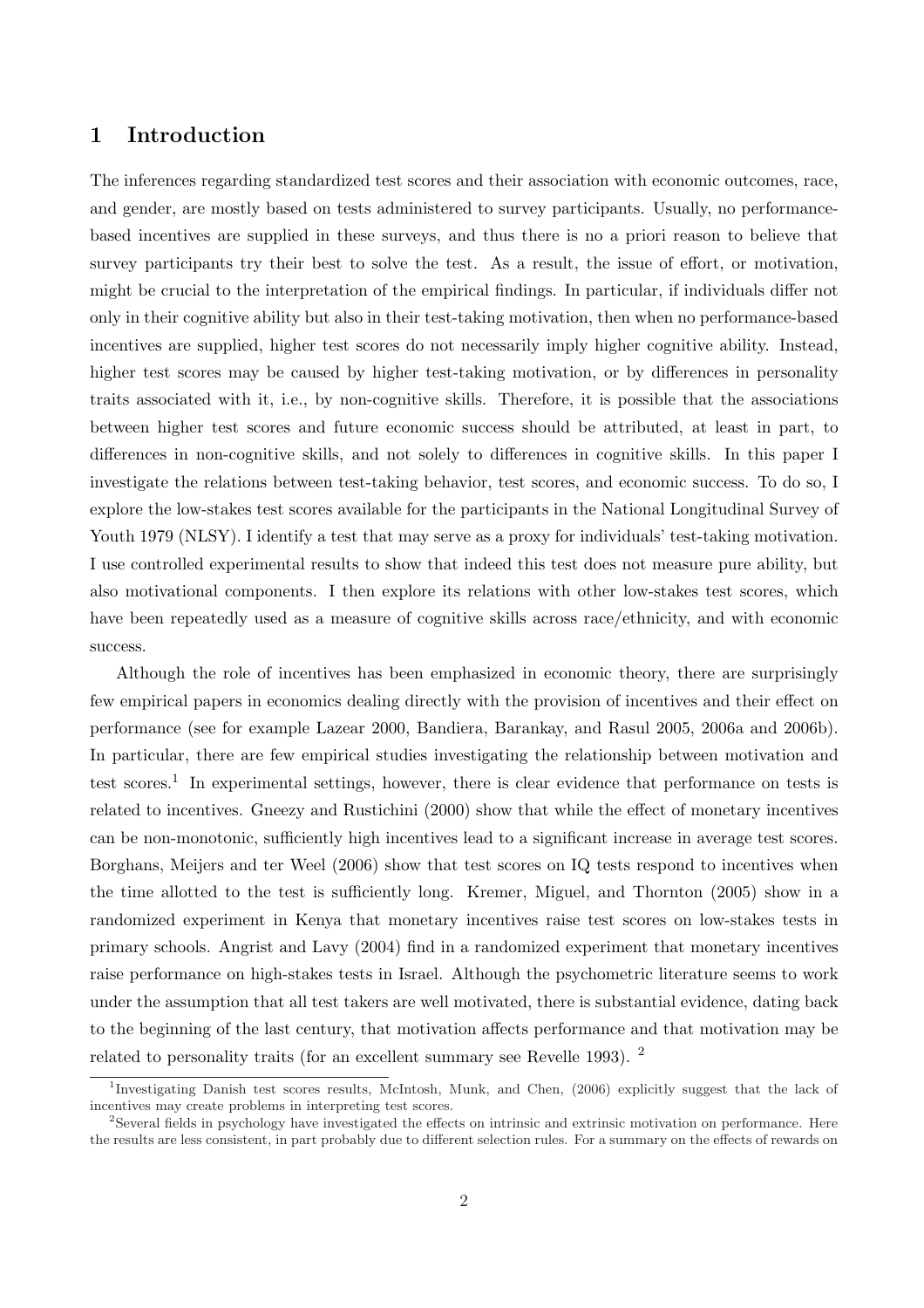# 1 Introduction

The inferences regarding standardized test scores and their association with economic outcomes, race, and gender, are mostly based on tests administered to survey participants. Usually, no performance-based incentives are supplied in these surveys, and thus there is no a priori reason to believe that survey participants try their best to solve the test. As a result, the issue of effort, or motivation, might be crucial to the interpretation of the empirical findings. In particular, if individuals differ not only in their cognitive ability but also in their test-taking motivation, then when no performance-based incentives are supplied, higher test scores do not necessarily imply higher cognitive ability. Instead, higher test scores may be caused by higher test-taking motivation, or by differences in personality traits associated with it, i.e., by non-cognitive skills. Therefore, it is possible that the associations between higher test scores and future economic success should be attributed, at least in part, to differences in non-cognitive skills, and not solely to differences in cognitive skills. In this paper I investigate the relations between test-taking behavior, test scores, and economic success. To do so, I explore the low-stakes test scores available for the participants in the National Longitudinal Survey of Youth 1979 (NLSY). I identify a test that may serve as a proxy for individuals' test-taking motivation. I use controlled experimental results to show that indeed this test does not measure pure ability, but also motivational components. I then explore its relations with other low-stakes test scores, which have been repeatedly used as a measure of cognitive skills across race/ethnicity, and with economic success.

Although the role of incentives has been emphasized in economic theory, there are surprisingly few empirical papers in economics dealing directly with the provision of incentives and their effect on performance (see for example Lazear 2000, Bandiera, Barankay, and Rasul 2005, 2006a and 2006b). In particular, there are few empirical studies investigating the relationship between motivation and test scores.[1] In experimental settings, however, there is clear evidence that performance on tests is related to incentives. Gneezy and Rustichini (2000) show that while the effect of monetary incentives can be non-monotonic, sufficiently high incentives lead to a significant increase in average test scores. Borghans, Meijers and ter Weel (2006) show that test scores on IQ tests respond to incentives when the time allotted to the test is sufficiently long. Kremer, Miguel, and Thornton (2005) show in a randomized experiment in Kenya that monetary incentives raise test scores on low-stakes tests in primary schools. Angrist and Lavy (2004) find in a randomized experiment that monetary incentives raise performance on high-stakes tests in Israel. Although the psychometric literature seems to work under the assumption that all test takers are well motivated, there is substantial evidence, dating back to the beginning of the last century, that motivation affects performance and that motivation may be related to personality traits (for an excellent summary see Revelle 1993). [2]

[1] Investigating Danish test scores results, McIntosh, Munk, and Chen, (2006) explicitly suggest that the lack of incentives may create problems in interpreting test scores.

[2] Several fields in psychology have investigated the effects on intrinsic and extrinsic motivation on performance. Here the results are less consistent, in part probably due to different selection rules. For a summary on the effects of rewards on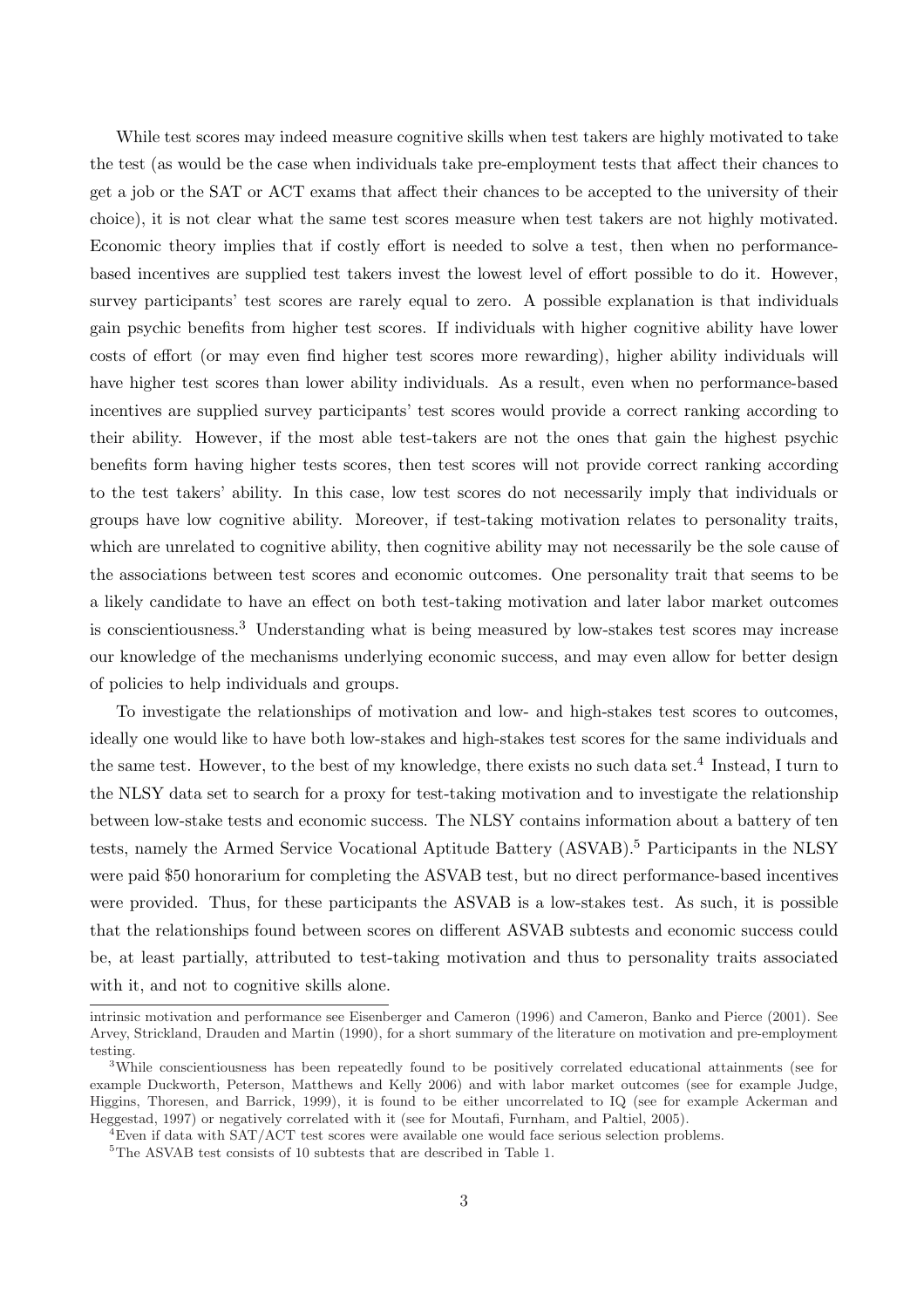While test scores may indeed measure cognitive skills when test takers are highly motivated to take the test (as would be the case when individuals take pre-employment tests that affect their chances to get a job or the SAT or ACT exams that affect their chances to be accepted to the university of their choice), it is not clear what the same test scores measure when test takers are not highly motivated. Economic theory implies that if costly effort is needed to solve a test, then when no performance-based incentives are supplied test takers invest the lowest level of effort possible to do it. However, survey participants' test scores are rarely equal to zero. A possible explanation is that individuals gain psychic benefits from higher test scores. If individuals with higher cognitive ability have lower costs of effort (or may even find higher test scores more rewarding), higher ability individuals will have higher test scores than lower ability individuals. As a result, even when no performance-based incentives are supplied survey participants' test scores would provide a correct ranking according to their ability. However, if the most able test-takers are not the ones that gain the highest psychic benefits form having higher tests scores, then test scores will not provide correct ranking according to the test takers' ability. In this case, low test scores do not necessarily imply that individuals or groups have low cognitive ability. Moreover, if test-taking motivation relates to personality traits, which are unrelated to cognitive ability, then cognitive ability may not necessarily be the sole cause of the associations between test scores and economic outcomes. One personality trait that seems to be a likely candidate to have an effect on both test-taking motivation and later labor market outcomes is conscientiousness.[3] Understanding what is being measured by low-stakes test scores may increase our knowledge of the mechanisms underlying economic success, and may even allow for better design of policies to help individuals and groups.

To investigate the relationships of motivation and low- and high-stakes test scores to outcomes, ideally one would like to have both low-stakes and high-stakes test scores for the same individuals and the same test. However, to the best of my knowledge, there exists no such data set.[4] Instead, I turn to the NLSY data set to search for a proxy for test-taking motivation and to investigate the relationship between low-stake tests and economic success. The NLSY contains information about a battery of ten tests, namely the Armed Service Vocational Aptitude Battery (ASVAB).[5] Participants in the NLSY were paid $50 honorarium for completing the ASVAB test, but no direct performance-based incentives were provided. Thus, for these participants the ASVAB is a low-stakes test. As such, it is possible that the relationships found between scores on different ASVAB subtests and economic success could be, at least partially, attributed to test-taking motivation and thus to personality traits associated with it, and not to cognitive skills alone.

intrinsic motivation and performance see Eisenberger and Cameron (1996) and Cameron, Banko and Pierce (2001). See Arvey, Strickland, Drauden and Martin (1990), for a short summary of the literature on motivation and pre-employment testing.

[3]While conscientiousness has been repeatedly found to be positively correlated educational attainments (see for example Duckworth, Peterson, Matthews and Kelly 2006) and with labor market outcomes (see for example Judge, Higgins, Thoresen, and Barrick, 1999), it is found to be either uncorrelated to IQ (see for example Ackerman and Heggestad, 1997) or negatively correlated with it (see for Moutafi, Furnham, and Paltiel, 2005).

[4]Even if data with SAT/ACT test scores were available one would face serious selection problems.

[5]The ASVAB test consists of 10 subtests that are described in Table 1.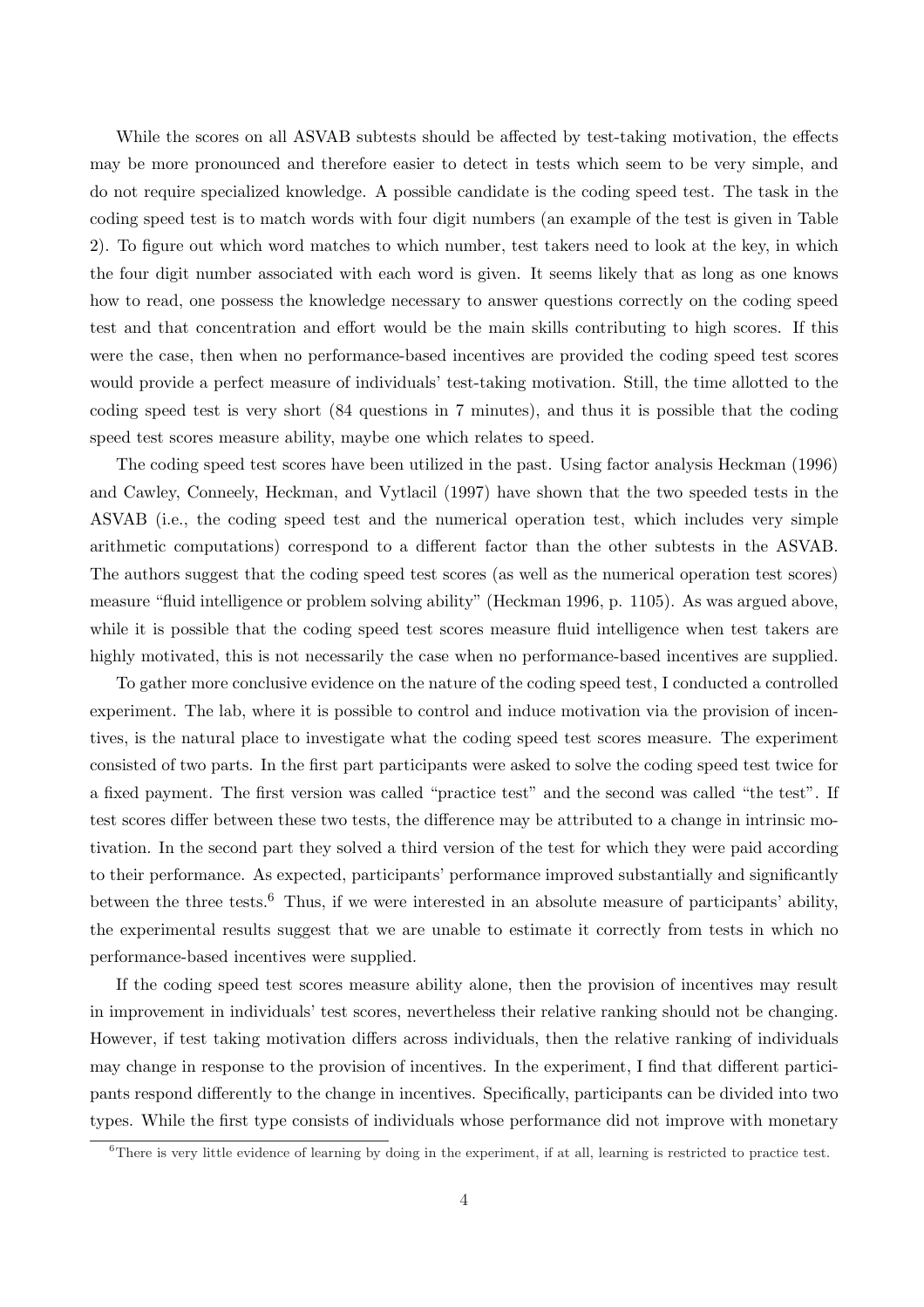While the scores on all ASVAB subtests should be affected by test-taking motivation, the effects may be more pronounced and therefore easier to detect in tests which seem to be very simple, and do not require specialized knowledge. A possible candidate is the coding speed test. The task in the coding speed test is to match words with four digit numbers (an example of the test is given in Table 2). To figure out which word matches to which number, test takers need to look at the key, in which the four digit number associated with each word is given. It seems likely that as long as one knows how to read, one possess the knowledge necessary to answer questions correctly on the coding speed test and that concentration and effort would be the main skills contributing to high scores. If this were the case, then when no performance-based incentives are provided the coding speed test scores would provide a perfect measure of individuals' test-taking motivation. Still, the time allotted to the coding speed test is very short (84 questions in 7 minutes), and thus it is possible that the coding speed test scores measure ability, maybe one which relates to speed.

The coding speed test scores have been utilized in the past. Using factor analysis Heckman (1996) and Cawley, Conneely, Heckman, and Vytlacil (1997) have shown that the two speeded tests in the ASVAB (i.e., the coding speed test and the numerical operation test, which includes very simple arithmetic computations) correspond to a different factor than the other subtests in the ASVAB. The authors suggest that the coding speed test scores (as well as the numerical operation test scores) measure "fluid intelligence or problem solving ability" (Heckman 1996, p. 1105). As was argued above, while it is possible that the coding speed test scores measure fluid intelligence when test takers are highly motivated, this is not necessarily the case when no performance-based incentives are supplied.

To gather more conclusive evidence on the nature of the coding speed test, I conducted a controlled experiment. The lab, where it is possible to control and induce motivation via the provision of incentives, is the natural place to investigate what the coding speed test scores measure. The experiment consisted of two parts. In the first part participants were asked to solve the coding speed test twice for a fixed payment. The first version was called "practice test" and the second was called "the test". If test scores differ between these two tests, the difference may be attributed to a change in intrinsic motivation. In the second part they solved a third version of the test for which they were paid according to their performance. As expected, participants' performance improved substantially and significantly between the three tests.[6] Thus, if we were interested in an absolute measure of participants' ability, the experimental results suggest that we are unable to estimate it correctly from tests in which no performance-based incentives were supplied.

If the coding speed test scores measure ability alone, then the provision of incentives may result in improvement in individuals' test scores, nevertheless their relative ranking should not be changing. However, if test taking motivation differs across individuals, then the relative ranking of individuals may change in response to the provision of incentives. In the experiment, I find that different participants respond differently to the change in incentives. Specifically, participants can be divided into two types. While the first type consists of individuals whose performance did not improve with monetary

[6] There is very little evidence of learning by doing in the experiment, if at all, learning is restricted to practice test.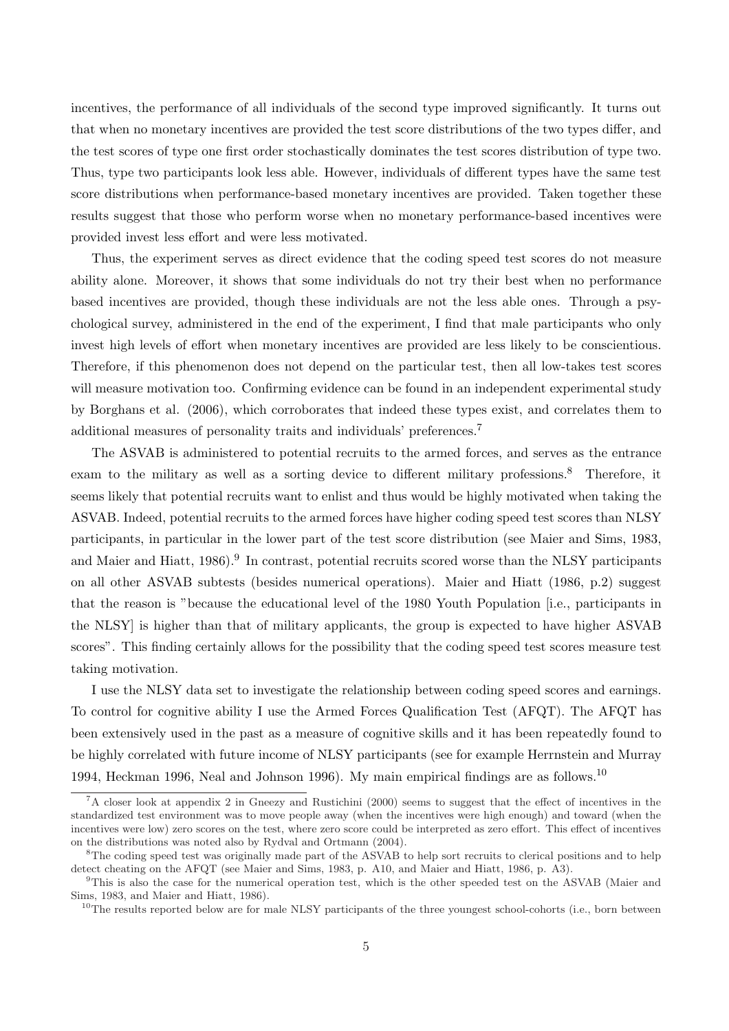incentives, the performance of all individuals of the second type improved significantly. It turns out that when no monetary incentives are provided the test score distributions of the two types differ, and the test scores of type one first order stochastically dominates the test scores distribution of type two. Thus, type two participants look less able. However, individuals of different types have the same test score distributions when performance-based monetary incentives are provided. Taken together these results suggest that those who perform worse when no monetary performance-based incentives were provided invest less effort and were less motivated.

Thus, the experiment serves as direct evidence that the coding speed test scores do not measure ability alone. Moreover, it shows that some individuals do not try their best when no performance based incentives are provided, though these individuals are not the less able ones. Through a psychological survey, administered in the end of the experiment, I find that male participants who only invest high levels of effort when monetary incentives are provided are less likely to be conscientious. Therefore, if this phenomenon does not depend on the particular test, then all low-takes test scores will measure motivation too. Confirming evidence can be found in an independent experimental study by Borghans et al. (2006), which corroborates that indeed these types exist, and correlates them to additional measures of personality traits and individuals' preferences.[7]

The ASVAB is administered to potential recruits to the armed forces, and serves as the entrance exam to the military as well as a sorting device to different military professions.[8] Therefore, it seems likely that potential recruits want to enlist and thus would be highly motivated when taking the ASVAB. Indeed, potential recruits to the armed forces have higher coding speed test scores than NLSY participants, in particular in the lower part of the test score distribution (see Maier and Sims, 1983, and Maier and Hiatt, 1986).[9] In contrast, potential recruits scored worse than the NLSY participants on all other ASVAB subtests (besides numerical operations). Maier and Hiatt (1986, p.2) suggest that the reason is "because the educational level of the 1980 Youth Population [i.e., participants in the NLSY] is higher than that of military applicants, the group is expected to have higher ASVAB scores". This finding certainly allows for the possibility that the coding speed test scores measure test taking motivation.

I use the NLSY data set to investigate the relationship between coding speed scores and earnings. To control for cognitive ability I use the Armed Forces Qualification Test (AFQT). The AFQT has been extensively used in the past as a measure of cognitive skills and it has been repeatedly found to be highly correlated with future income of NLSY participants (see for example Herrnstein and Murray 1994, Heckman 1996, Neal and Johnson 1996). My main empirical findings are as follows.[10]

---

[7] A closer look at appendix 2 in Gneezy and Rustichini (2000) seems to suggest that the effect of incentives in the standardized test environment was to move people away (when the incentives were high enough) and toward (when the incentives were low) zero scores on the test, where zero score could be interpreted as zero effort. This effect of incentives on the distributions was noted also by Rydval and Ortmann (2004).

[8] The coding speed test was originally made part of the ASVAB to help sort recruits to clerical positions and to help detect cheating on the AFQT (see Maier and Sims, 1983, p. A10, and Maier and Hiatt, 1986, p. A3).

[9] This is also the case for the numerical operation test, which is the other speeded test on the ASVAB (Maier and Sims, 1983, and Maier and Hiatt, 1986).

[10] The results reported below are for male NLSY participants of the three youngest school-cohorts (i.e., born between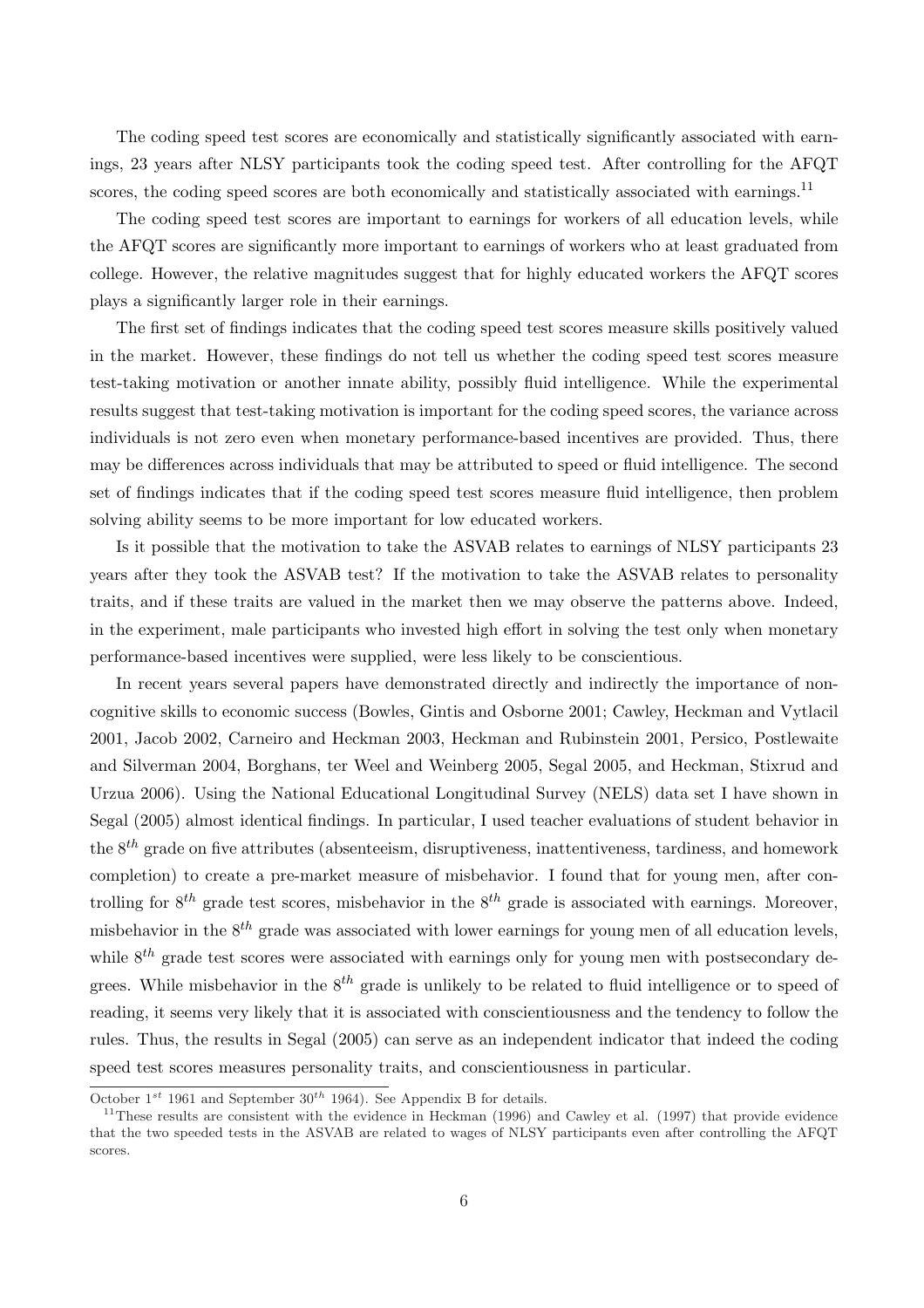The coding speed test scores are economically and statistically significantly associated with earnings, 23 years after NLSY participants took the coding speed test. After controlling for the AFQT scores, the coding speed scores are both economically and statistically associated with earnings.[11]

The coding speed test scores are important to earnings for workers of all education levels, while the AFQT scores are significantly more important to earnings of workers who at least graduated from college. However, the relative magnitudes suggest that for highly educated workers the AFQT scores plays a significantly larger role in their earnings.

The first set of findings indicates that the coding speed test scores measure skills positively valued in the market. However, these findings do not tell us whether the coding speed test scores measure test-taking motivation or another innate ability, possibly fluid intelligence. While the experimental results suggest that test-taking motivation is important for the coding speed scores, the variance across individuals is not zero even when monetary performance-based incentives are provided. Thus, there may be differences across individuals that may be attributed to speed or fluid intelligence. The second set of findings indicates that if the coding speed test scores measure fluid intelligence, then problem solving ability seems to be more important for low educated workers.

Is it possible that the motivation to take the ASVAB relates to earnings of NLSY participants 23 years after they took the ASVAB test? If the motivation to take the ASVAB relates to personality traits, and if these traits are valued in the market then we may observe the patterns above. Indeed, in the experiment, male participants who invested high effort in solving the test only when monetary performance-based incentives were supplied, were less likely to be conscientious.

In recent years several papers have demonstrated directly and indirectly the importance of non-cognitive skills to economic success (Bowles, Gintis and Osborne 2001; Cawley, Heckman and Vytlacil 2001, Jacob 2002, Carneiro and Heckman 2003, Heckman and Rubinstein 2001, Persico, Postlewaite and Silverman 2004, Borghans, ter Weel and Weinberg 2005, Segal 2005, and Heckman, Stixrud and Urzua 2006). Using the National Educational Longitudinal Survey (NELS) data set I have shown in Segal (2005) almost identical findings. In particular, I used teacher evaluations of student behavior in the $8^{th}$ grade on five attributes (absenteeism, disruptiveness, inattentiveness, tardiness, and homework completion) to create a pre-market measure of misbehavior. I found that for young men, after controlling for $8^{th}$ grade test scores, misbehavior in the $8^{th}$ grade is associated with earnings. Moreover, misbehavior in the $8^{th}$ grade was associated with lower earnings for young men of all education levels, while $8^{th}$ grade test scores were associated with earnings only for young men with postsecondary degrees. While misbehavior in the $8^{th}$ grade is unlikely to be related to fluid intelligence or to speed of reading, it seems very likely that it is associated with conscientiousness and the tendency to follow the rules. Thus, the results in Segal (2005) can serve as an independent indicator that indeed the coding speed test scores measures personality traits, and conscientiousness in particular.

---

October $1^{st}$ 1961 and September $30^{th}$ 1964). See Appendix B for details.

[11] These results are consistent with the evidence in Heckman (1996) and Cawley et al. (1997) that provide evidence that the two speeded tests in the ASVAB are related to wages of NLSY participants even after controlling the AFQT scores.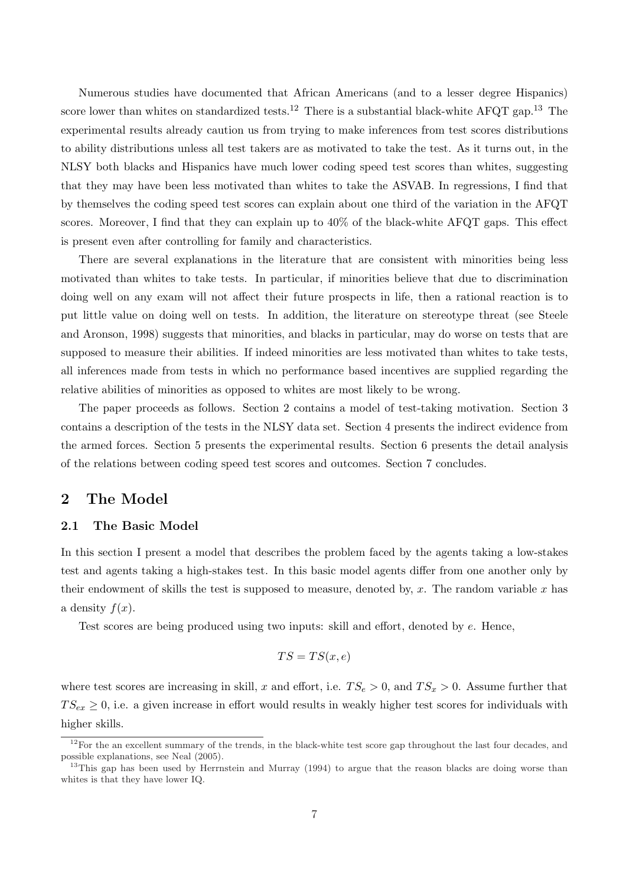Numerous studies have documented that African Americans (and to a lesser degree Hispanics) score lower than whites on standardized tests.[12] There is a substantial black-white AFQT gap.[13] The experimental results already caution us from trying to make inferences from test scores distributions to ability distributions unless all test takers are as motivated to take the test. As it turns out, in the NLSY both blacks and Hispanics have much lower coding speed test scores than whites, suggesting that they may have been less motivated than whites to take the ASVAB. In regressions, I find that by themselves the coding speed test scores can explain about one third of the variation in the AFQT scores. Moreover, I find that they can explain up to 40% of the black-white AFQT gaps. This effect is present even after controlling for family and characteristics.

There are several explanations in the literature that are consistent with minorities being less motivated than whites to take tests. In particular, if minorities believe that due to discrimination doing well on any exam will not affect their future prospects in life, then a rational reaction is to put little value on doing well on tests. In addition, the literature on stereotype threat (see Steele and Aronson, 1998) suggests that minorities, and blacks in particular, may do worse on tests that are supposed to measure their abilities. If indeed minorities are less motivated than whites to take tests, all inferences made from tests in which no performance based incentives are supplied regarding the relative abilities of minorities as opposed to whites are most likely to be wrong.

The paper proceeds as follows. Section 2 contains a model of test-taking motivation. Section 3 contains a description of the tests in the NLSY data set. Section 4 presents the indirect evidence from the armed forces. Section 5 presents the experimental results. Section 6 presents the detail analysis of the relations between coding speed test scores and outcomes. Section 7 concludes.

## 2 The Model

### 2.1 The Basic Model

In this section I present a model that describes the problem faced by the agents taking a low-stakes test and agents taking a high-stakes test. In this basic model agents differ from one another only by their endowment of skills the test is supposed to measure, denoted by, $x$. The random variable $x$ has a density $f(x)$.

Test scores are being produced using two inputs: skill and effort, denoted by $e$. Hence,

$$TS = TS(x, e)$$

where test scores are increasing in skill, $x$ and effort, i.e. $TS_e > 0$, and $TS_x > 0$. Assume further that $TS_{ex} \geq 0$, i.e. a given increase in effort would results in weakly higher test scores for individuals with higher skills.

[12] For the an excellent summary of the trends, in the black-white test score gap throughout the last four decades, and possible explanations, see Neal (2005).

[13] This gap has been used by Herrnstein and Murray (1994) to argue that the reason blacks are doing worse than whites is that they have lower IQ.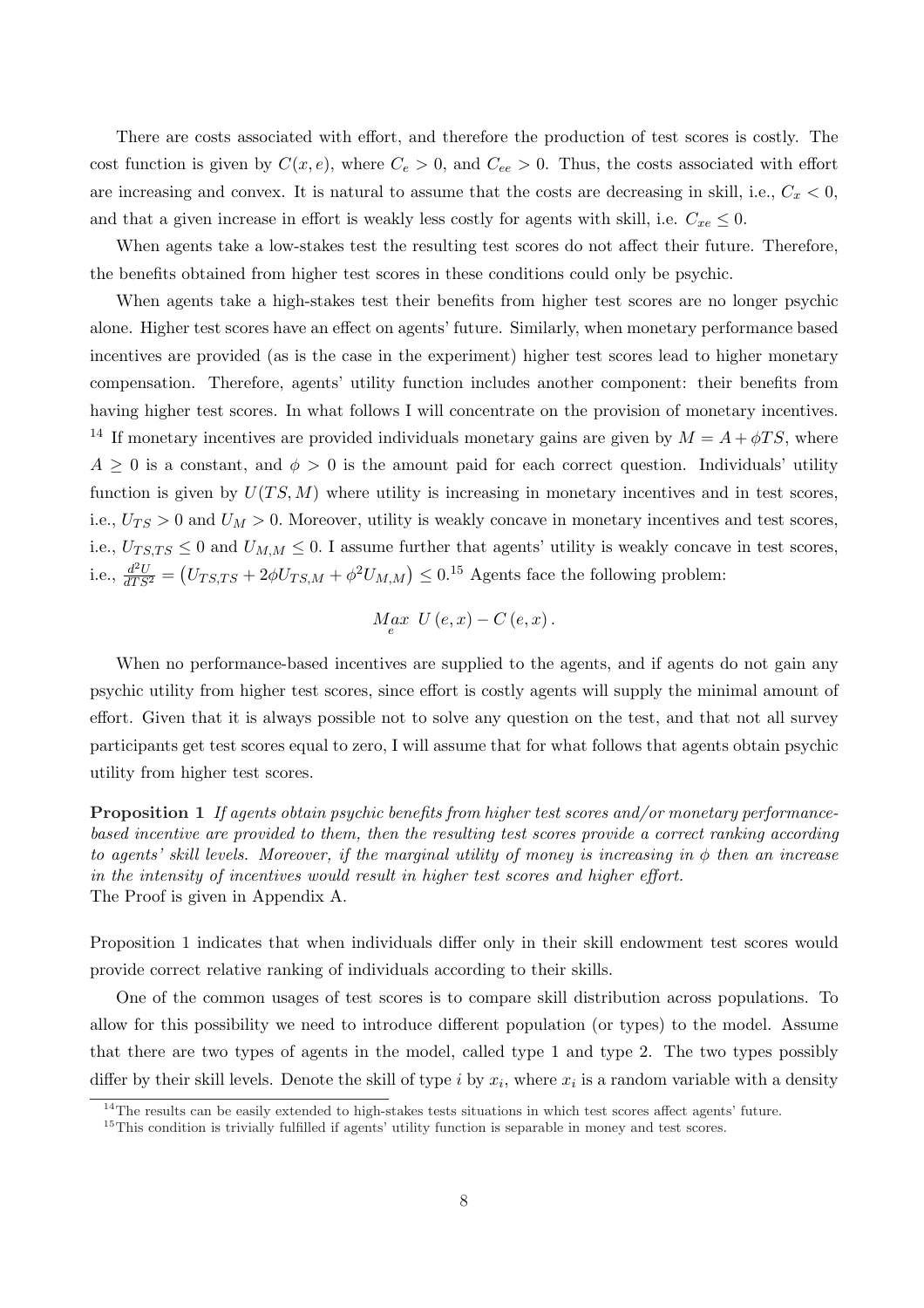There are costs associated with effort, and therefore the production of test scores is costly. The cost function is given by $C(x, e)$, where $C_e > 0$, and $C_{ee} > 0$. Thus, the costs associated with effort are increasing and convex. It is natural to assume that the costs are decreasing in skill, i.e., $C_x < 0$, and that a given increase in effort is weakly less costly for agents with skill, i.e. $C_{xe} \leq 0$.

When agents take a low-stakes test the resulting test scores do not affect their future. Therefore, the benefits obtained from higher test scores in these conditions could only be psychic.

When agents take a high-stakes test their benefits from higher test scores are no longer psychic alone. Higher test scores have an effect on agents' future. Similarly, when monetary performance based incentives are provided (as is the case in the experiment) higher test scores lead to higher monetary compensation. Therefore, agents' utility function includes another component: their benefits from having higher test scores. In what follows I will concentrate on the provision of monetary incentives. [14] If monetary incentives are provided individuals monetary gains are given by $M = A + \phi TS$, where $A \geq 0$ is a constant, and $\phi > 0$ is the amount paid for each correct question. Individuals' utility function is given by $U(TS, M)$ where utility is increasing in monetary incentives and in test scores, i.e., $U_{TS} > 0$ and $U_M > 0$. Moreover, utility is weakly concave in monetary incentives and test scores, i.e., $U_{TS,TS} \leq 0$ and $U_{M,M} \leq 0$. I assume further that agents' utility is weakly concave in test scores, i.e., $\frac{d^2U}{dTS^2} = \left(U_{TS,TS} + 2\phi U_{TS,M} + \phi^2 U_{M,M}\right) \leq 0$.[15] Agents face the following problem:

$$\underset{e}{Max}\ U(e, x) - C(e, x).$$

When no performance-based incentives are supplied to the agents, and if agents do not gain any psychic utility from higher test scores, since effort is costly agents will supply the minimal amount of effort. Given that it is always possible not to solve any question on the test, and that not all survey participants get test scores equal to zero, I will assume that for what follows that agents obtain psychic utility from higher test scores.

**Proposition 1** *If agents obtain psychic benefits from higher test scores and/or monetary performance-based incentive are provided to them, then the resulting test scores provide a correct ranking according to agents' skill levels. Moreover, if the marginal utility of money is increasing in $\phi$ then an increase in the intensity of incentives would result in higher test scores and higher effort.*
The Proof is given in Appendix A.

Proposition 1 indicates that when individuals differ only in their skill endowment test scores would provide correct relative ranking of individuals according to their skills.

One of the common usages of test scores is to compare skill distribution across populations. To allow for this possibility we need to introduce different population (or types) to the model. Assume that there are two types of agents in the model, called type 1 and type 2. The two types possibly differ by their skill levels. Denote the skill of type $i$ by $x_i$, where $x_i$ is a random variable with a density

[14] The results can be easily extended to high-stakes tests situations in which test scores affect agents' future.

[15] This condition is trivially fulfilled if agents' utility function is separable in money and test scores.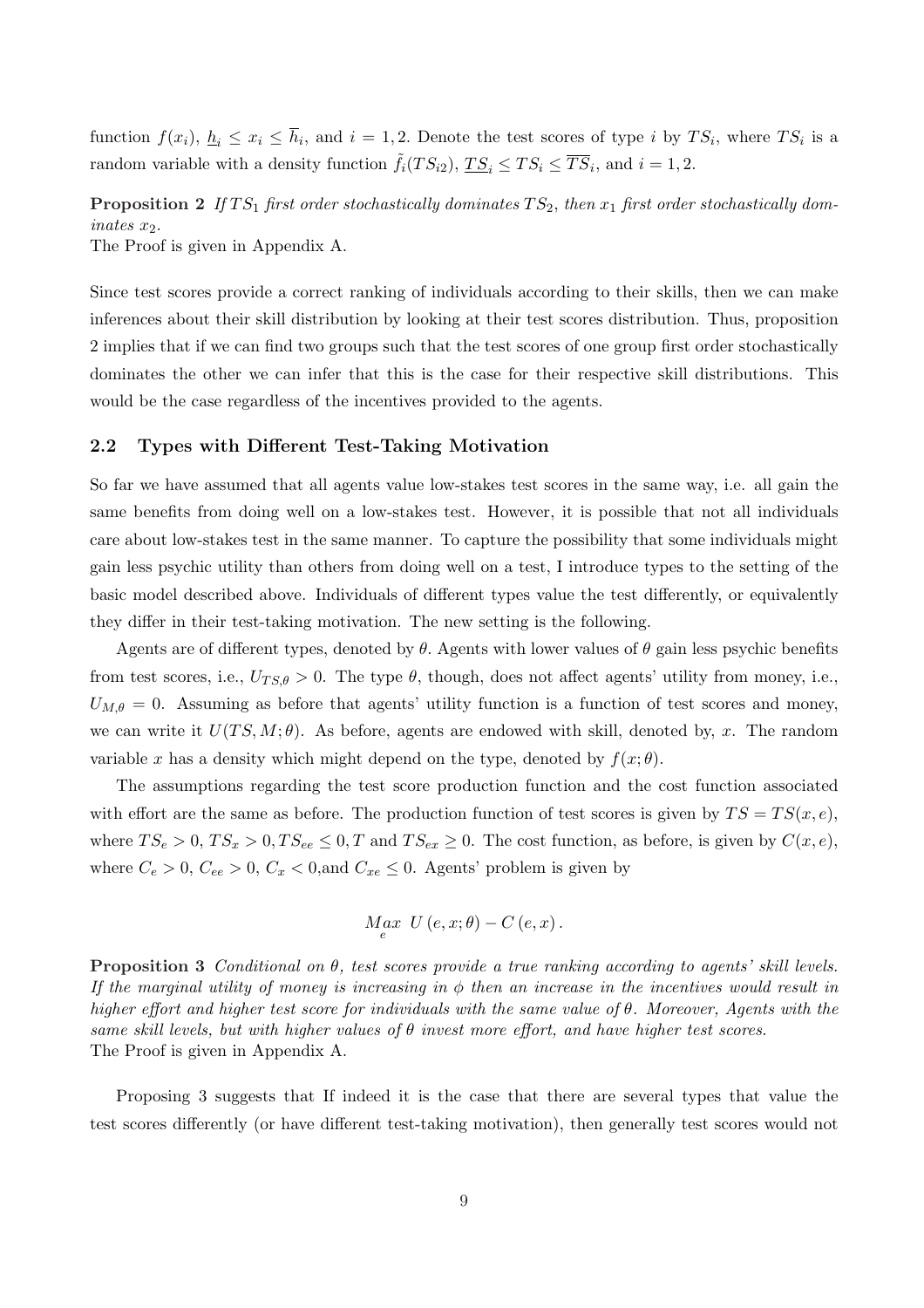function $f(x_i)$, $\underline{h}_i \leq x_i \leq \overline{h}_i$, and $i = 1, 2$. Denote the test scores of type $i$ by $TS_i$, where $TS_i$ is a random variable with a density function $\tilde{f}_i(TS_{i2})$, $\underline{TS}_i \leq TS_i \leq \overline{TS}_i$, and $i = 1, 2$.

**Proposition 2** *If $TS_1$ first order stochastically dominates $TS_2$, then $x_1$ first order stochastically dominates $x_2$.*
The Proof is given in Appendix A.

Since test scores provide a correct ranking of individuals according to their skills, then we can make inferences about their skill distribution by looking at their test scores distribution. Thus, proposition 2 implies that if we can find two groups such that the test scores of one group first order stochastically dominates the other we can infer that this is the case for their respective skill distributions. This would be the case regardless of the incentives provided to the agents.

### 2.2 Types with Different Test-Taking Motivation

So far we have assumed that all agents value low-stakes test scores in the same way, i.e. all gain the same benefits from doing well on a low-stakes test. However, it is possible that not all individuals care about low-stakes test in the same manner. To capture the possibility that some individuals might gain less psychic utility than others from doing well on a test, I introduce types to the setting of the basic model described above. Individuals of different types value the test differently, or equivalently they differ in their test-taking motivation. The new setting is the following.

Agents are of different types, denoted by $\theta$. Agents with lower values of $\theta$ gain less psychic benefits from test scores, i.e., $U_{TS,\theta} > 0$. The type $\theta$, though, does not affect agents' utility from money, i.e., $U_{M,\theta} = 0$. Assuming as before that agents' utility function is a function of test scores and money, we can write it $U(TS, M; \theta)$. As before, agents are endowed with skill, denoted by, $x$. The random variable $x$ has a density which might depend on the type, denoted by $f(x; \theta)$.

The assumptions regarding the test score production function and the cost function associated with effort are the same as before. The production function of test scores is given by $TS = TS(x, e)$, where $TS_e > 0$, $TS_x > 0, TS_{ee} \leq 0, T$ and $TS_{ex} \geq 0$. The cost function, as before, is given by $C(x, e)$, where $C_e > 0$, $C_{ee} > 0$, $C_x < 0$,and $C_{xe} \leq 0$. Agents' problem is given by

$$\underset{e}{Max} \;\; U(e, x; \theta) - C(e, x).$$

**Proposition 3** *Conditional on $\theta$, test scores provide a true ranking according to agents' skill levels. If the marginal utility of money is increasing in $\phi$ then an increase in the incentives would result in higher effort and higher test score for individuals with the same value of $\theta$. Moreover, Agents with the same skill levels, but with higher values of $\theta$ invest more effort, and have higher test scores.*
The Proof is given in Appendix A.

Proposing 3 suggests that If indeed it is the case that there are several types that value the test scores differently (or have different test-taking motivation), then generally test scores would not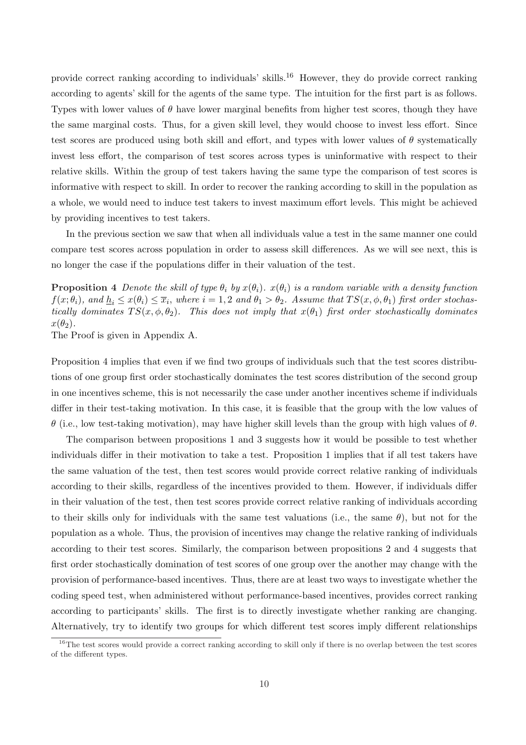provide correct ranking according to individuals' skills.[16] However, they do provide correct ranking according to agents' skill for the agents of the same type. The intuition for the first part is as follows. Types with lower values of $\theta$ have lower marginal benefits from higher test scores, though they have the same marginal costs. Thus, for a given skill level, they would choose to invest less effort. Since test scores are produced using both skill and effort, and types with lower values of $\theta$ systematically invest less effort, the comparison of test scores across types is uninformative with respect to their relative skills. Within the group of test takers having the same type the comparison of test scores is informative with respect to skill. In order to recover the ranking according to skill in the population as a whole, we would need to induce test takers to invest maximum effort levels. This might be achieved by providing incentives to test takers.

In the previous section we saw that when all individuals value a test in the same manner one could compare test scores across population in order to assess skill differences. As we will see next, this is no longer the case if the populations differ in their valuation of the test.

**Proposition 4** *Denote the skill of type $\theta_i$ by $x(\theta_i)$. $x(\theta_i)$ is a random variable with a density function $f(x; \theta_i)$, and $\underline{h}_i \leq x(\theta_i) \leq \overline{x}_i$, where $i = 1, 2$ and $\theta_1 > \theta_2$. Assume that $TS(x, \phi, \theta_1)$ first order stochastically dominates $TS(x, \phi, \theta_2)$. This does not imply that $x(\theta_1)$ first order stochastically dominates $x(\theta_2)$.*

The Proof is given in Appendix A.

Proposition 4 implies that even if we find two groups of individuals such that the test scores distributions of one group first order stochastically dominates the test scores distribution of the second group in one incentives scheme, this is not necessarily the case under another incentives scheme if individuals differ in their test-taking motivation. In this case, it is feasible that the group with the low values of $\theta$ (i.e., low test-taking motivation), may have higher skill levels than the group with high values of $\theta$.

The comparison between propositions 1 and 3 suggests how it would be possible to test whether individuals differ in their motivation to take a test. Proposition 1 implies that if all test takers have the same valuation of the test, then test scores would provide correct relative ranking of individuals according to their skills, regardless of the incentives provided to them. However, if individuals differ in their valuation of the test, then test scores provide correct relative ranking of individuals according to their skills only for individuals with the same test valuations (i.e., the same $\theta$), but not for the population as a whole. Thus, the provision of incentives may change the relative ranking of individuals according to their test scores. Similarly, the comparison between propositions 2 and 4 suggests that first order stochastically domination of test scores of one group over the another may change with the provision of performance-based incentives. Thus, there are at least two ways to investigate whether the coding speed test, when administered without performance-based incentives, provides correct ranking according to participants' skills. The first is to directly investigate whether ranking are changing. Alternatively, try to identify two groups for which different test scores imply different relationships

[16] The test scores would provide a correct ranking according to skill only if there is no overlap between the test scores of the different types.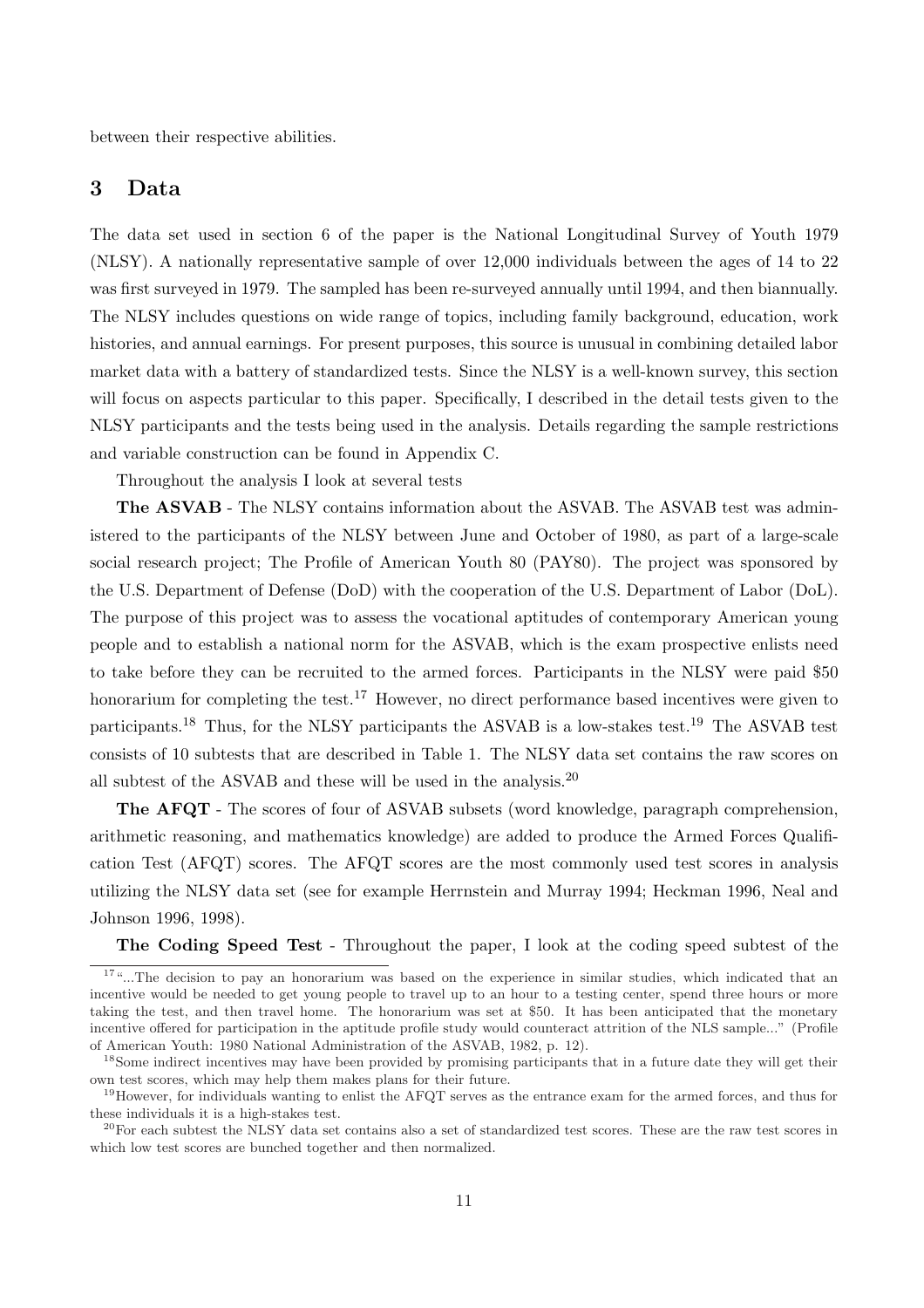between their respective abilities.

## 3 Data

The data set used in section 6 of the paper is the National Longitudinal Survey of Youth 1979 (NLSY). A nationally representative sample of over 12,000 individuals between the ages of 14 to 22 was first surveyed in 1979. The sampled has been re-surveyed annually until 1994, and then biannually. The NLSY includes questions on wide range of topics, including family background, education, work histories, and annual earnings. For present purposes, this source is unusual in combining detailed labor market data with a battery of standardized tests. Since the NLSY is a well-known survey, this section will focus on aspects particular to this paper. Specifically, I described in the detail tests given to the NLSY participants and the tests being used in the analysis. Details regarding the sample restrictions and variable construction can be found in Appendix C.

Throughout the analysis I look at several tests

**The ASVAB** - The NLSY contains information about the ASVAB. The ASVAB test was administered to the participants of the NLSY between June and October of 1980, as part of a large-scale social research project; The Profile of American Youth 80 (PAY80). The project was sponsored by the U.S. Department of Defense (DoD) with the cooperation of the U.S. Department of Labor (DoL). The purpose of this project was to assess the vocational aptitudes of contemporary American young people and to establish a national norm for the ASVAB, which is the exam prospective enlists need to take before they can be recruited to the armed forces. Participants in the NLSY were paid $50 honorarium for completing the test.[17] However, no direct performance based incentives were given to participants.[18] Thus, for the NLSY participants the ASVAB is a low-stakes test.[19] The ASVAB test consists of 10 subtests that are described in Table 1. The NLSY data set contains the raw scores on all subtest of the ASVAB and these will be used in the analysis.[20]

**The AFQT** - The scores of four of ASVAB subsets (word knowledge, paragraph comprehension, arithmetic reasoning, and mathematics knowledge) are added to produce the Armed Forces Qualification Test (AFQT) scores. The AFQT scores are the most commonly used test scores in analysis utilizing the NLSY data set (see for example Herrnstein and Murray 1994; Heckman 1996, Neal and Johnson 1996, 1998).

**The Coding Speed Test** - Throughout the paper, I look at the coding speed subtest of the

---

[17] "...The decision to pay an honorarium was based on the experience in similar studies, which indicated that an incentive would be needed to get young people to travel up to an hour to a testing center, spend three hours or more taking the test, and then travel home. The honorarium was set at $50. It has been anticipated that the monetary incentive offered for participation in the aptitude profile study would counteract attrition of the NLS sample..." (Profile of American Youth: 1980 National Administration of the ASVAB, 1982, p. 12).

[18] Some indirect incentives may have been provided by promising participants that in a future date they will get their own test scores, which may help them makes plans for their future.

[19] However, for individuals wanting to enlist the AFQT serves as the entrance exam for the armed forces, and thus for these individuals it is a high-stakes test.

[20] For each subtest the NLSY data set contains also a set of standardized test scores. These are the raw test scores in which low test scores are bunched together and then normalized.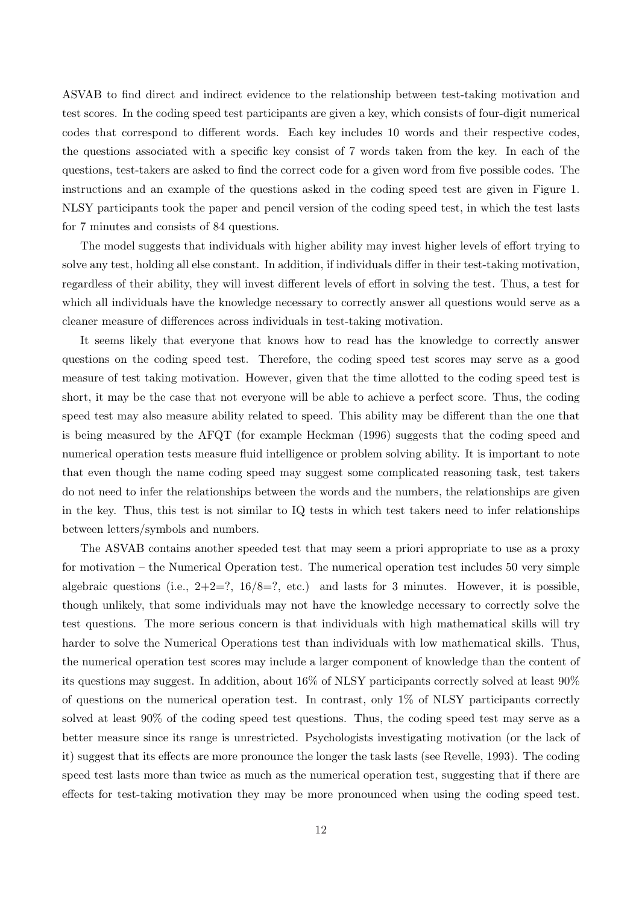ASVAB to find direct and indirect evidence to the relationship between test-taking motivation and test scores. In the coding speed test participants are given a key, which consists of four-digit numerical codes that correspond to different words. Each key includes 10 words and their respective codes, the questions associated with a specific key consist of 7 words taken from the key. In each of the questions, test-takers are asked to find the correct code for a given word from five possible codes. The instructions and an example of the questions asked in the coding speed test are given in Figure 1. NLSY participants took the paper and pencil version of the coding speed test, in which the test lasts for 7 minutes and consists of 84 questions.

The model suggests that individuals with higher ability may invest higher levels of effort trying to solve any test, holding all else constant. In addition, if individuals differ in their test-taking motivation, regardless of their ability, they will invest different levels of effort in solving the test. Thus, a test for which all individuals have the knowledge necessary to correctly answer all questions would serve as a cleaner measure of differences across individuals in test-taking motivation.

It seems likely that everyone that knows how to read has the knowledge to correctly answer questions on the coding speed test. Therefore, the coding speed test scores may serve as a good measure of test taking motivation. However, given that the time allotted to the coding speed test is short, it may be the case that not everyone will be able to achieve a perfect score. Thus, the coding speed test may also measure ability related to speed. This ability may be different than the one that is being measured by the AFQT (for example Heckman (1996) suggests that the coding speed and numerical operation tests measure fluid intelligence or problem solving ability. It is important to note that even though the name coding speed may suggest some complicated reasoning task, test takers do not need to infer the relationships between the words and the numbers, the relationships are given in the key. Thus, this test is not similar to IQ tests in which test takers need to infer relationships between letters/symbols and numbers.

The ASVAB contains another speeded test that may seem a priori appropriate to use as a proxy for motivation – the Numerical Operation test. The numerical operation test includes 50 very simple algebraic questions (i.e., 2+2=?, 16/8=?, etc.) and lasts for 3 minutes. However, it is possible, though unlikely, that some individuals may not have the knowledge necessary to correctly solve the test questions. The more serious concern is that individuals with high mathematical skills will try harder to solve the Numerical Operations test than individuals with low mathematical skills. Thus, the numerical operation test scores may include a larger component of knowledge than the content of its questions may suggest. In addition, about 16% of NLSY participants correctly solved at least 90% of questions on the numerical operation test. In contrast, only 1% of NLSY participants correctly solved at least 90% of the coding speed test questions. Thus, the coding speed test may serve as a better measure since its range is unrestricted. Psychologists investigating motivation (or the lack of it) suggest that its effects are more pronounce the longer the task lasts (see Revelle, 1993). The coding speed test lasts more than twice as much as the numerical operation test, suggesting that if there are effects for test-taking motivation they may be more pronounced when using the coding speed test.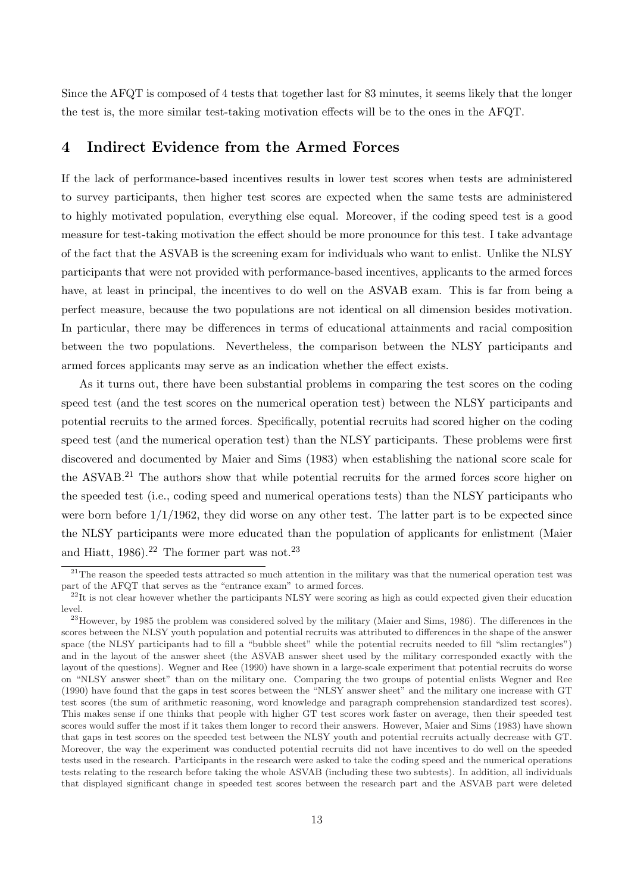Since the AFQT is composed of 4 tests that together last for 83 minutes, it seems likely that the longer the test is, the more similar test-taking motivation effects will be to the ones in the AFQT.

## 4 Indirect Evidence from the Armed Forces

If the lack of performance-based incentives results in lower test scores when tests are administered to survey participants, then higher test scores are expected when the same tests are administered to highly motivated population, everything else equal. Moreover, if the coding speed test is a good measure for test-taking motivation the effect should be more pronounce for this test. I take advantage of the fact that the ASVAB is the screening exam for individuals who want to enlist. Unlike the NLSY participants that were not provided with performance-based incentives, applicants to the armed forces have, at least in principal, the incentives to do well on the ASVAB exam. This is far from being a perfect measure, because the two populations are not identical on all dimension besides motivation. In particular, there may be differences in terms of educational attainments and racial composition between the two populations. Nevertheless, the comparison between the NLSY participants and armed forces applicants may serve as an indication whether the effect exists.

As it turns out, there have been substantial problems in comparing the test scores on the coding speed test (and the test scores on the numerical operation test) between the NLSY participants and potential recruits to the armed forces. Specifically, potential recruits had scored higher on the coding speed test (and the numerical operation test) than the NLSY participants. These problems were first discovered and documented by Maier and Sims (1983) when establishing the national score scale for the ASVAB.[21] The authors show that while potential recruits for the armed forces score higher on the speeded test (i.e., coding speed and numerical operations tests) than the NLSY participants who were born before 1/1/1962, they did worse on any other test. The latter part is to be expected since the NLSY participants were more educated than the population of applicants for enlistment (Maier and Hiatt, 1986).[22] The former part was not.[23]

[21]The reason the speeded tests attracted so much attention in the military was that the numerical operation test was part of the AFQT that serves as the "entrance exam" to armed forces.

[22]It is not clear however whether the participants NLSY were scoring as high as could expected given their education level.

[23]However, by 1985 the problem was considered solved by the military (Maier and Sims, 1986). The differences in the scores between the NLSY youth population and potential recruits was attributed to differences in the shape of the answer space (the NLSY participants had to fill a "bubble sheet" while the potential recruits needed to fill "slim rectangles") and in the layout of the answer sheet (the ASVAB answer sheet used by the military corresponded exactly with the layout of the questions). Wegner and Ree (1990) have shown in a large-scale experiment that potential recruits do worse on "NLSY answer sheet" than on the military one. Comparing the two groups of potential enlists Wegner and Ree (1990) have found that the gaps in test scores between the "NLSY answer sheet" and the military one increase with GT test scores (the sum of arithmetic reasoning, word knowledge and paragraph comprehension standardized test scores). This makes sense if one thinks that people with higher GT test scores work faster on average, then their speeded test scores would suffer the most if it takes them longer to record their answers. However, Maier and Sims (1983) have shown that gaps in test scores on the speeded test between the NLSY youth and potential recruits actually decrease with GT. Moreover, the way the experiment was conducted potential recruits did not have incentives to do well on the speeded tests used in the research. Participants in the research were asked to take the coding speed and the numerical operations tests relating to the research before taking the whole ASVAB (including these two subtests). In addition, all individuals that displayed significant change in speeded test scores between the research part and the ASVAB part were deleted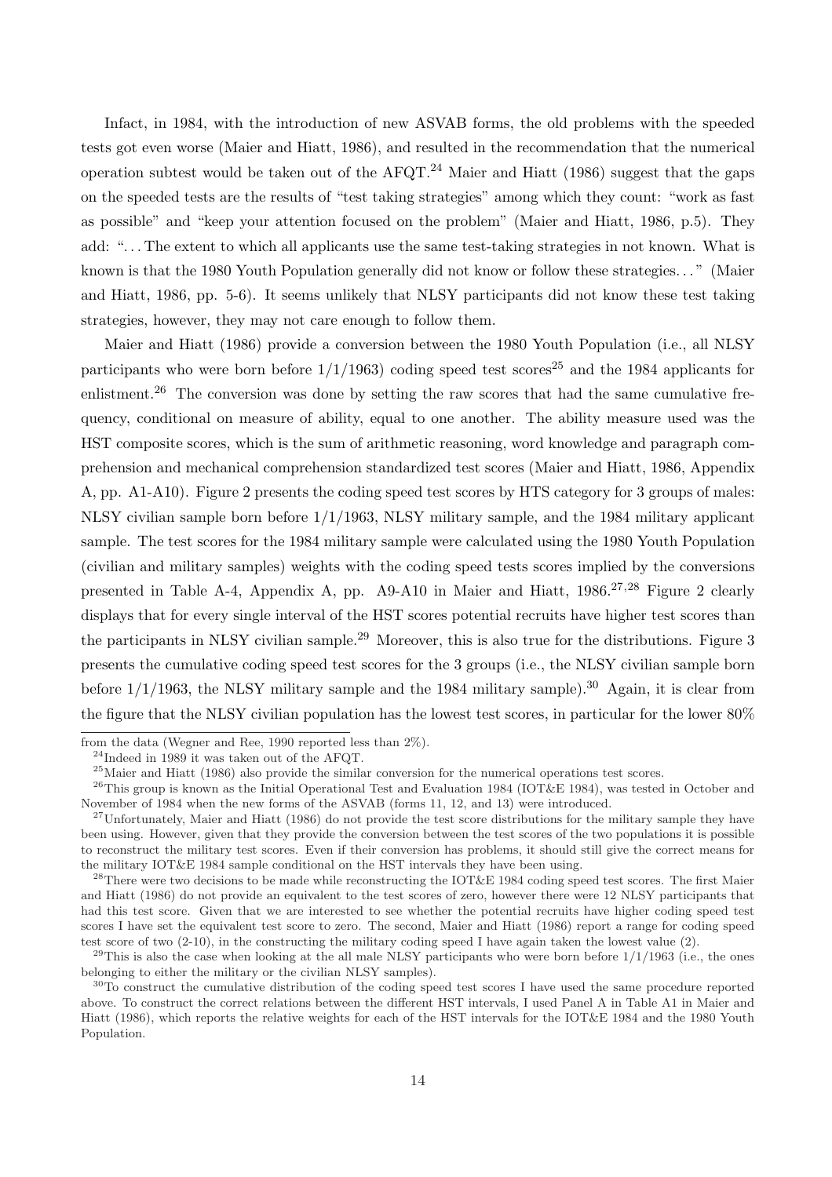Infact, in 1984, with the introduction of new ASVAB forms, the old problems with the speeded tests got even worse (Maier and Hiatt, 1986), and resulted in the recommendation that the numerical operation subtest would be taken out of the AFQT.[24] Maier and Hiatt (1986) suggest that the gaps on the speeded tests are the results of "test taking strategies" among which they count: "work as fast as possible" and "keep your attention focused on the problem" (Maier and Hiatt, 1986, p.5). They add: "...The extent to which all applicants use the same test-taking strategies in not known. What is known is that the 1980 Youth Population generally did not know or follow these strategies..." (Maier and Hiatt, 1986, pp. 5-6). It seems unlikely that NLSY participants did not know these test taking strategies, however, they may not care enough to follow them.

Maier and Hiatt (1986) provide a conversion between the 1980 Youth Population (i.e., all NLSY participants who were born before 1/1/1963) coding speed test scores[25] and the 1984 applicants for enlistment.[26] The conversion was done by setting the raw scores that had the same cumulative frequency, conditional on measure of ability, equal to one another. The ability measure used was the HST composite scores, which is the sum of arithmetic reasoning, word knowledge and paragraph comprehension and mechanical comprehension standardized test scores (Maier and Hiatt, 1986, Appendix A, pp. A1-A10). Figure 2 presents the coding speed test scores by HTS category for 3 groups of males: NLSY civilian sample born before 1/1/1963, NLSY military sample, and the 1984 military applicant sample. The test scores for the 1984 military sample were calculated using the 1980 Youth Population (civilian and military samples) weights with the coding speed tests scores implied by the conversions presented in Table A-4, Appendix A, pp. A9-A10 in Maier and Hiatt, 1986.[27,28] Figure 2 clearly displays that for every single interval of the HST scores potential recruits have higher test scores than the participants in NLSY civilian sample.[29] Moreover, this is also true for the distributions. Figure 3 presents the cumulative coding speed test scores for the 3 groups (i.e., the NLSY civilian sample born before 1/1/1963, the NLSY military sample and the 1984 military sample).[30] Again, it is clear from the figure that the NLSY civilian population has the lowest test scores, in particular for the lower 80%

---

from the data (Wegner and Ree, 1990 reported less than 2%).

[24] Indeed in 1989 it was taken out of the AFQT.

[25] Maier and Hiatt (1986) also provide the similar conversion for the numerical operations test scores.

[26] This group is known as the Initial Operational Test and Evaluation 1984 (IOT&E 1984), was tested in October and November of 1984 when the new forms of the ASVAB (forms 11, 12, and 13) were introduced.

[27] Unfortunately, Maier and Hiatt (1986) do not provide the test score distributions for the military sample they have been using. However, given that they provide the conversion between the test scores of the two populations it is possible to reconstruct the military test scores. Even if their conversion has problems, it should still give the correct means for the military IOT&E 1984 sample conditional on the HST intervals they have been using.

[28] There were two decisions to be made while reconstructing the IOT&E 1984 coding speed test scores. The first Maier and Hiatt (1986) do not provide an equivalent to the test scores of zero, however there were 12 NLSY participants that had this test score. Given that we are interested to see whether the potential recruits have higher coding speed test scores I have set the equivalent test score to zero. The second, Maier and Hiatt (1986) report a range for coding speed test score of two (2-10), in the constructing the military coding speed I have again taken the lowest value (2).

[29] This is also the case when looking at the all male NLSY participants who were born before 1/1/1963 (i.e., the ones belonging to either the military or the civilian NLSY samples).

[30] To construct the cumulative distribution of the coding speed test scores I have used the same procedure reported above. To construct the correct relations between the different HST intervals, I used Panel A in Table A1 in Maier and Hiatt (1986), which reports the relative weights for each of the HST intervals for the IOT&E 1984 and the 1980 Youth Population.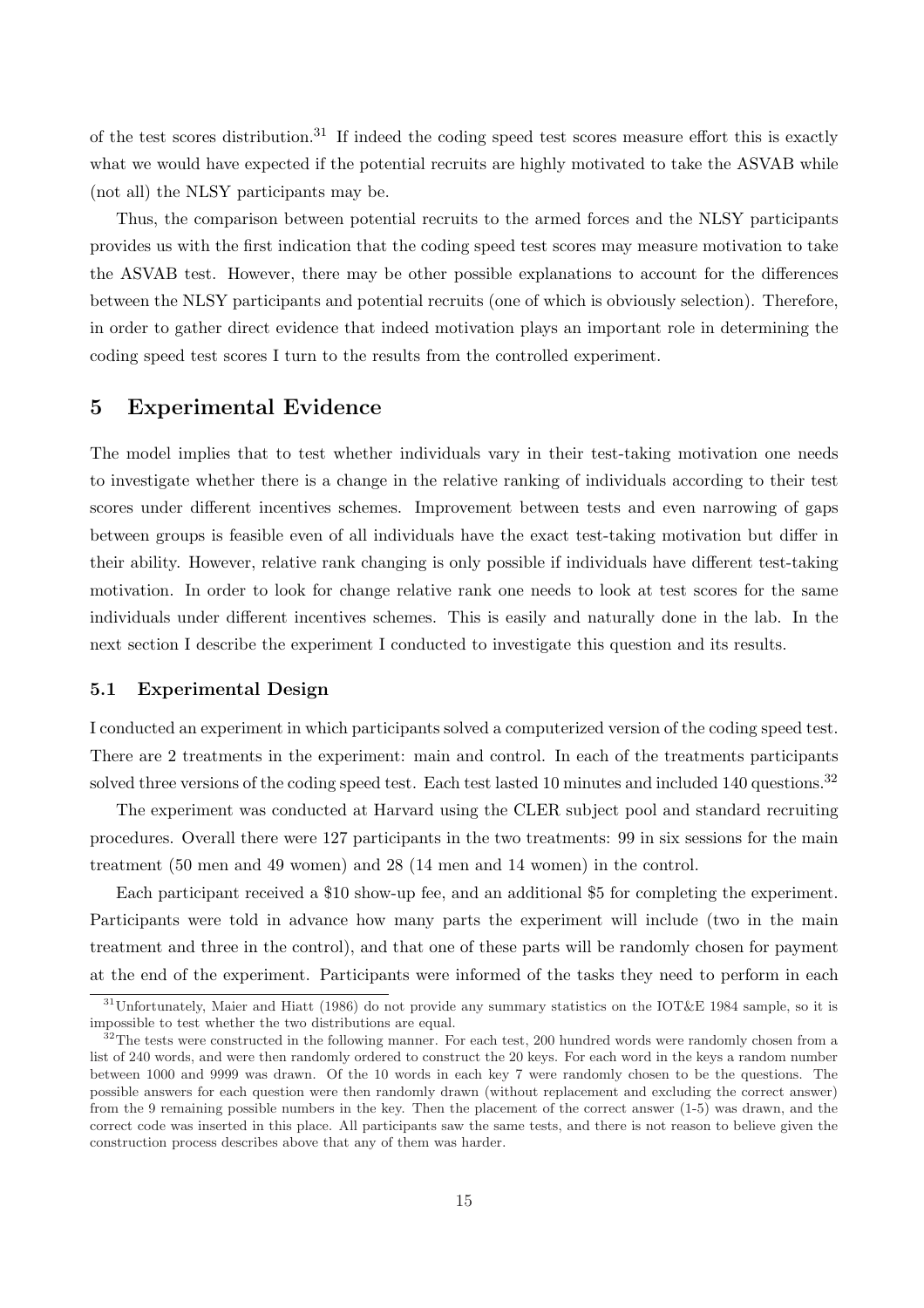of the test scores distribution.[31] If indeed the coding speed test scores measure effort this is exactly what we would have expected if the potential recruits are highly motivated to take the ASVAB while (not all) the NLSY participants may be.

Thus, the comparison between potential recruits to the armed forces and the NLSY participants provides us with the first indication that the coding speed test scores may measure motivation to take the ASVAB test. However, there may be other possible explanations to account for the differences between the NLSY participants and potential recruits (one of which is obviously selection). Therefore, in order to gather direct evidence that indeed motivation plays an important role in determining the coding speed test scores I turn to the results from the controlled experiment.

## 5 Experimental Evidence

The model implies that to test whether individuals vary in their test-taking motivation one needs to investigate whether there is a change in the relative ranking of individuals according to their test scores under different incentives schemes. Improvement between tests and even narrowing of gaps between groups is feasible even of all individuals have the exact test-taking motivation but differ in their ability. However, relative rank changing is only possible if individuals have different test-taking motivation. In order to look for change relative rank one needs to look at test scores for the same individuals under different incentives schemes. This is easily and naturally done in the lab. In the next section I describe the experiment I conducted to investigate this question and its results.

### 5.1 Experimental Design

I conducted an experiment in which participants solved a computerized version of the coding speed test. There are 2 treatments in the experiment: main and control. In each of the treatments participants solved three versions of the coding speed test. Each test lasted 10 minutes and included 140 questions.[32]

The experiment was conducted at Harvard using the CLER subject pool and standard recruiting procedures. Overall there were 127 participants in the two treatments: 99 in six sessions for the main treatment (50 men and 49 women) and 28 (14 men and 14 women) in the control.

Each participant received a \$10 show-up fee, and an additional \$5 for completing the experiment. Participants were told in advance how many parts the experiment will include (two in the main treatment and three in the control), and that one of these parts will be randomly chosen for payment at the end of the experiment. Participants were informed of the tasks they need to perform in each

---

[31] Unfortunately, Maier and Hiatt (1986) do not provide any summary statistics on the IOT&E 1984 sample, so it is impossible to test whether the two distributions are equal.

[32] The tests were constructed in the following manner. For each test, 200 hundred words were randomly chosen from a list of 240 words, and were then randomly ordered to construct the 20 keys. For each word in the keys a random number between 1000 and 9999 was drawn. Of the 10 words in each key 7 were randomly chosen to be the questions. The possible answers for each question were then randomly drawn (without replacement and excluding the correct answer) from the 9 remaining possible numbers in the key. Then the placement of the correct answer (1-5) was drawn, and the correct code was inserted in this place. All participants saw the same tests, and there is not reason to believe given the construction process describes above that any of them was harder.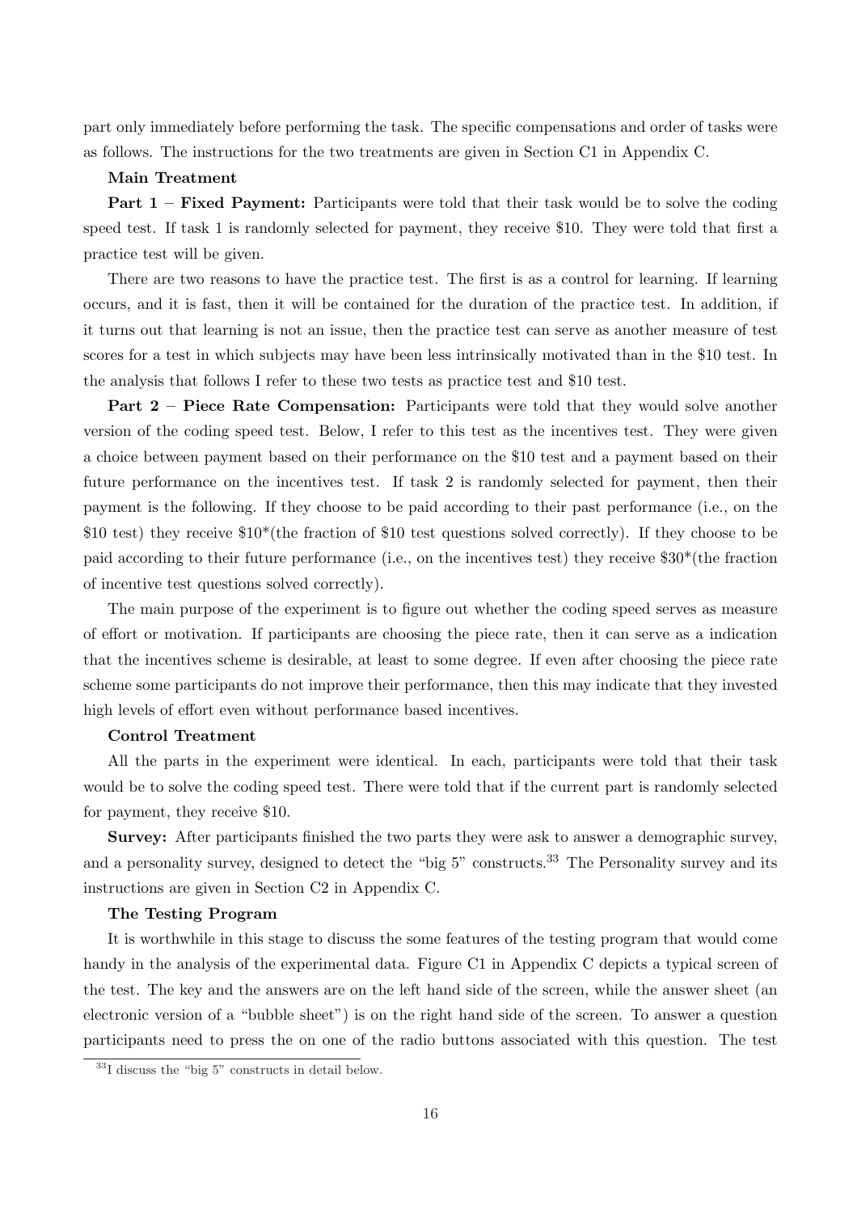part only immediately before performing the task. The specific compensations and order of tasks were as follows. The instructions for the two treatments are given in Section C1 in Appendix C.

**Main Treatment**

**Part 1 – Fixed Payment:** Participants were told that their task would be to solve the coding speed test. If task 1 is randomly selected for payment, they receive $10. They were told that first a practice test will be given.

There are two reasons to have the practice test. The first is as a control for learning. If learning occurs, and it is fast, then it will be contained for the duration of the practice test. In addition, if it turns out that learning is not an issue, then the practice test can serve as another measure of test scores for a test in which subjects may have been less intrinsically motivated than in the $10 test. In the analysis that follows I refer to these two tests as practice test and $10 test.

**Part 2 – Piece Rate Compensation:** Participants were told that they would solve another version of the coding speed test. Below, I refer to this test as the incentives test. They were given a choice between payment based on their performance on the $10 test and a payment based on their future performance on the incentives test. If task 2 is randomly selected for payment, then their payment is the following. If they choose to be paid according to their past performance (i.e., on the $10 test) they receive $10*(the fraction of $10 test questions solved correctly). If they choose to be paid according to their future performance (i.e., on the incentives test) they receive $30*(the fraction of incentive test questions solved correctly).

The main purpose of the experiment is to figure out whether the coding speed serves as measure of effort or motivation. If participants are choosing the piece rate, then it can serve as a indication that the incentives scheme is desirable, at least to some degree. If even after choosing the piece rate scheme some participants do not improve their performance, then this may indicate that they invested high levels of effort even without performance based incentives.

**Control Treatment**

All the parts in the experiment were identical. In each, participants were told that their task would be to solve the coding speed test. There were told that if the current part is randomly selected for payment, they receive $10.

**Survey:** After participants finished the two parts they were ask to answer a demographic survey, and a personality survey, designed to detect the "big 5" constructs.[33] The Personality survey and its instructions are given in Section C2 in Appendix C.

**The Testing Program**

It is worthwhile in this stage to discuss the some features of the testing program that would come handy in the analysis of the experimental data. Figure C1 in Appendix C depicts a typical screen of the test. The key and the answers are on the left hand side of the screen, while the answer sheet (an electronic version of a "bubble sheet") is on the right hand side of the screen. To answer a question participants need to press the on one of the radio buttons associated with this question. The test

[33] I discuss the "big 5" constructs in detail below.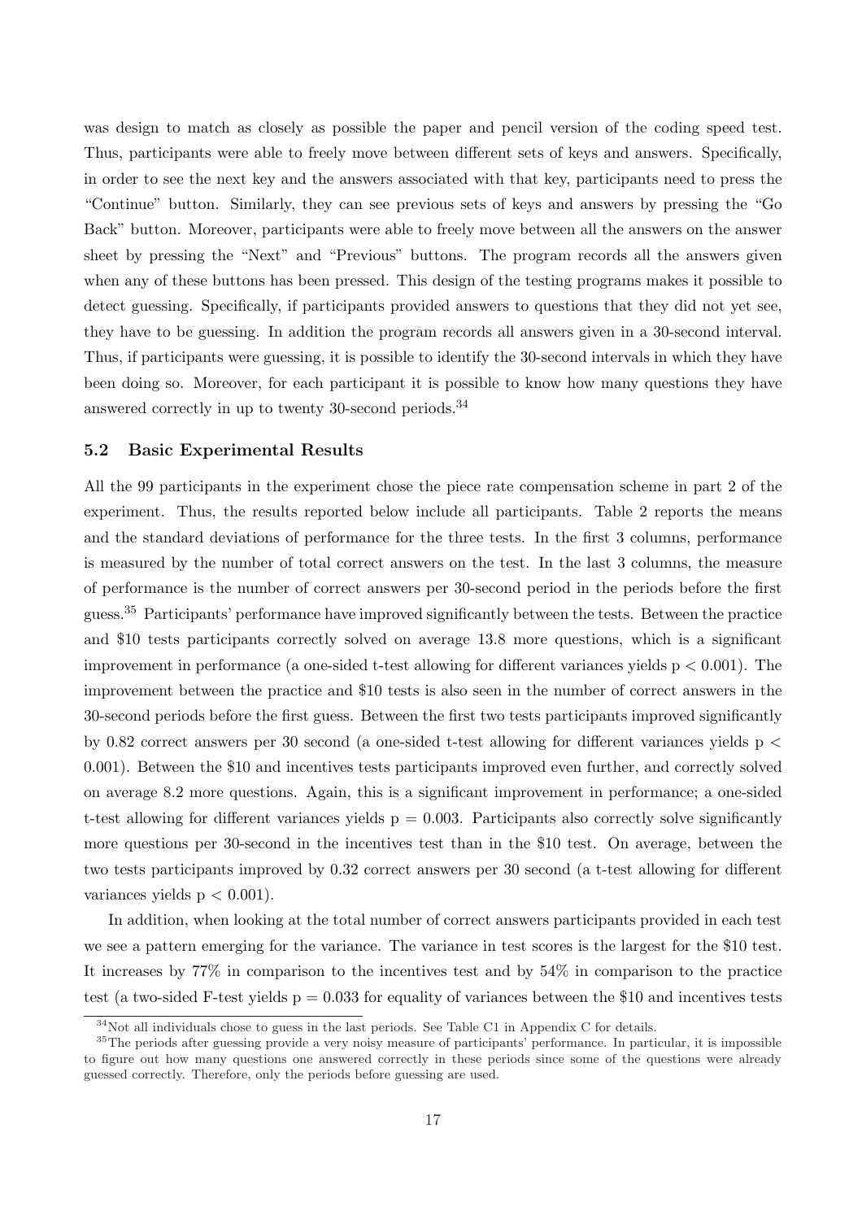was design to match as closely as possible the paper and pencil version of the coding speed test. Thus, participants were able to freely move between different sets of keys and answers. Specifically, in order to see the next key and the answers associated with that key, participants need to press the "Continue" button. Similarly, they can see previous sets of keys and answers by pressing the "Go Back" button. Moreover, participants were able to freely move between all the answers on the answer sheet by pressing the "Next" and "Previous" buttons. The program records all the answers given when any of these buttons has been pressed. This design of the testing programs makes it possible to detect guessing. Specifically, if participants provided answers to questions that they did not yet see, they have to be guessing. In addition the program records all answers given in a 30-second interval. Thus, if participants were guessing, it is possible to identify the 30-second intervals in which they have been doing so. Moreover, for each participant it is possible to know how many questions they have answered correctly in up to twenty 30-second periods.[34]

### 5.2 Basic Experimental Results

All the 99 participants in the experiment chose the piece rate compensation scheme in part 2 of the experiment. Thus, the results reported below include all participants. Table 2 reports the means and the standard deviations of performance for the three tests. In the first 3 columns, performance is measured by the number of total correct answers on the test. In the last 3 columns, the measure of performance is the number of correct answers per 30-second period in the periods before the first guess.[35] Participants' performance have improved significantly between the tests. Between the practice and \$10 tests participants correctly solved on average 13.8 more questions, which is a significant improvement in performance (a one-sided t-test allowing for different variances yields $p < 0.001$). The improvement between the practice and \$10 tests is also seen in the number of correct answers in the 30-second periods before the first guess. Between the first two tests participants improved significantly by 0.82 correct answers per 30 second (a one-sided t-test allowing for different variances yields $p < 0.001$). Between the \$10 and incentives tests participants improved even further, and correctly solved on average 8.2 more questions. Again, this is a significant improvement in performance; a one-sided t-test allowing for different variances yields $p = 0.003$. Participants also correctly solve significantly more questions per 30-second in the incentives test than in the \$10 test. On average, between the two tests participants improved by 0.32 correct answers per 30 second (a t-test allowing for different variances yields $p < 0.001$).

In addition, when looking at the total number of correct answers participants provided in each test we see a pattern emerging for the variance. The variance in test scores is the largest for the \$10 test. It increases by 77% in comparison to the incentives test and by 54% in comparison to the practice test (a two-sided F-test yields $p = 0.033$ for equality of variances between the \$10 and incentives tests

[34] Not all individuals chose to guess in the last periods. See Table C1 in Appendix C for details.

[35] The periods after guessing provide a very noisy measure of participants' performance. In particular, it is impossible to figure out how many questions one answered correctly in these periods since some of the questions were already guessed correctly. Therefore, only the periods before guessing are used.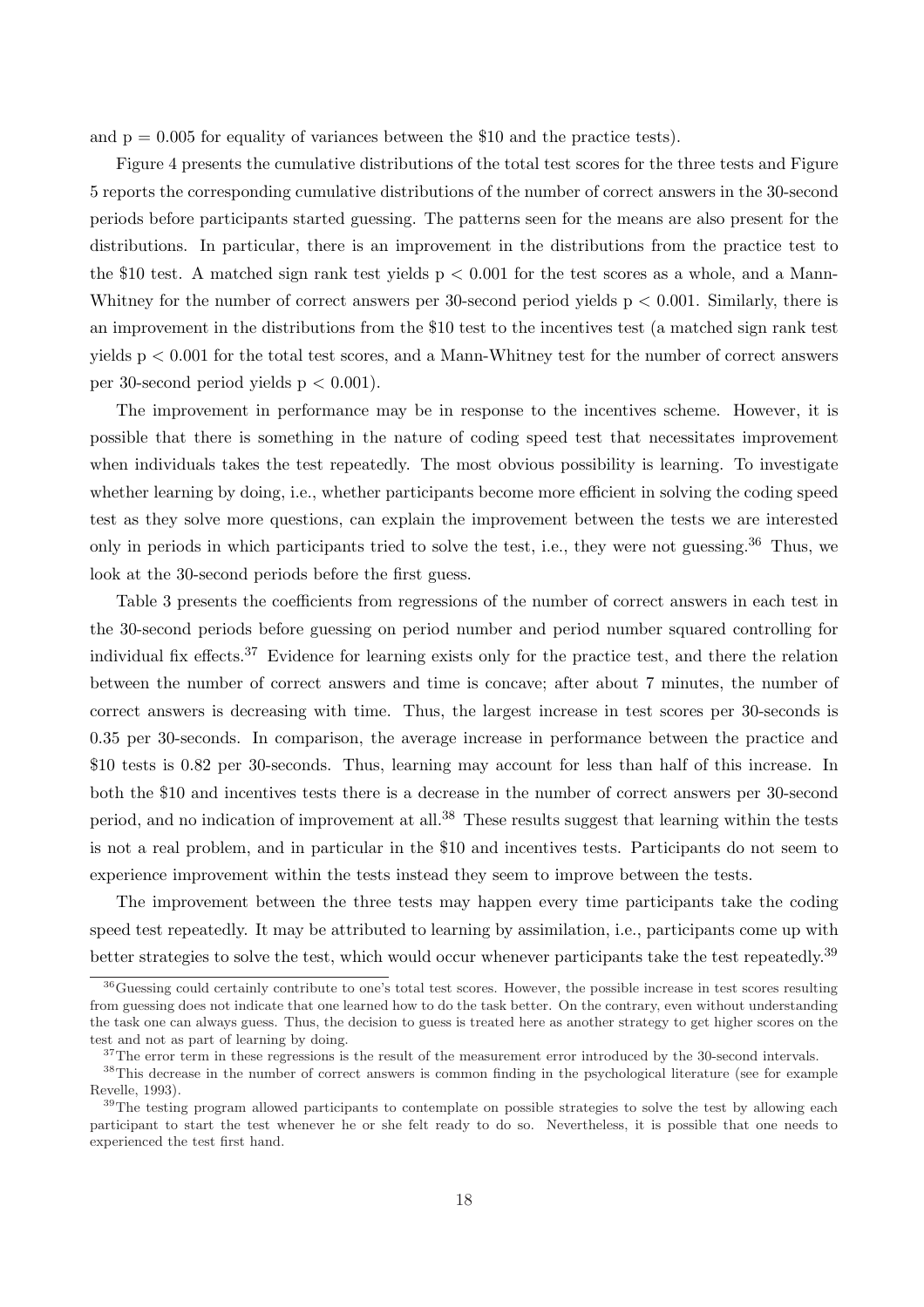and $p = 0.005$ for equality of variances between the \$10 and the practice tests).

Figure 4 presents the cumulative distributions of the total test scores for the three tests and Figure 5 reports the corresponding cumulative distributions of the number of correct answers in the 30-second periods before participants started guessing. The patterns seen for the means are also present for the distributions. In particular, there is an improvement in the distributions from the practice test to the \$10 test. A matched sign rank test yields $p < 0.001$ for the test scores as a whole, and a Mann-Whitney for the number of correct answers per 30-second period yields $p < 0.001$. Similarly, there is an improvement in the distributions from the \$10 test to the incentives test (a matched sign rank test yields $p < 0.001$ for the total test scores, and a Mann-Whitney test for the number of correct answers per 30-second period yields $p < 0.001$).

The improvement in performance may be in response to the incentives scheme. However, it is possible that there is something in the nature of coding speed test that necessitates improvement when individuals takes the test repeatedly. The most obvious possibility is learning. To investigate whether learning by doing, i.e., whether participants become more efficient in solving the coding speed test as they solve more questions, can explain the improvement between the tests we are interested only in periods in which participants tried to solve the test, i.e., they were not guessing.[36] Thus, we look at the 30-second periods before the first guess.

Table 3 presents the coefficients from regressions of the number of correct answers in each test in the 30-second periods before guessing on period number and period number squared controlling for individual fix effects.[37] Evidence for learning exists only for the practice test, and there the relation between the number of correct answers and time is concave; after about 7 minutes, the number of correct answers is decreasing with time. Thus, the largest increase in test scores per 30-seconds is 0.35 per 30-seconds. In comparison, the average increase in performance between the practice and \$10 tests is 0.82 per 30-seconds. Thus, learning may account for less than half of this increase. In both the \$10 and incentives tests there is a decrease in the number of correct answers per 30-second period, and no indication of improvement at all.[38] These results suggest that learning within the tests is not a real problem, and in particular in the \$10 and incentives tests. Participants do not seem to experience improvement within the tests instead they seem to improve between the tests.

The improvement between the three tests may happen every time participants take the coding speed test repeatedly. It may be attributed to learning by assimilation, i.e., participants come up with better strategies to solve the test, which would occur whenever participants take the test repeatedly.[39]

---

[36] Guessing could certainly contribute to one's total test scores. However, the possible increase in test scores resulting from guessing does not indicate that one learned how to do the task better. On the contrary, even without understanding the task one can always guess. Thus, the decision to guess is treated here as another strategy to get higher scores on the test and not as part of learning by doing.

[37] The error term in these regressions is the result of the measurement error introduced by the 30-second intervals.

[38] This decrease in the number of correct answers is common finding in the psychological literature (see for example Revelle, 1993).

[39] The testing program allowed participants to contemplate on possible strategies to solve the test by allowing each participant to start the test whenever he or she felt ready to do so. Nevertheless, it is possible that one needs to experienced the test first hand.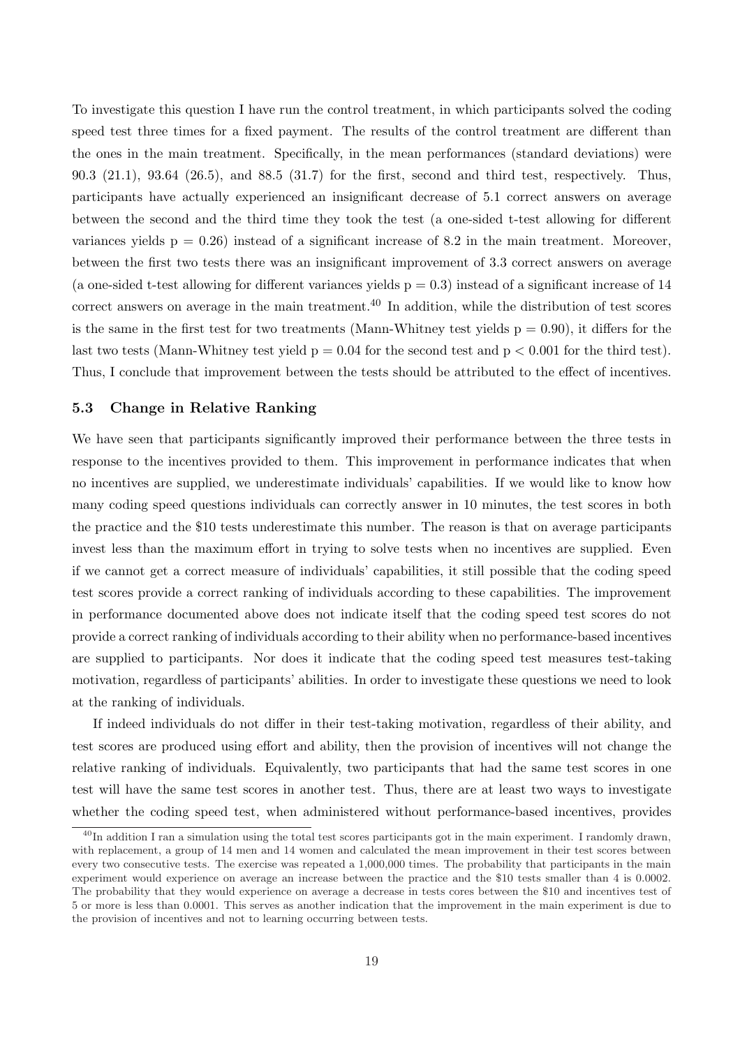To investigate this question I have run the control treatment, in which participants solved the coding speed test three times for a fixed payment. The results of the control treatment are different than the ones in the main treatment. Specifically, in the mean performances (standard deviations) were 90.3 (21.1), 93.64 (26.5), and 88.5 (31.7) for the first, second and third test, respectively. Thus, participants have actually experienced an insignificant decrease of 5.1 correct answers on average between the second and the third time they took the test (a one-sided t-test allowing for different variances yields $p = 0.26$) instead of a significant increase of 8.2 in the main treatment. Moreover, between the first two tests there was an insignificant improvement of 3.3 correct answers on average (a one-sided t-test allowing for different variances yields $p = 0.3$) instead of a significant increase of 14 correct answers on average in the main treatment.[40] In addition, while the distribution of test scores is the same in the first test for two treatments (Mann-Whitney test yields $p = 0.90$), it differs for the last two tests (Mann-Whitney test yield $p = 0.04$ for the second test and $p < 0.001$ for the third test). Thus, I conclude that improvement between the tests should be attributed to the effect of incentives.

### 5.3 Change in Relative Ranking

We have seen that participants significantly improved their performance between the three tests in response to the incentives provided to them. This improvement in performance indicates that when no incentives are supplied, we underestimate individuals' capabilities. If we would like to know how many coding speed questions individuals can correctly answer in 10 minutes, the test scores in both the practice and the $10 tests underestimate this number. The reason is that on average participants invest less than the maximum effort in trying to solve tests when no incentives are supplied. Even if we cannot get a correct measure of individuals' capabilities, it still possible that the coding speed test scores provide a correct ranking of individuals according to these capabilities. The improvement in performance documented above does not indicate itself that the coding speed test scores do not provide a correct ranking of individuals according to their ability when no performance-based incentives are supplied to participants. Nor does it indicate that the coding speed test measures test-taking motivation, regardless of participants' abilities. In order to investigate these questions we need to look at the ranking of individuals.

If indeed individuals do not differ in their test-taking motivation, regardless of their ability, and test scores are produced using effort and ability, then the provision of incentives will not change the relative ranking of individuals. Equivalently, two participants that had the same test scores in one test will have the same test scores in another test. Thus, there are at least two ways to investigate whether the coding speed test, when administered without performance-based incentives, provides

[40] In addition I ran a simulation using the total test scores participants got in the main experiment. I randomly drawn, with replacement, a group of 14 men and 14 women and calculated the mean improvement in their test scores between every two consecutive tests. The exercise was repeated a 1,000,000 times. The probability that participants in the main experiment would experience on average an increase between the practice and the $10 tests smaller than 4 is 0.0002. The probability that they would experience on average a decrease in tests cores between the $10 and incentives test of 5 or more is less than 0.0001. This serves as another indication that the improvement in the main experiment is due to the provision of incentives and not to learning occurring between tests.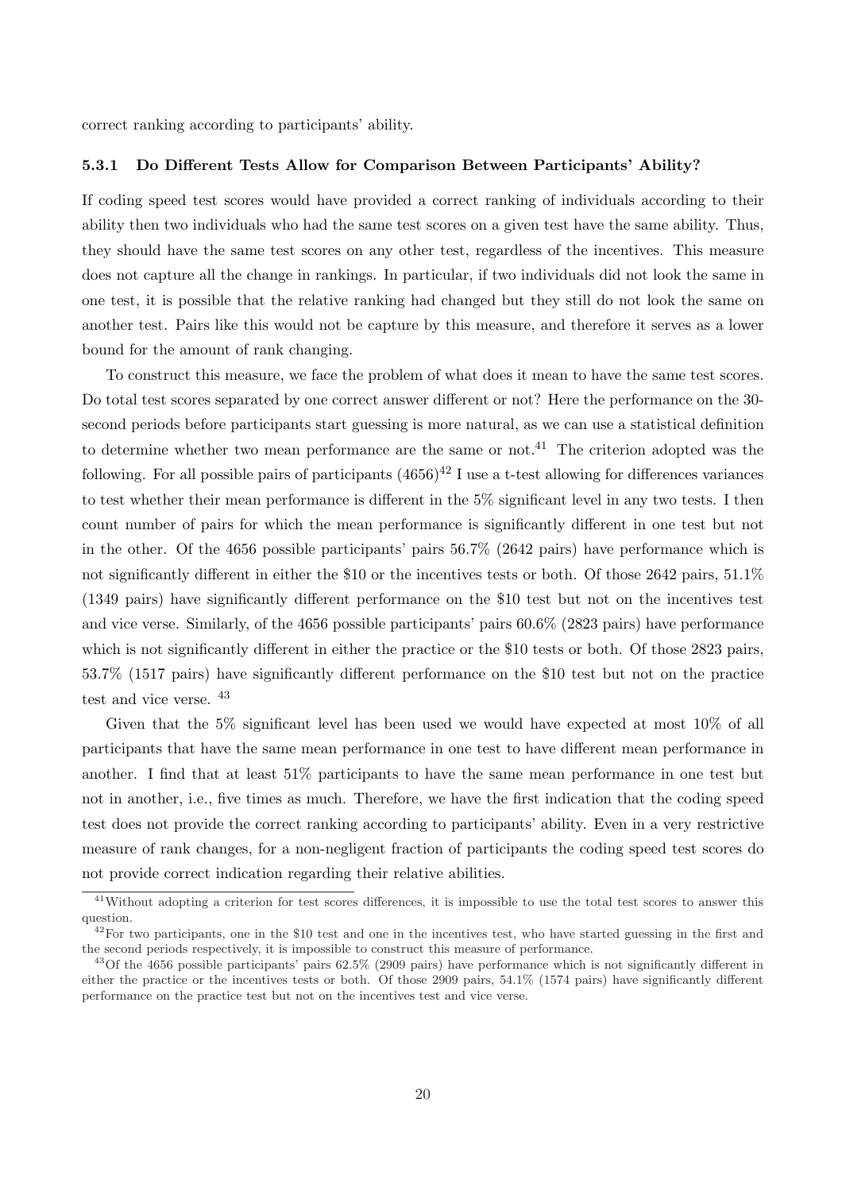correct ranking according to participants' ability.

### 5.3.1 Do Different Tests Allow for Comparison Between Participants' Ability?

If coding speed test scores would have provided a correct ranking of individuals according to their ability then two individuals who had the same test scores on a given test have the same ability. Thus, they should have the same test scores on any other test, regardless of the incentives. This measure does not capture all the change in rankings. In particular, if two individuals did not look the same in one test, it is possible that the relative ranking had changed but they still do not look the same on another test. Pairs like this would not be capture by this measure, and therefore it serves as a lower bound for the amount of rank changing.

To construct this measure, we face the problem of what does it mean to have the same test scores. Do total test scores separated by one correct answer different or not? Here the performance on the 30-second periods before participants start guessing is more natural, as we can use a statistical definition to determine whether two mean performance are the same or not.[41] The criterion adopted was the following. For all possible pairs of participants (4656)[42] I use a t-test allowing for differences variances to test whether their mean performance is different in the 5% significant level in any two tests. I then count number of pairs for which the mean performance is significantly different in one test but not in the other. Of the 4656 possible participants' pairs 56.7% (2642 pairs) have performance which is not significantly different in either the \$10 or the incentives tests or both. Of those 2642 pairs, 51.1% (1349 pairs) have significantly different performance on the \$10 test but not on the incentives test and vice verse. Similarly, of the 4656 possible participants' pairs 60.6% (2823 pairs) have performance which is not significantly different in either the practice or the \$10 tests or both. Of those 2823 pairs, 53.7% (1517 pairs) have significantly different performance on the \$10 test but not on the practice test and vice verse. [43]

Given that the 5% significant level has been used we would have expected at most 10% of all participants that have the same mean performance in one test to have different mean performance in another. I find that at least 51% participants to have the same mean performance in one test but not in another, i.e., five times as much. Therefore, we have the first indication that the coding speed test does not provide the correct ranking according to participants' ability. Even in a very restrictive measure of rank changes, for a non-negligent fraction of participants the coding speed test scores do not provide correct indication regarding their relative abilities.

[41] Without adopting a criterion for test scores differences, it is impossible to use the total test scores to answer this question.

[42] For two participants, one in the \$10 test and one in the incentives test, who have started guessing in the first and the second periods respectively, it is impossible to construct this measure of performance.

[43] Of the 4656 possible participants' pairs 62.5% (2909 pairs) have performance which is not significantly different in either the practice or the incentives tests or both. Of those 2909 pairs, 54.1% (1574 pairs) have significantly different performance on the practice test but not on the incentives test and vice verse.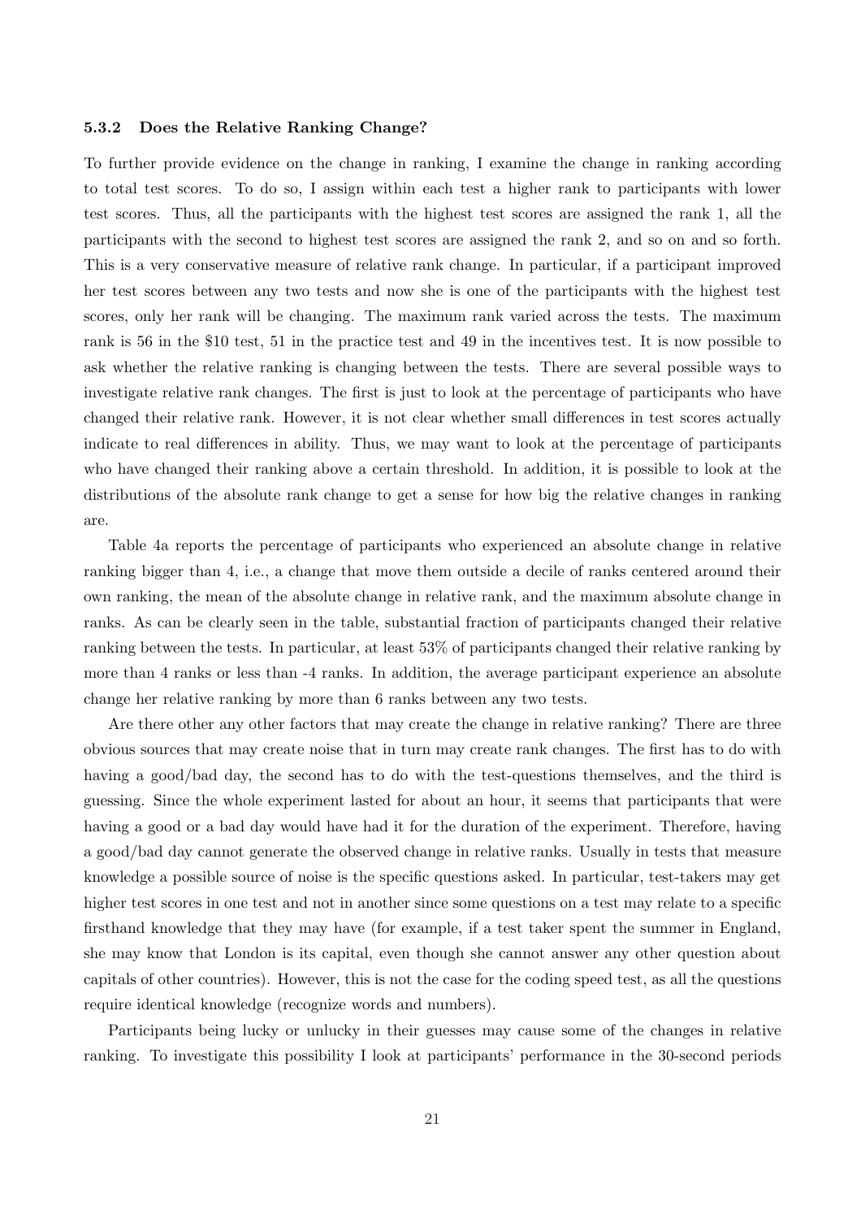### 5.3.2 Does the Relative Ranking Change?

To further provide evidence on the change in ranking, I examine the change in ranking according to total test scores. To do so, I assign within each test a higher rank to participants with lower test scores. Thus, all the participants with the highest test scores are assigned the rank 1, all the participants with the second to highest test scores are assigned the rank 2, and so on and so forth. This is a very conservative measure of relative rank change. In particular, if a participant improved her test scores between any two tests and now she is one of the participants with the highest test scores, only her rank will be changing. The maximum rank varied across the tests. The maximum rank is 56 in the $10 test, 51 in the practice test and 49 in the incentives test. It is now possible to ask whether the relative ranking is changing between the tests. There are several possible ways to investigate relative rank changes. The first is just to look at the percentage of participants who have changed their relative rank. However, it is not clear whether small differences in test scores actually indicate to real differences in ability. Thus, we may want to look at the percentage of participants who have changed their ranking above a certain threshold. In addition, it is possible to look at the distributions of the absolute rank change to get a sense for how big the relative changes in ranking are.

Table 4a reports the percentage of participants who experienced an absolute change in relative ranking bigger than 4, i.e., a change that move them outside a decile of ranks centered around their own ranking, the mean of the absolute change in relative rank, and the maximum absolute change in ranks. As can be clearly seen in the table, substantial fraction of participants changed their relative ranking between the tests. In particular, at least 53% of participants changed their relative ranking by more than 4 ranks or less than -4 ranks. In addition, the average participant experience an absolute change her relative ranking by more than 6 ranks between any two tests.

Are there other any other factors that may create the change in relative ranking? There are three obvious sources that may create noise that in turn may create rank changes. The first has to do with having a good/bad day, the second has to do with the test-questions themselves, and the third is guessing. Since the whole experiment lasted for about an hour, it seems that participants that were having a good or a bad day would have had it for the duration of the experiment. Therefore, having a good/bad day cannot generate the observed change in relative ranks. Usually in tests that measure knowledge a possible source of noise is the specific questions asked. In particular, test-takers may get higher test scores in one test and not in another since some questions on a test may relate to a specific firsthand knowledge that they may have (for example, if a test taker spent the summer in England, she may know that London is its capital, even though she cannot answer any other question about capitals of other countries). However, this is not the case for the coding speed test, as all the questions require identical knowledge (recognize words and numbers).

Participants being lucky or unlucky in their guesses may cause some of the changes in relative ranking. To investigate this possibility I look at participants' performance in the 30-second periods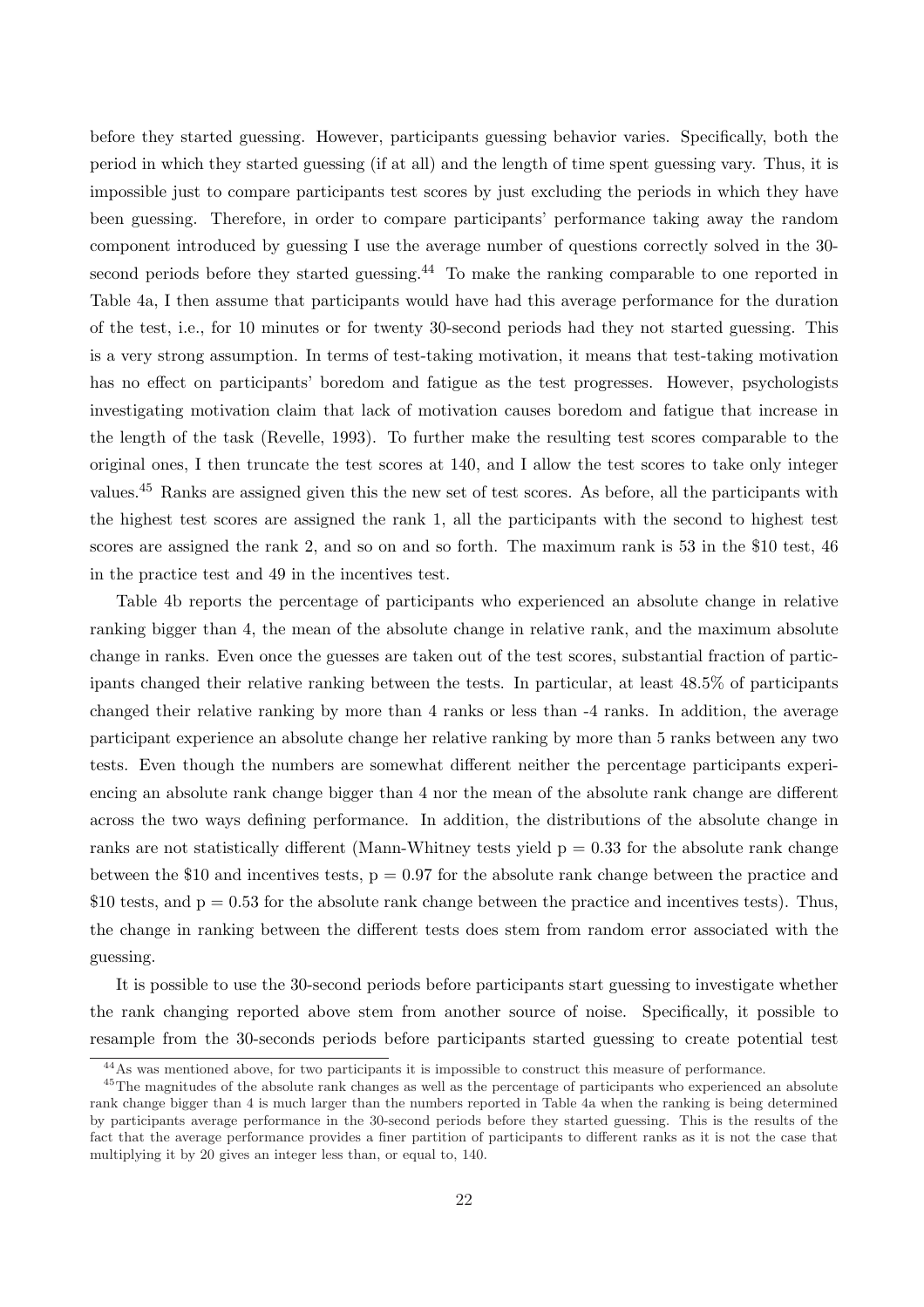before they started guessing. However, participants guessing behavior varies. Specifically, both the period in which they started guessing (if at all) and the length of time spent guessing vary. Thus, it is impossible just to compare participants test scores by just excluding the periods in which they have been guessing. Therefore, in order to compare participants' performance taking away the random component introduced by guessing I use the average number of questions correctly solved in the 30-second periods before they started guessing.[44] To make the ranking comparable to one reported in Table 4a, I then assume that participants would have had this average performance for the duration of the test, i.e., for 10 minutes or for twenty 30-second periods had they not started guessing. This is a very strong assumption. In terms of test-taking motivation, it means that test-taking motivation has no effect on participants' boredom and fatigue as the test progresses. However, psychologists investigating motivation claim that lack of motivation causes boredom and fatigue that increase in the length of the task (Revelle, 1993). To further make the resulting test scores comparable to the original ones, I then truncate the test scores at 140, and I allow the test scores to take only integer values.[45] Ranks are assigned given this the new set of test scores. As before, all the participants with the highest test scores are assigned the rank 1, all the participants with the second to highest test scores are assigned the rank 2, and so on and so forth. The maximum rank is 53 in the \$10 test, 46 in the practice test and 49 in the incentives test.

Table 4b reports the percentage of participants who experienced an absolute change in relative ranking bigger than 4, the mean of the absolute change in relative rank, and the maximum absolute change in ranks. Even once the guesses are taken out of the test scores, substantial fraction of participants changed their relative ranking between the tests. In particular, at least 48.5% of participants changed their relative ranking by more than 4 ranks or less than -4 ranks. In addition, the average participant experience an absolute change her relative ranking by more than 5 ranks between any two tests. Even though the numbers are somewhat different neither the percentage participants experiencing an absolute rank change bigger than 4 nor the mean of the absolute rank change are different across the two ways defining performance. In addition, the distributions of the absolute change in ranks are not statistically different (Mann-Whitney tests yield $p = 0.33$ for the absolute rank change between the \$10 and incentives tests, $p = 0.97$ for the absolute rank change between the practice and \$10 tests, and $p = 0.53$ for the absolute rank change between the practice and incentives tests). Thus, the change in ranking between the different tests does stem from random error associated with the guessing.

It is possible to use the 30-second periods before participants start guessing to investigate whether the rank changing reported above stem from another source of noise. Specifically, it possible to resample from the 30-seconds periods before participants started guessing to create potential test

---

[44] As was mentioned above, for two participants it is impossible to construct this measure of performance.

[45] The magnitudes of the absolute rank changes as well as the percentage of participants who experienced an absolute rank change bigger than 4 is much larger than the numbers reported in Table 4a when the ranking is being determined by participants average performance in the 30-second periods before they started guessing. This is the results of the fact that the average performance provides a finer partition of participants to different ranks as it is not the case that multiplying it by 20 gives an integer less than, or equal to, 140.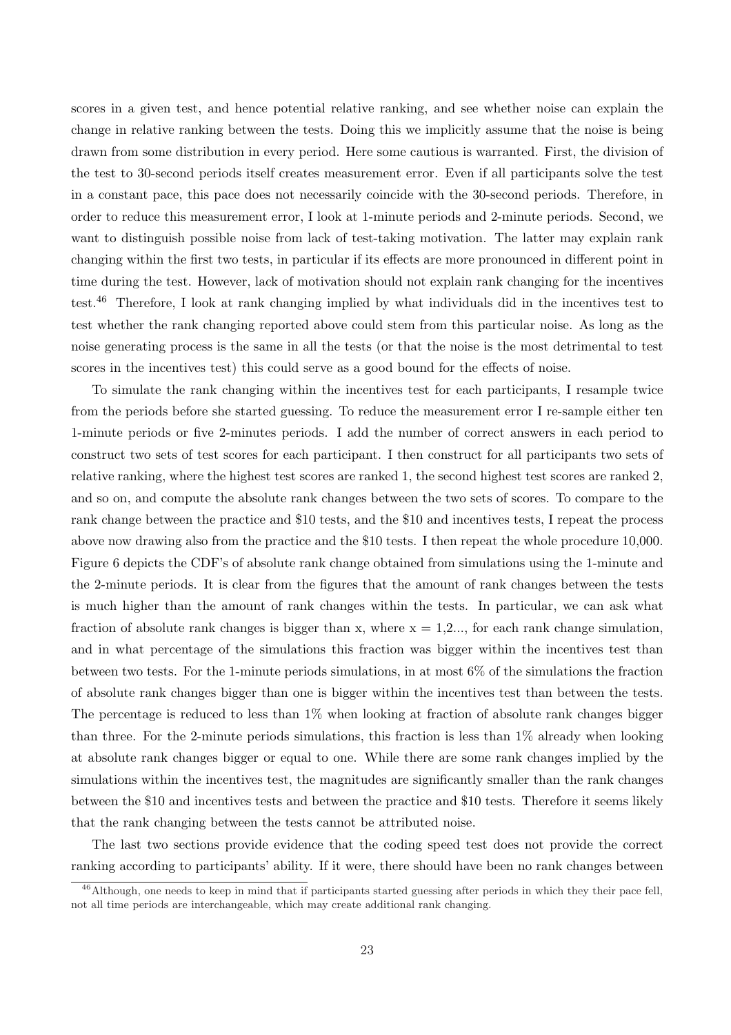scores in a given test, and hence potential relative ranking, and see whether noise can explain the change in relative ranking between the tests. Doing this we implicitly assume that the noise is being drawn from some distribution in every period. Here some cautious is warranted. First, the division of the test to 30-second periods itself creates measurement error. Even if all participants solve the test in a constant pace, this pace does not necessarily coincide with the 30-second periods. Therefore, in order to reduce this measurement error, I look at 1-minute periods and 2-minute periods. Second, we want to distinguish possible noise from lack of test-taking motivation. The latter may explain rank changing within the first two tests, in particular if its effects are more pronounced in different point in time during the test. However, lack of motivation should not explain rank changing for the incentives test.[46] Therefore, I look at rank changing implied by what individuals did in the incentives test to test whether the rank changing reported above could stem from this particular noise. As long as the noise generating process is the same in all the tests (or that the noise is the most detrimental to test scores in the incentives test) this could serve as a good bound for the effects of noise.

To simulate the rank changing within the incentives test for each participants, I resample twice from the periods before she started guessing. To reduce the measurement error I re-sample either ten 1-minute periods or five 2-minutes periods. I add the number of correct answers in each period to construct two sets of test scores for each participant. I then construct for all participants two sets of relative ranking, where the highest test scores are ranked 1, the second highest test scores are ranked 2, and so on, and compute the absolute rank changes between the two sets of scores. To compare to the rank change between the practice and \$10 tests, and the \$10 and incentives tests, I repeat the process above now drawing also from the practice and the \$10 tests. I then repeat the whole procedure 10,000. Figure 6 depicts the CDF's of absolute rank change obtained from simulations using the 1-minute and the 2-minute periods. It is clear from the figures that the amount of rank changes between the tests is much higher than the amount of rank changes within the tests. In particular, we can ask what fraction of absolute rank changes is bigger than x, where x = 1,2..., for each rank change simulation, and in what percentage of the simulations this fraction was bigger within the incentives test than between two tests. For the 1-minute periods simulations, in at most 6% of the simulations the fraction of absolute rank changes bigger than one is bigger within the incentives test than between the tests. The percentage is reduced to less than 1% when looking at fraction of absolute rank changes bigger than three. For the 2-minute periods simulations, this fraction is less than 1% already when looking at absolute rank changes bigger or equal to one. While there are some rank changes implied by the simulations within the incentives test, the magnitudes are significantly smaller than the rank changes between the \$10 and incentives tests and between the practice and \$10 tests. Therefore it seems likely that the rank changing between the tests cannot be attributed noise.

The last two sections provide evidence that the coding speed test does not provide the correct ranking according to participants' ability. If it were, there should have been no rank changes between

[46] Although, one needs to keep in mind that if participants started guessing after periods in which they their pace fell, not all time periods are interchangeable, which may create additional rank changing.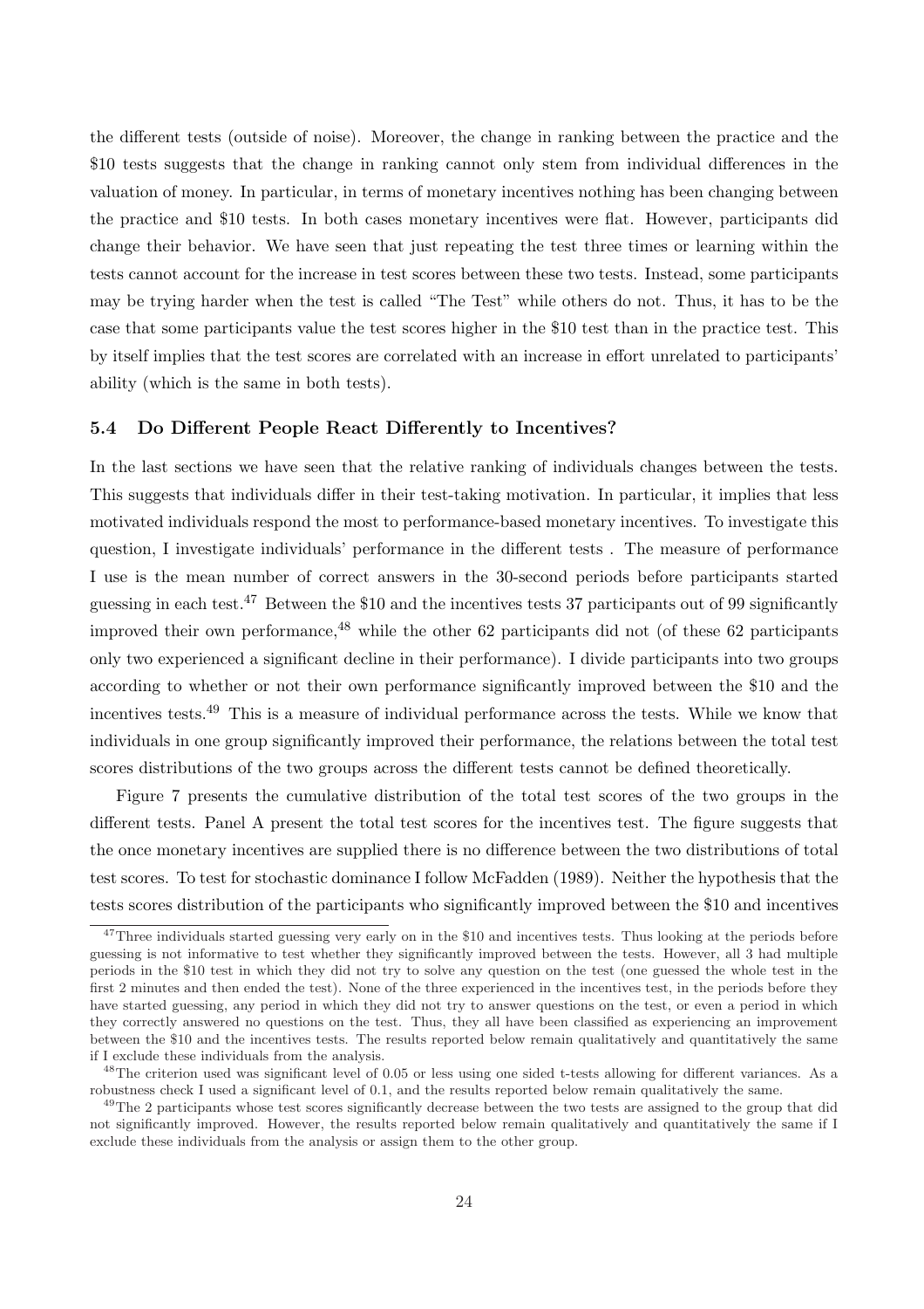the different tests (outside of noise). Moreover, the change in ranking between the practice and the $10 tests suggests that the change in ranking cannot only stem from individual differences in the valuation of money. In particular, in terms of monetary incentives nothing has been changing between the practice and $10 tests. In both cases monetary incentives were flat. However, participants did change their behavior. We have seen that just repeating the test three times or learning within the tests cannot account for the increase in test scores between these two tests. Instead, some participants may be trying harder when the test is called "The Test" while others do not. Thus, it has to be the case that some participants value the test scores higher in the $10 test than in the practice test. This by itself implies that the test scores are correlated with an increase in effort unrelated to participants' ability (which is the same in both tests).

### 5.4 Do Different People React Differently to Incentives?

In the last sections we have seen that the relative ranking of individuals changes between the tests. This suggests that individuals differ in their test-taking motivation. In particular, it implies that less motivated individuals respond the most to performance-based monetary incentives. To investigate this question, I investigate individuals' performance in the different tests . The measure of performance I use is the mean number of correct answers in the 30-second periods before participants started guessing in each test.[47] Between the $10 and the incentives tests 37 participants out of 99 significantly improved their own performance,[48] while the other 62 participants did not (of these 62 participants only two experienced a significant decline in their performance). I divide participants into two groups according to whether or not their own performance significantly improved between the $10 and the incentives tests.[49] This is a measure of individual performance across the tests. While we know that individuals in one group significantly improved their performance, the relations between the total test scores distributions of the two groups across the different tests cannot be defined theoretically.

Figure 7 presents the cumulative distribution of the total test scores of the two groups in the different tests. Panel A present the total test scores for the incentives test. The figure suggests that the once monetary incentives are supplied there is no difference between the two distributions of total test scores. To test for stochastic dominance I follow McFadden (1989). Neither the hypothesis that the tests scores distribution of the participants who significantly improved between the $10 and incentives

[47]Three individuals started guessing very early on in the $10 and incentives tests. Thus looking at the periods before guessing is not informative to test whether they significantly improved between the tests. However, all 3 had multiple periods in the $10 test in which they did not try to solve any question on the test (one guessed the whole test in the first 2 minutes and then ended the test). None of the three experienced in the incentives test, in the periods before they have started guessing, any period in which they did not try to answer questions on the test, or even a period in which they correctly answered no questions on the test. Thus, they all have been classified as experiencing an improvement between the $10 and the incentives tests. The results reported below remain qualitatively and quantitatively the same if I exclude these individuals from the analysis.

[48]The criterion used was significant level of 0.05 or less using one sided t-tests allowing for different variances. As a robustness check I used a significant level of 0.1, and the results reported below remain qualitatively the same.

[49]The 2 participants whose test scores significantly decrease between the two tests are assigned to the group that did not significantly improved. However, the results reported below remain qualitatively and quantitatively the same if I exclude these individuals from the analysis or assign them to the other group.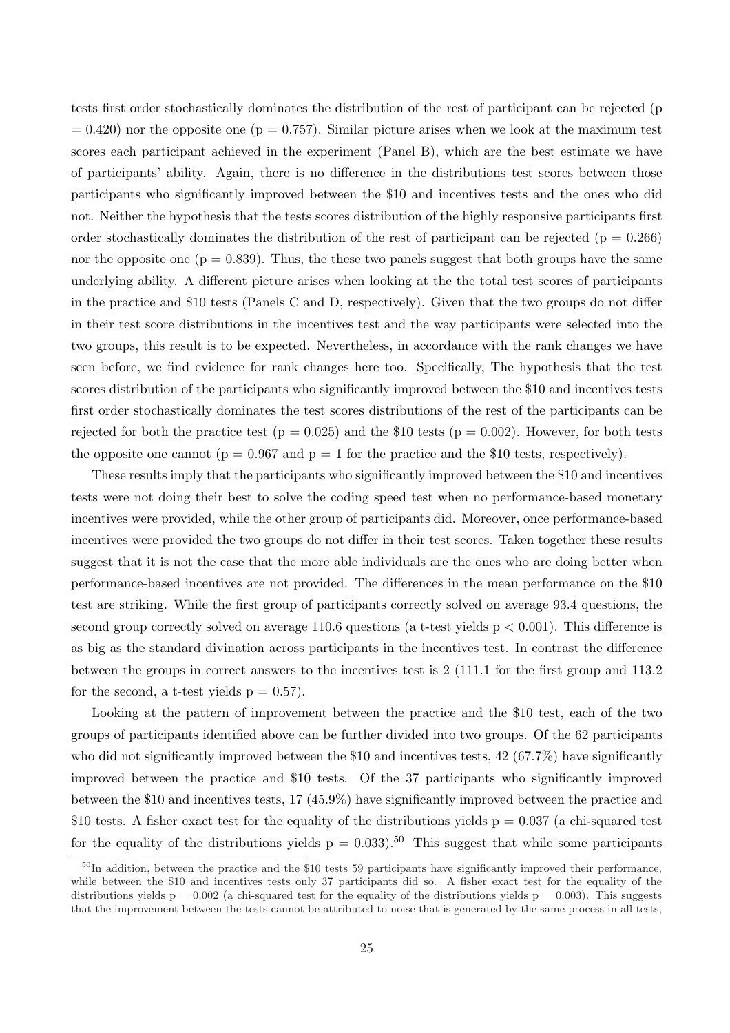tests first order stochastically dominates the distribution of the rest of participant can be rejected (p = 0.420) nor the opposite one (p = 0.757). Similar picture arises when we look at the maximum test scores each participant achieved in the experiment (Panel B), which are the best estimate we have of participants' ability. Again, there is no difference in the distributions test scores between those participants who significantly improved between the $10 and incentives tests and the ones who did not. Neither the hypothesis that the tests scores distribution of the highly responsive participants first order stochastically dominates the distribution of the rest of participant can be rejected (p = 0.266) nor the opposite one (p = 0.839). Thus, the these two panels suggest that both groups have the same underlying ability. A different picture arises when looking at the the total test scores of participants in the practice and $10 tests (Panels C and D, respectively). Given that the two groups do not differ in their test score distributions in the incentives test and the way participants were selected into the two groups, this result is to be expected. Nevertheless, in accordance with the rank changes we have seen before, we find evidence for rank changes here too. Specifically, The hypothesis that the test scores distribution of the participants who significantly improved between the $10 and incentives tests first order stochastically dominates the test scores distributions of the rest of the participants can be rejected for both the practice test (p = 0.025) and the $10 tests (p = 0.002). However, for both tests the opposite one cannot (p = 0.967 and p = 1 for the practice and the $10 tests, respectively).

These results imply that the participants who significantly improved between the $10 and incentives tests were not doing their best to solve the coding speed test when no performance-based monetary incentives were provided, while the other group of participants did. Moreover, once performance-based incentives were provided the two groups do not differ in their test scores. Taken together these results suggest that it is not the case that the more able individuals are the ones who are doing better when performance-based incentives are not provided. The differences in the mean performance on the $10 test are striking. While the first group of participants correctly solved on average 93.4 questions, the second group correctly solved on average 110.6 questions (a t-test yields $p < 0.001$). This difference is as big as the standard divination across participants in the incentives test. In contrast the difference between the groups in correct answers to the incentives test is 2 (111.1 for the first group and 113.2 for the second, a t-test yields p = 0.57).

Looking at the pattern of improvement between the practice and the $10 test, each of the two groups of participants identified above can be further divided into two groups. Of the 62 participants who did not significantly improved between the $10 and incentives tests, 42 (67.7%) have significantly improved between the practice and $10 tests. Of the 37 participants who significantly improved between the $10 and incentives tests, 17 (45.9%) have significantly improved between the practice and $10 tests. A fisher exact test for the equality of the distributions yields p = 0.037 (a chi-squared test for the equality of the distributions yields p = 0.033).[50] This suggest that while some participants

[50] In addition, between the practice and the $10 tests 59 participants have significantly improved their performance, while between the $10 and incentives tests only 37 participants did so. A fisher exact test for the equality of the distributions yields p = 0.002 (a chi-squared test for the equality of the distributions yields p = 0.003). This suggests that the improvement between the tests cannot be attributed to noise that is generated by the same process in all tests,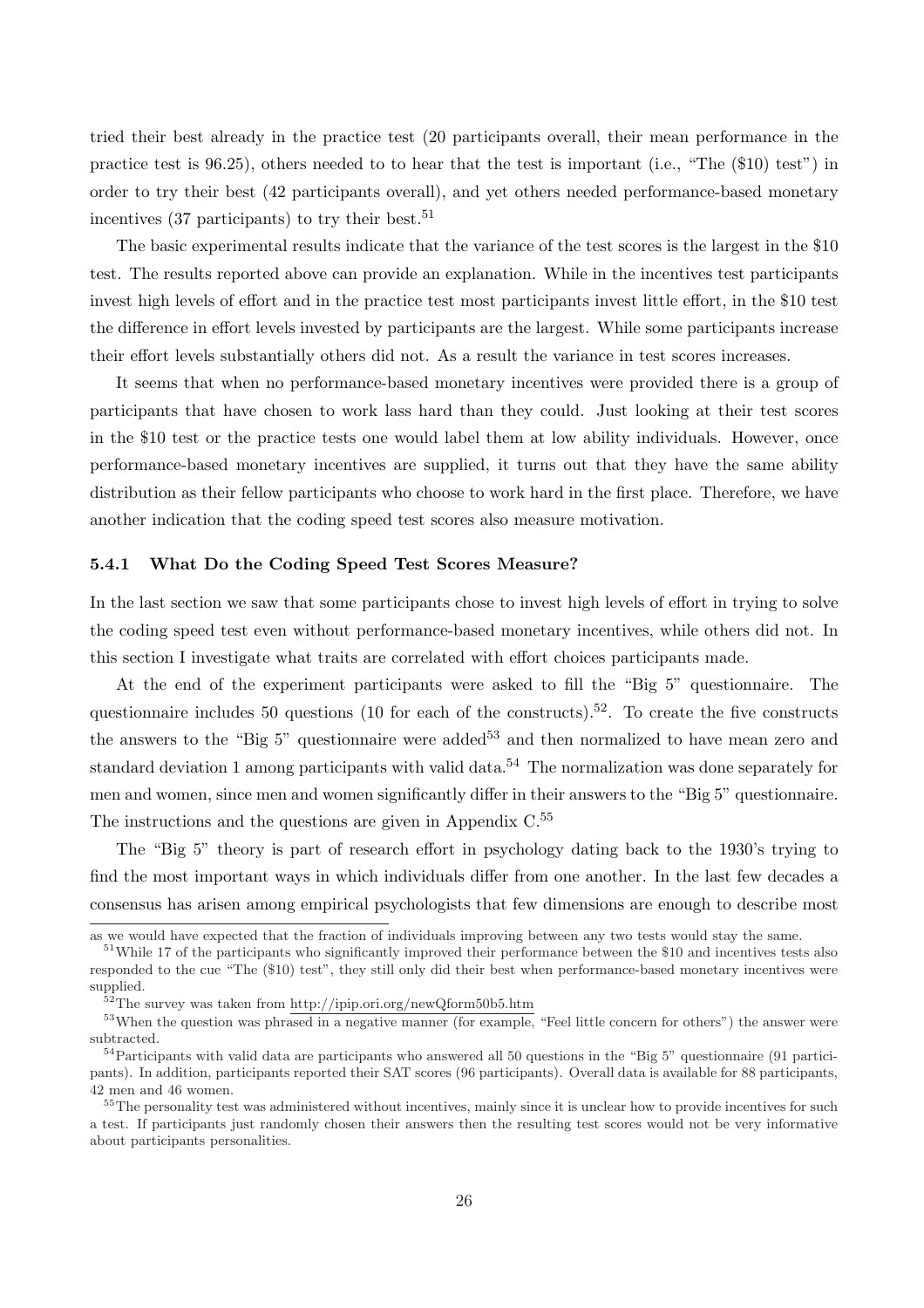tried their best already in the practice test (20 participants overall, their mean performance in the practice test is 96.25), others needed to to hear that the test is important (i.e., "The ($10) test") in order to try their best (42 participants overall), and yet others needed performance-based monetary incentives (37 participants) to try their best.[51]

The basic experimental results indicate that the variance of the test scores is the largest in the $10 test. The results reported above can provide an explanation. While in the incentives test participants invest high levels of effort and in the practice test most participants invest little effort, in the $10 test the difference in effort levels invested by participants are the largest. While some participants increase their effort levels substantially others did not. As a result the variance in test scores increases.

It seems that when no performance-based monetary incentives were provided there is a group of participants that have chosen to work lass hard than they could. Just looking at their test scores in the $10 test or the practice tests one would label them at low ability individuals. However, once performance-based monetary incentives are supplied, it turns out that they have the same ability distribution as their fellow participants who choose to work hard in the first place. Therefore, we have another indication that the coding speed test scores also measure motivation.

### 5.4.1 What Do the Coding Speed Test Scores Measure?

In the last section we saw that some participants chose to invest high levels of effort in trying to solve the coding speed test even without performance-based monetary incentives, while others did not. In this section I investigate what traits are correlated with effort choices participants made.

At the end of the experiment participants were asked to fill the "Big 5" questionnaire. The questionnaire includes 50 questions (10 for each of the constructs).[52]. To create the five constructs the answers to the "Big 5" questionnaire were added[53] and then normalized to have mean zero and standard deviation 1 among participants with valid data.[54] The normalization was done separately for men and women, since men and women significantly differ in their answers to the "Big 5" questionnaire. The instructions and the questions are given in Appendix C.[55]

The "Big 5" theory is part of research effort in psychology dating back to the 1930's trying to find the most important ways in which individuals differ from one another. In the last few decades a consensus has arisen among empirical psychologists that few dimensions are enough to describe most

---

as we would have expected that the fraction of individuals improving between any two tests would stay the same.

[51] While 17 of the participants who significantly improved their performance between the $10 and incentives tests also responded to the cue "The ($10) test", they still only did their best when performance-based monetary incentives were supplied.

[52] The survey was taken from http://ipip.ori.org/newQform50b5.htm

[53] When the question was phrased in a negative manner (for example, "Feel little concern for others") the answer were subtracted.

[54] Participants with valid data are participants who answered all 50 questions in the "Big 5" questionnaire (91 participants). In addition, participants reported their SAT scores (96 participants). Overall data is available for 88 participants, 42 men and 46 women.

[55] The personality test was administered without incentives, mainly since it is unclear how to provide incentives for such a test. If participants just randomly chosen their answers then the resulting test scores would not be very informative about participants personalities.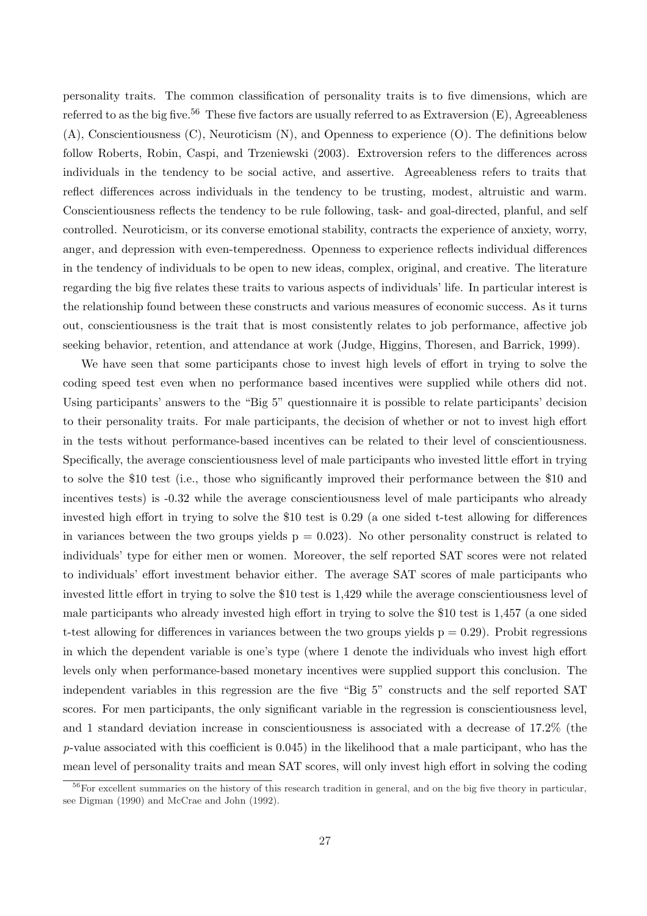personality traits. The common classification of personality traits is to five dimensions, which are referred to as the big five.[56] These five factors are usually referred to as Extraversion (E), Agreeableness (A), Conscientiousness (C), Neuroticism (N), and Openness to experience (O). The definitions below follow Roberts, Robin, Caspi, and Trzeniewski (2003). Extroversion refers to the differences across individuals in the tendency to be social active, and assertive. Agreeableness refers to traits that reflect differences across individuals in the tendency to be trusting, modest, altruistic and warm. Conscientiousness reflects the tendency to be rule following, task- and goal-directed, planful, and self controlled. Neuroticism, or its converse emotional stability, contracts the experience of anxiety, worry, anger, and depression with even-temperedness. Openness to experience reflects individual differences in the tendency of individuals to be open to new ideas, complex, original, and creative. The literature regarding the big five relates these traits to various aspects of individuals' life. In particular interest is the relationship found between these constructs and various measures of economic success. As it turns out, conscientiousness is the trait that is most consistently relates to job performance, affective job seeking behavior, retention, and attendance at work (Judge, Higgins, Thoresen, and Barrick, 1999).

We have seen that some participants chose to invest high levels of effort in trying to solve the coding speed test even when no performance based incentives were supplied while others did not. Using participants' answers to the "Big 5" questionnaire it is possible to relate participants' decision to their personality traits. For male participants, the decision of whether or not to invest high effort in the tests without performance-based incentives can be related to their level of conscientiousness. Specifically, the average conscientiousness level of male participants who invested little effort in trying to solve the \$10 test (i.e., those who significantly improved their performance between the \$10 and incentives tests) is -0.32 while the average conscientiousness level of male participants who already invested high effort in trying to solve the \$10 test is 0.29 (a one sided t-test allowing for differences in variances between the two groups yields $p = 0.023$). No other personality construct is related to individuals' type for either men or women. Moreover, the self reported SAT scores were not related to individuals' effort investment behavior either. The average SAT scores of male participants who invested little effort in trying to solve the \$10 test is 1,429 while the average conscientiousness level of male participants who already invested high effort in trying to solve the \$10 test is 1,457 (a one sided t-test allowing for differences in variances between the two groups yields $p = 0.29$). Probit regressions in which the dependent variable is one's type (where 1 denote the individuals who invest high effort levels only when performance-based monetary incentives were supplied support this conclusion. The independent variables in this regression are the five "Big 5" constructs and the self reported SAT scores. For men participants, the only significant variable in the regression is conscientiousness level, and 1 standard deviation increase in conscientiousness is associated with a decrease of 17.2% (the $p$-value associated with this coefficient is 0.045) in the likelihood that a male participant, who has the mean level of personality traits and mean SAT scores, will only invest high effort in solving the coding

[56] For excellent summaries on the history of this research tradition in general, and on the big five theory in particular, see Digman (1990) and McCrae and John (1992).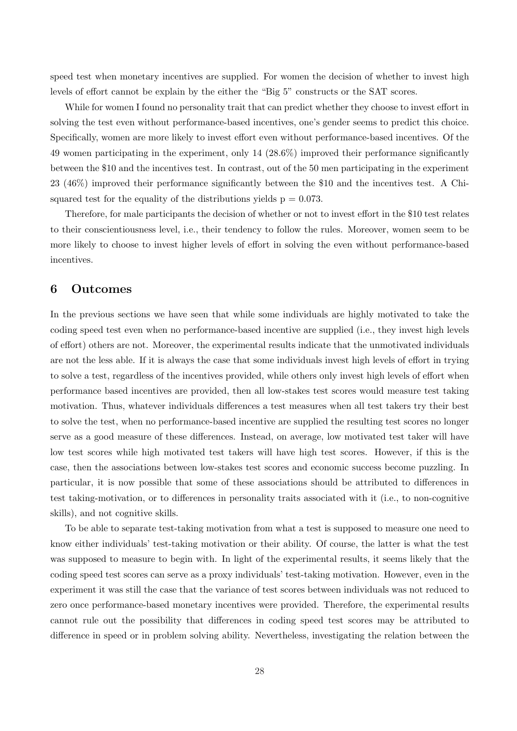speed test when monetary incentives are supplied. For women the decision of whether to invest high levels of effort cannot be explain by the either the "Big 5" constructs or the SAT scores.

While for women I found no personality trait that can predict whether they choose to invest effort in solving the test even without performance-based incentives, one's gender seems to predict this choice. Specifically, women are more likely to invest effort even without performance-based incentives. Of the 49 women participating in the experiment, only 14 (28.6%) improved their performance significantly between the \$10 and the incentives test. In contrast, out of the 50 men participating in the experiment 23 (46%) improved their performance significantly between the \$10 and the incentives test. A Chi-squared test for the equality of the distributions yields $p = 0.073$.

Therefore, for male participants the decision of whether or not to invest effort in the \$10 test relates to their conscientiousness level, i.e., their tendency to follow the rules. Moreover, women seem to be more likely to choose to invest higher levels of effort in solving the even without performance-based incentives.

# 6 Outcomes

In the previous sections we have seen that while some individuals are highly motivated to take the coding speed test even when no performance-based incentive are supplied (i.e., they invest high levels of effort) others are not. Moreover, the experimental results indicate that the unmotivated individuals are not the less able. If it is always the case that some individuals invest high levels of effort in trying to solve a test, regardless of the incentives provided, while others only invest high levels of effort when performance based incentives are provided, then all low-stakes test scores would measure test taking motivation. Thus, whatever individuals differences a test measures when all test takers try their best to solve the test, when no performance-based incentive are supplied the resulting test scores no longer serve as a good measure of these differences. Instead, on average, low motivated test taker will have low test scores while high motivated test takers will have high test scores. However, if this is the case, then the associations between low-stakes test scores and economic success become puzzling. In particular, it is now possible that some of these associations should be attributed to differences in test taking-motivation, or to differences in personality traits associated with it (i.e., to non-cognitive skills), and not cognitive skills.

To be able to separate test-taking motivation from what a test is supposed to measure one need to know either individuals' test-taking motivation or their ability. Of course, the latter is what the test was supposed to measure to begin with. In light of the experimental results, it seems likely that the coding speed test scores can serve as a proxy individuals' test-taking motivation. However, even in the experiment it was still the case that the variance of test scores between individuals was not reduced to zero once performance-based monetary incentives were provided. Therefore, the experimental results cannot rule out the possibility that differences in coding speed test scores may be attributed to difference in speed or in problem solving ability. Nevertheless, investigating the relation between the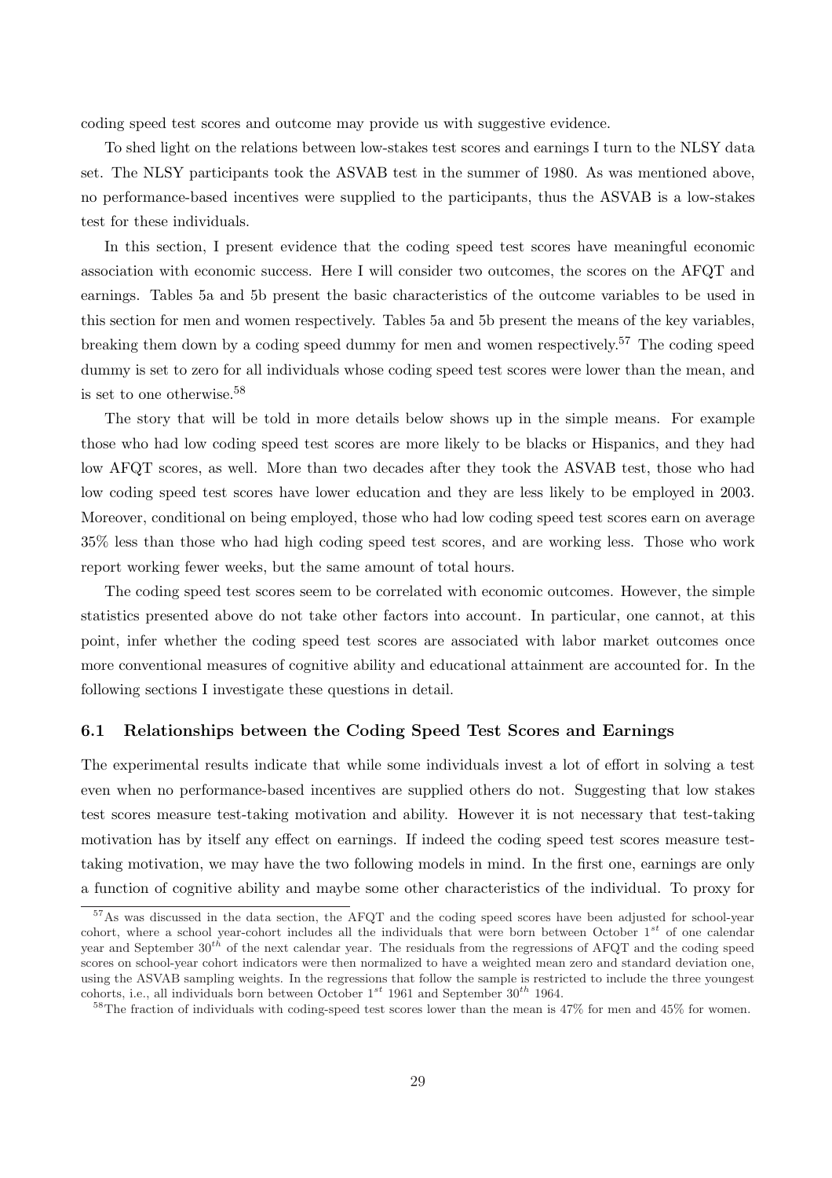coding speed test scores and outcome may provide us with suggestive evidence.

To shed light on the relations between low-stakes test scores and earnings I turn to the NLSY data set. The NLSY participants took the ASVAB test in the summer of 1980. As was mentioned above, no performance-based incentives were supplied to the participants, thus the ASVAB is a low-stakes test for these individuals.

In this section, I present evidence that the coding speed test scores have meaningful economic association with economic success. Here I will consider two outcomes, the scores on the AFQT and earnings. Tables 5a and 5b present the basic characteristics of the outcome variables to be used in this section for men and women respectively. Tables 5a and 5b present the means of the key variables, breaking them down by a coding speed dummy for men and women respectively.[57] The coding speed dummy is set to zero for all individuals whose coding speed test scores were lower than the mean, and is set to one otherwise.[58]

The story that will be told in more details below shows up in the simple means. For example those who had low coding speed test scores are more likely to be blacks or Hispanics, and they had low AFQT scores, as well. More than two decades after they took the ASVAB test, those who had low coding speed test scores have lower education and they are less likely to be employed in 2003. Moreover, conditional on being employed, those who had low coding speed test scores earn on average 35% less than those who had high coding speed test scores, and are working less. Those who work report working fewer weeks, but the same amount of total hours.

The coding speed test scores seem to be correlated with economic outcomes. However, the simple statistics presented above do not take other factors into account. In particular, one cannot, at this point, infer whether the coding speed test scores are associated with labor market outcomes once more conventional measures of cognitive ability and educational attainment are accounted for. In the following sections I investigate these questions in detail.

### 6.1 Relationships between the Coding Speed Test Scores and Earnings

The experimental results indicate that while some individuals invest a lot of effort in solving a test even when no performance-based incentives are supplied others do not. Suggesting that low stakes test scores measure test-taking motivation and ability. However it is not necessary that test-taking motivation has by itself any effect on earnings. If indeed the coding speed test scores measure test-taking motivation, we may have the two following models in mind. In the first one, earnings are only a function of cognitive ability and maybe some other characteristics of the individual. To proxy for

[57] As was discussed in the data section, the AFQT and the coding speed scores have been adjusted for school-year cohort, where a school year-cohort includes all the individuals that were born between October $1^{st}$ of one calendar year and September $30^{th}$ of the next calendar year. The residuals from the regressions of AFQT and the coding speed scores on school-year cohort indicators were then normalized to have a weighted mean zero and standard deviation one, using the ASVAB sampling weights. In the regressions that follow the sample is restricted to include the three youngest cohorts, i.e., all individuals born between October $1^{st}$ 1961 and September $30^{th}$ 1964.

[58] The fraction of individuals with coding-speed test scores lower than the mean is 47% for men and 45% for women.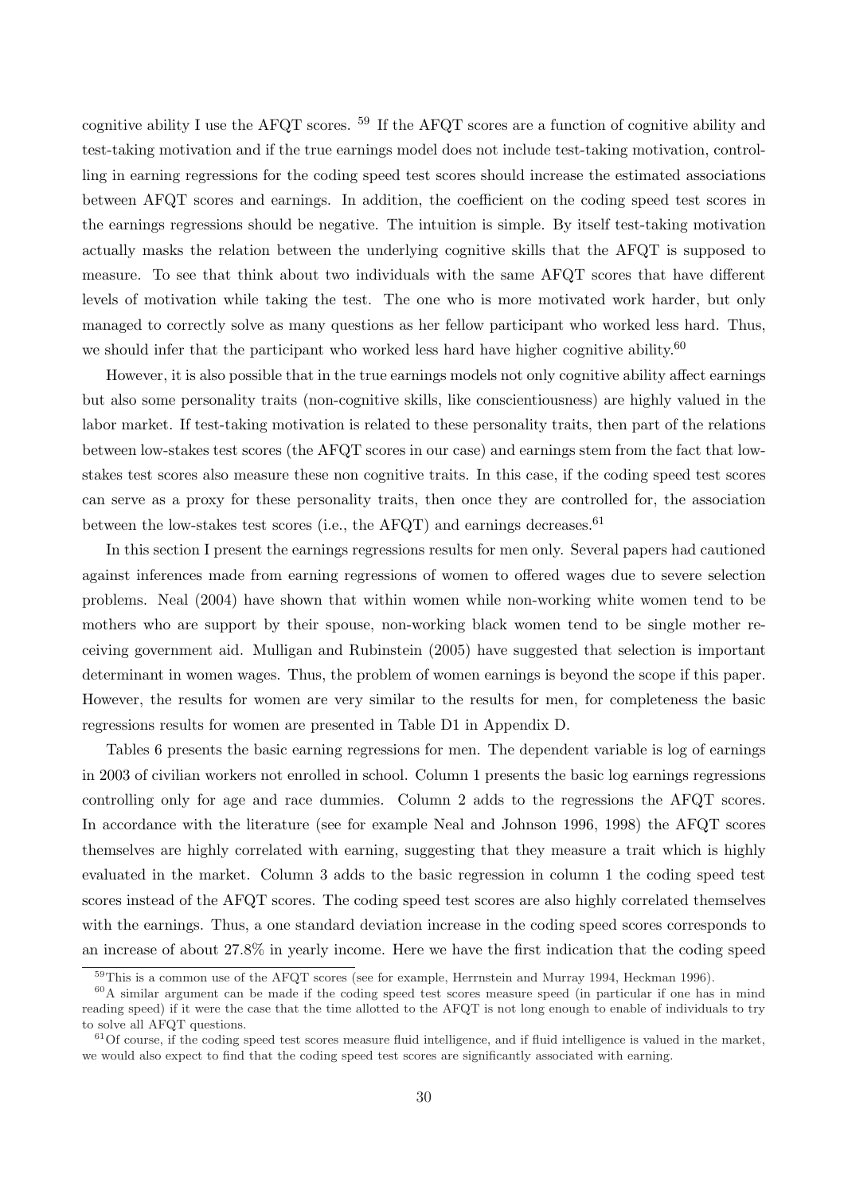cognitive ability I use the AFQT scores. [59] If the AFQT scores are a function of cognitive ability and test-taking motivation and if the true earnings model does not include test-taking motivation, controlling in earning regressions for the coding speed test scores should increase the estimated associations between AFQT scores and earnings. In addition, the coefficient on the coding speed test scores in the earnings regressions should be negative. The intuition is simple. By itself test-taking motivation actually masks the relation between the underlying cognitive skills that the AFQT is supposed to measure. To see that think about two individuals with the same AFQT scores that have different levels of motivation while taking the test. The one who is more motivated work harder, but only managed to correctly solve as many questions as her fellow participant who worked less hard. Thus, we should infer that the participant who worked less hard have higher cognitive ability.[60]

However, it is also possible that in the true earnings models not only cognitive ability affect earnings but also some personality traits (non-cognitive skills, like conscientiousness) are highly valued in the labor market. If test-taking motivation is related to these personality traits, then part of the relations between low-stakes test scores (the AFQT scores in our case) and earnings stem from the fact that low-stakes test scores also measure these non cognitive traits. In this case, if the coding speed test scores can serve as a proxy for these personality traits, then once they are controlled for, the association between the low-stakes test scores (i.e., the AFQT) and earnings decreases.[61]

In this section I present the earnings regressions results for men only. Several papers had cautioned against inferences made from earning regressions of women to offered wages due to severe selection problems. Neal (2004) have shown that within women while non-working white women tend to be mothers who are support by their spouse, non-working black women tend to be single mother receiving government aid. Mulligan and Rubinstein (2005) have suggested that selection is important determinant in women wages. Thus, the problem of women earnings is beyond the scope if this paper. However, the results for women are very similar to the results for men, for completeness the basic regressions results for women are presented in Table D1 in Appendix D.

Tables 6 presents the basic earning regressions for men. The dependent variable is log of earnings in 2003 of civilian workers not enrolled in school. Column 1 presents the basic log earnings regressions controlling only for age and race dummies. Column 2 adds to the regressions the AFQT scores. In accordance with the literature (see for example Neal and Johnson 1996, 1998) the AFQT scores themselves are highly correlated with earning, suggesting that they measure a trait which is highly evaluated in the market. Column 3 adds to the basic regression in column 1 the coding speed test scores instead of the AFQT scores. The coding speed test scores are also highly correlated themselves with the earnings. Thus, a one standard deviation increase in the coding speed scores corresponds to an increase of about 27.8% in yearly income. Here we have the first indication that the coding speed

[59] This is a common use of the AFQT scores (see for example, Herrnstein and Murray 1994, Heckman 1996).

[60] A similar argument can be made if the coding speed test scores measure speed (in particular if one has in mind reading speed) if it were the case that the time allotted to the AFQT is not long enough to enable of individuals to try to solve all AFQT questions.

[61] Of course, if the coding speed test scores measure fluid intelligence, and if fluid intelligence is valued in the market, we would also expect to find that the coding speed test scores are significantly associated with earning.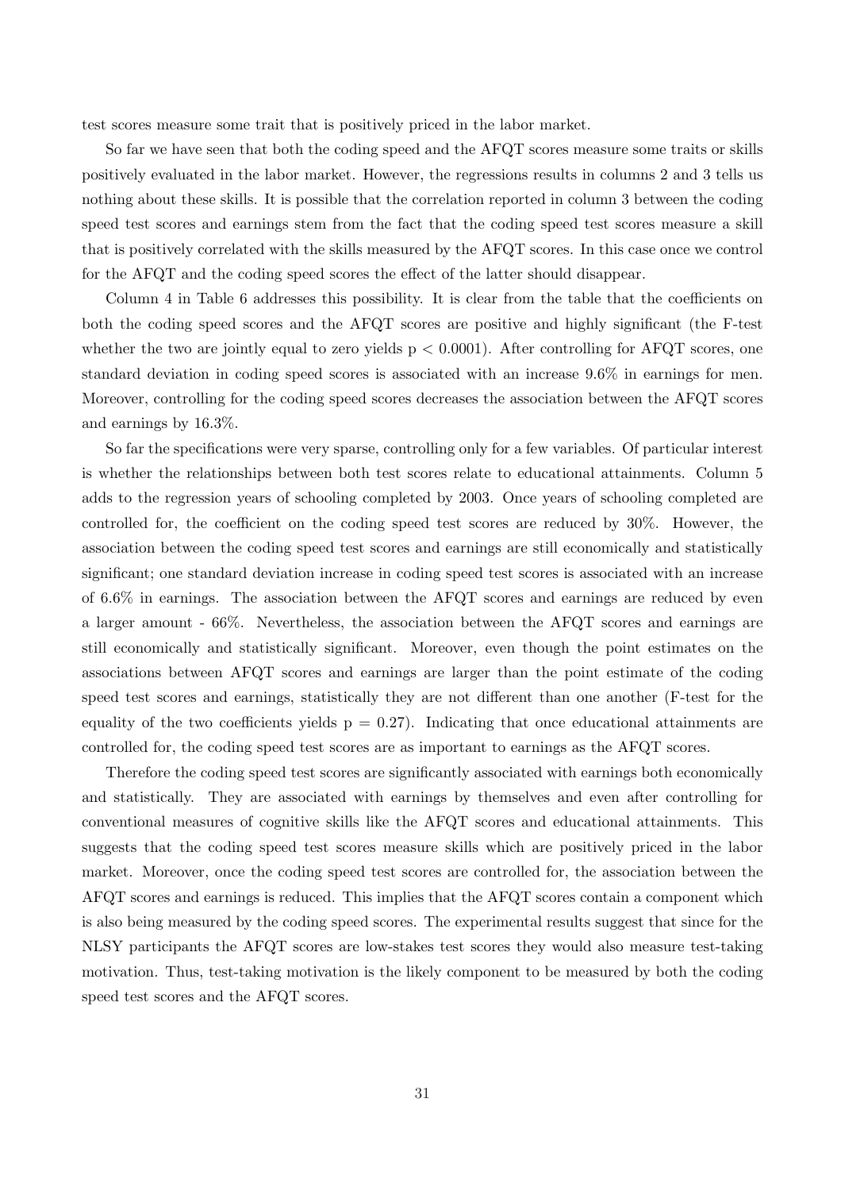test scores measure some trait that is positively priced in the labor market.

So far we have seen that both the coding speed and the AFQT scores measure some traits or skills positively evaluated in the labor market. However, the regressions results in columns 2 and 3 tells us nothing about these skills. It is possible that the correlation reported in column 3 between the coding speed test scores and earnings stem from the fact that the coding speed test scores measure a skill that is positively correlated with the skills measured by the AFQT scores. In this case once we control for the AFQT and the coding speed scores the effect of the latter should disappear.

Column 4 in Table 6 addresses this possibility. It is clear from the table that the coefficients on both the coding speed scores and the AFQT scores are positive and highly significant (the F-test whether the two are jointly equal to zero yields $p < 0.0001$). After controlling for AFQT scores, one standard deviation in coding speed scores is associated with an increase 9.6% in earnings for men. Moreover, controlling for the coding speed scores decreases the association between the AFQT scores and earnings by 16.3%.

So far the specifications were very sparse, controlling only for a few variables. Of particular interest is whether the relationships between both test scores relate to educational attainments. Column 5 adds to the regression years of schooling completed by 2003. Once years of schooling completed are controlled for, the coefficient on the coding speed test scores are reduced by 30%. However, the association between the coding speed test scores and earnings are still economically and statistically significant; one standard deviation increase in coding speed test scores is associated with an increase of 6.6% in earnings. The association between the AFQT scores and earnings are reduced by even a larger amount - 66%. Nevertheless, the association between the AFQT scores and earnings are still economically and statistically significant. Moreover, even though the point estimates on the associations between AFQT scores and earnings are larger than the point estimate of the coding speed test scores and earnings, statistically they are not different than one another (F-test for the equality of the two coefficients yields $p = 0.27$). Indicating that once educational attainments are controlled for, the coding speed test scores are as important to earnings as the AFQT scores.

Therefore the coding speed test scores are significantly associated with earnings both economically and statistically. They are associated with earnings by themselves and even after controlling for conventional measures of cognitive skills like the AFQT scores and educational attainments. This suggests that the coding speed test scores measure skills which are positively priced in the labor market. Moreover, once the coding speed test scores are controlled for, the association between the AFQT scores and earnings is reduced. This implies that the AFQT scores contain a component which is also being measured by the coding speed scores. The experimental results suggest that since for the NLSY participants the AFQT scores are low-stakes test scores they would also measure test-taking motivation. Thus, test-taking motivation is the likely component to be measured by both the coding speed test scores and the AFQT scores.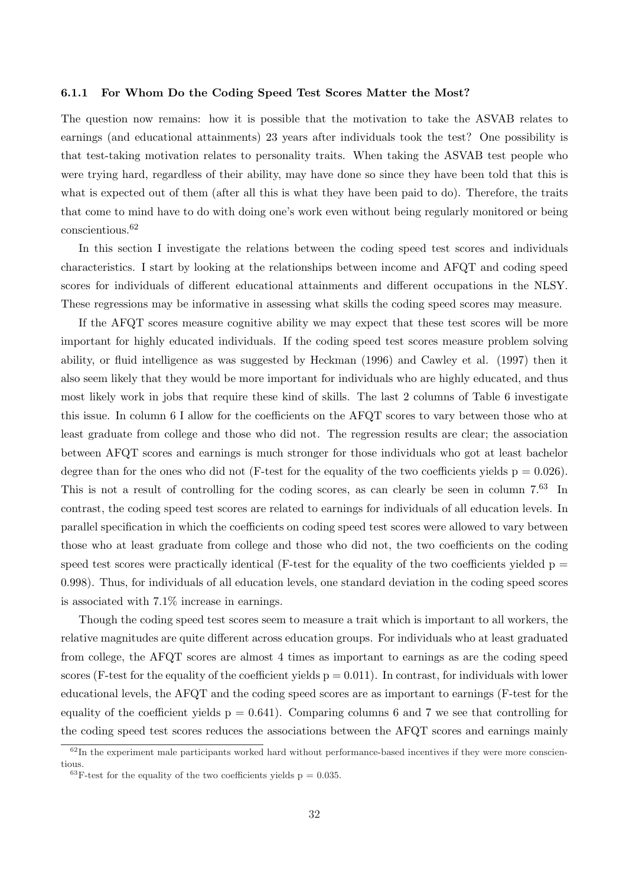#### 6.1.1 For Whom Do the Coding Speed Test Scores Matter the Most?

The question now remains: how it is possible that the motivation to take the ASVAB relates to earnings (and educational attainments) 23 years after individuals took the test? One possibility is that test-taking motivation relates to personality traits. When taking the ASVAB test people who were trying hard, regardless of their ability, may have done so since they have been told that this is what is expected out of them (after all this is what they have been paid to do). Therefore, the traits that come to mind have to do with doing one's work even without being regularly monitored or being conscientious.[62]

In this section I investigate the relations between the coding speed test scores and individuals characteristics. I start by looking at the relationships between income and AFQT and coding speed scores for individuals of different educational attainments and different occupations in the NLSY. These regressions may be informative in assessing what skills the coding speed scores may measure.

If the AFQT scores measure cognitive ability we may expect that these test scores will be more important for highly educated individuals. If the coding speed test scores measure problem solving ability, or fluid intelligence as was suggested by Heckman (1996) and Cawley et al. (1997) then it also seem likely that they would be more important for individuals who are highly educated, and thus most likely work in jobs that require these kind of skills. The last 2 columns of Table 6 investigate this issue. In column 6 I allow for the coefficients on the AFQT scores to vary between those who at least graduate from college and those who did not. The regression results are clear; the association between AFQT scores and earnings is much stronger for those individuals who got at least bachelor degree than for the ones who did not (F-test for the equality of the two coefficients yields $p = 0.026$). This is not a result of controlling for the coding scores, as can clearly be seen in column 7.[63] In contrast, the coding speed test scores are related to earnings for individuals of all education levels. In parallel specification in which the coefficients on coding speed test scores were allowed to vary between those who at least graduate from college and those who did not, the two coefficients on the coding speed test scores were practically identical (F-test for the equality of the two coefficients yielded $p = 0.998$). Thus, for individuals of all education levels, one standard deviation in the coding speed scores is associated with 7.1% increase in earnings.

Though the coding speed test scores seem to measure a trait which is important to all workers, the relative magnitudes are quite different across education groups. For individuals who at least graduated from college, the AFQT scores are almost 4 times as important to earnings as are the coding speed scores (F-test for the equality of the coefficient yields $p = 0.011$). In contrast, for individuals with lower educational levels, the AFQT and the coding speed scores are as important to earnings (F-test for the equality of the coefficient yields $p = 0.641$). Comparing columns 6 and 7 we see that controlling for the coding speed test scores reduces the associations between the AFQT scores and earnings mainly

[62] In the experiment male participants worked hard without performance-based incentives if they were more conscientious.

[63] F-test for the equality of the two coefficients yields $p = 0.035$.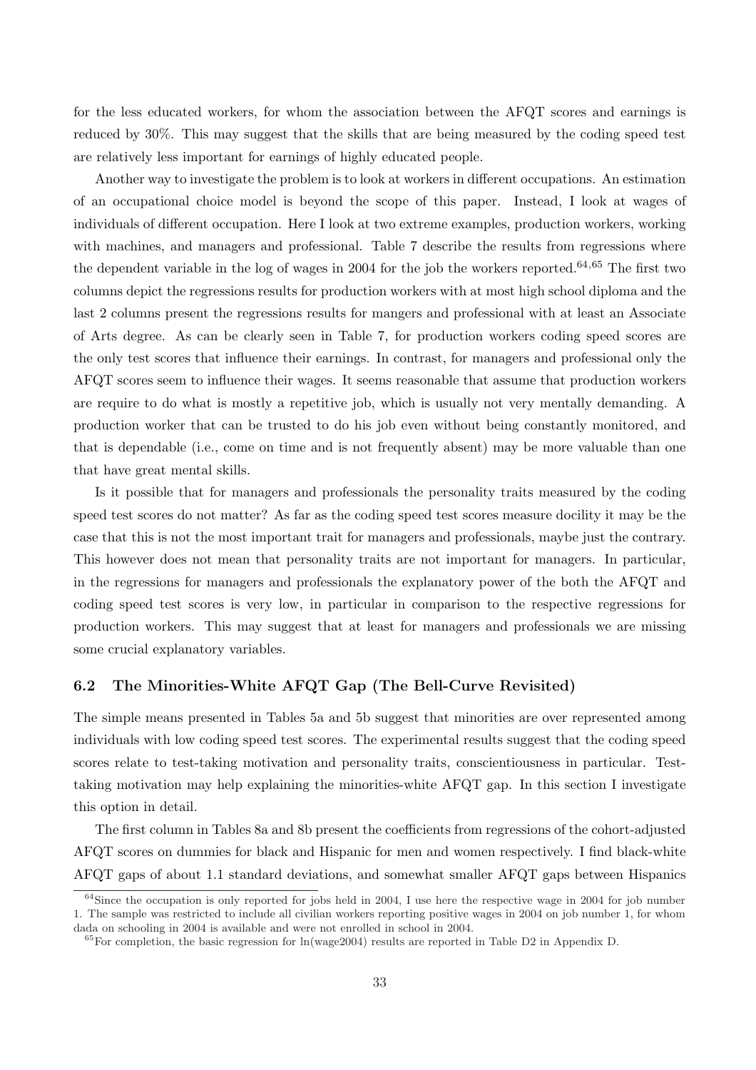for the less educated workers, for whom the association between the AFQT scores and earnings is reduced by 30%. This may suggest that the skills that are being measured by the coding speed test are relatively less important for earnings of highly educated people.

Another way to investigate the problem is to look at workers in different occupations. An estimation of an occupational choice model is beyond the scope of this paper. Instead, I look at wages of individuals of different occupation. Here I look at two extreme examples, production workers, working with machines, and managers and professional. Table 7 describe the results from regressions where the dependent variable in the log of wages in 2004 for the job the workers reported.[64,65] The first two columns depict the regressions results for production workers with at most high school diploma and the last 2 columns present the regressions results for mangers and professional with at least an Associate of Arts degree. As can be clearly seen in Table 7, for production workers coding speed scores are the only test scores that influence their earnings. In contrast, for managers and professional only the AFQT scores seem to influence their wages. It seems reasonable that assume that production workers are require to do what is mostly a repetitive job, which is usually not very mentally demanding. A production worker that can be trusted to do his job even without being constantly monitored, and that is dependable (i.e., come on time and is not frequently absent) may be more valuable than one that have great mental skills.

Is it possible that for managers and professionals the personality traits measured by the coding speed test scores do not matter? As far as the coding speed test scores measure docility it may be the case that this is not the most important trait for managers and professionals, maybe just the contrary. This however does not mean that personality traits are not important for managers. In particular, in the regressions for managers and professionals the explanatory power of the both the AFQT and coding speed test scores is very low, in particular in comparison to the respective regressions for production workers. This may suggest that at least for managers and professionals we are missing some crucial explanatory variables.

### 6.2 The Minorities-White AFQT Gap (The Bell-Curve Revisited)

The simple means presented in Tables 5a and 5b suggest that minorities are over represented among individuals with low coding speed test scores. The experimental results suggest that the coding speed scores relate to test-taking motivation and personality traits, conscientiousness in particular. Test-taking motivation may help explaining the minorities-white AFQT gap. In this section I investigate this option in detail.

The first column in Tables 8a and 8b present the coefficients from regressions of the cohort-adjusted AFQT scores on dummies for black and Hispanic for men and women respectively. I find black-white AFQT gaps of about 1.1 standard deviations, and somewhat smaller AFQT gaps between Hispanics

[64] Since the occupation is only reported for jobs held in 2004, I use here the respective wage in 2004 for job number 1. The sample was restricted to include all civilian workers reporting positive wages in 2004 on job number 1, for whom dada on schooling in 2004 is available and were not enrolled in school in 2004.

[65] For completion, the basic regression for ln(wage2004) results are reported in Table D2 in Appendix D.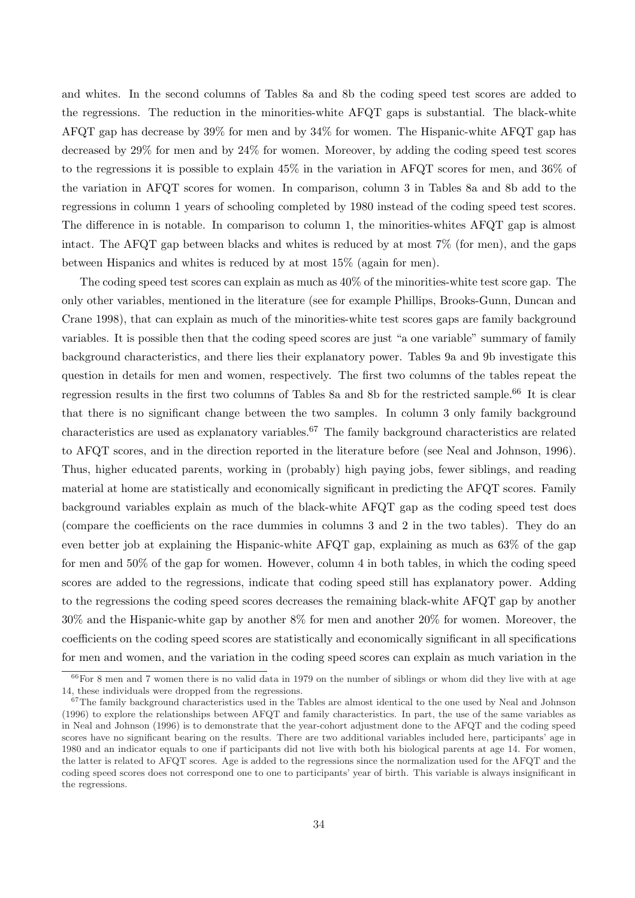and whites. In the second columns of Tables 8a and 8b the coding speed test scores are added to the regressions. The reduction in the minorities-white AFQT gaps is substantial. The black-white AFQT gap has decrease by 39% for men and by 34% for women. The Hispanic-white AFQT gap has decreased by 29% for men and by 24% for women. Moreover, by adding the coding speed test scores to the regressions it is possible to explain 45% in the variation in AFQT scores for men, and 36% of the variation in AFQT scores for women. In comparison, column 3 in Tables 8a and 8b add to the regressions in column 1 years of schooling completed by 1980 instead of the coding speed test scores. The difference in is notable. In comparison to column 1, the minorities-whites AFQT gap is almost intact. The AFQT gap between blacks and whites is reduced by at most 7% (for men), and the gaps between Hispanics and whites is reduced by at most 15% (again for men).

The coding speed test scores can explain as much as 40% of the minorities-white test score gap. The only other variables, mentioned in the literature (see for example Phillips, Brooks-Gunn, Duncan and Crane 1998), that can explain as much of the minorities-white test scores gaps are family background variables. It is possible then that the coding speed scores are just "a one variable" summary of family background characteristics, and there lies their explanatory power. Tables 9a and 9b investigate this question in details for men and women, respectively. The first two columns of the tables repeat the regression results in the first two columns of Tables 8a and 8b for the restricted sample.[66] It is clear that there is no significant change between the two samples. In column 3 only family background characteristics are used as explanatory variables.[67] The family background characteristics are related to AFQT scores, and in the direction reported in the literature before (see Neal and Johnson, 1996). Thus, higher educated parents, working in (probably) high paying jobs, fewer siblings, and reading material at home are statistically and economically significant in predicting the AFQT scores. Family background variables explain as much of the black-white AFQT gap as the coding speed test does (compare the coefficients on the race dummies in columns 3 and 2 in the two tables). They do an even better job at explaining the Hispanic-white AFQT gap, explaining as much as 63% of the gap for men and 50% of the gap for women. However, column 4 in both tables, in which the coding speed scores are added to the regressions, indicate that coding speed still has explanatory power. Adding to the regressions the coding speed scores decreases the remaining black-white AFQT gap by another 30% and the Hispanic-white gap by another 8% for men and another 20% for women. Moreover, the coefficients on the coding speed scores are statistically and economically significant in all specifications for men and women, and the variation in the coding speed scores can explain as much variation in the

[66] For 8 men and 7 women there is no valid data in 1979 on the number of siblings or whom did they live with at age 14, these individuals were dropped from the regressions.

[67] The family background characteristics used in the Tables are almost identical to the one used by Neal and Johnson (1996) to explore the relationships between AFQT and family characteristics. In part, the use of the same variables as in Neal and Johnson (1996) is to demonstrate that the year-cohort adjustment done to the AFQT and the coding speed scores have no significant bearing on the results. There are two additional variables included here, participants' age in 1980 and an indicator equals to one if participants did not live with both his biological parents at age 14. For women, the latter is related to AFQT scores. Age is added to the regressions since the normalization used for the AFQT and the coding speed scores does not correspond one to one to participants' year of birth. This variable is always insignificant in the regressions.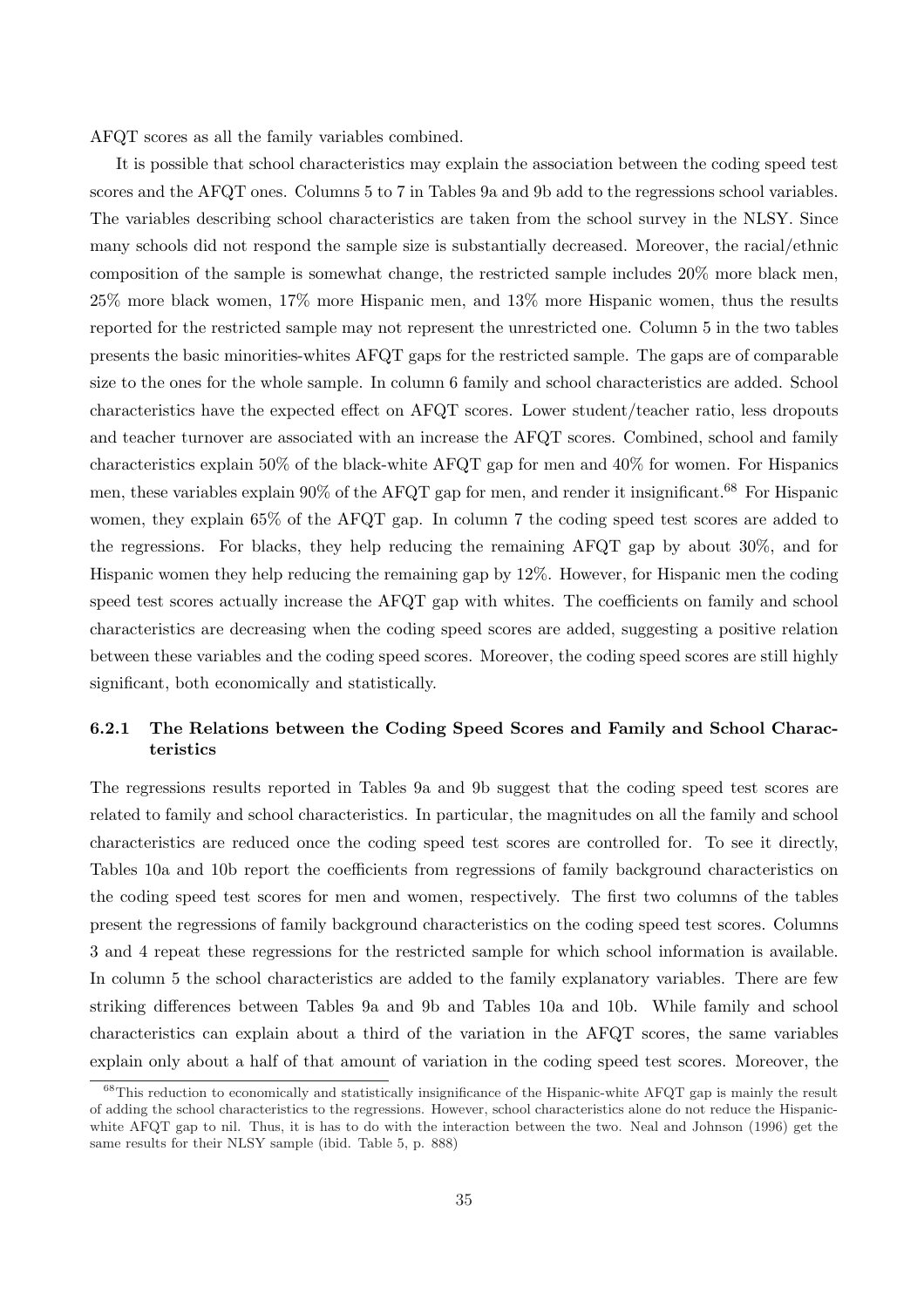AFQT scores as all the family variables combined.

It is possible that school characteristics may explain the association between the coding speed test scores and the AFQT ones. Columns 5 to 7 in Tables 9a and 9b add to the regressions school variables. The variables describing school characteristics are taken from the school survey in the NLSY. Since many schools did not respond the sample size is substantially decreased. Moreover, the racial/ethnic composition of the sample is somewhat change, the restricted sample includes 20% more black men, 25% more black women, 17% more Hispanic men, and 13% more Hispanic women, thus the results reported for the restricted sample may not represent the unrestricted one. Column 5 in the two tables presents the basic minorities-whites AFQT gaps for the restricted sample. The gaps are of comparable size to the ones for the whole sample. In column 6 family and school characteristics are added. School characteristics have the expected effect on AFQT scores. Lower student/teacher ratio, less dropouts and teacher turnover are associated with an increase the AFQT scores. Combined, school and family characteristics explain 50% of the black-white AFQT gap for men and 40% for women. For Hispanics men, these variables explain 90% of the AFQT gap for men, and render it insignificant.[68] For Hispanic women, they explain 65% of the AFQT gap. In column 7 the coding speed test scores are added to the regressions. For blacks, they help reducing the remaining AFQT gap by about 30%, and for Hispanic women they help reducing the remaining gap by 12%. However, for Hispanic men the coding speed test scores actually increase the AFQT gap with whites. The coefficients on family and school characteristics are decreasing when the coding speed scores are added, suggesting a positive relation between these variables and the coding speed scores. Moreover, the coding speed scores are still highly significant, both economically and statistically.

### 6.2.1 The Relations between the Coding Speed Scores and Family and School Characteristics

The regressions results reported in Tables 9a and 9b suggest that the coding speed test scores are related to family and school characteristics. In particular, the magnitudes on all the family and school characteristics are reduced once the coding speed test scores are controlled for. To see it directly, Tables 10a and 10b report the coefficients from regressions of family background characteristics on the coding speed test scores for men and women, respectively. The first two columns of the tables present the regressions of family background characteristics on the coding speed test scores. Columns 3 and 4 repeat these regressions for the restricted sample for which school information is available. In column 5 the school characteristics are added to the family explanatory variables. There are few striking differences between Tables 9a and 9b and Tables 10a and 10b. While family and school characteristics can explain about a third of the variation in the AFQT scores, the same variables explain only about a half of that amount of variation in the coding speed test scores. Moreover, the

[68] This reduction to economically and statistically insignificance of the Hispanic-white AFQT gap is mainly the result of adding the school characteristics to the regressions. However, school characteristics alone do not reduce the Hispanic-white AFQT gap to nil. Thus, it is has to do with the interaction between the two. Neal and Johnson (1996) get the same results for their NLSY sample (ibid. Table 5, p. 888)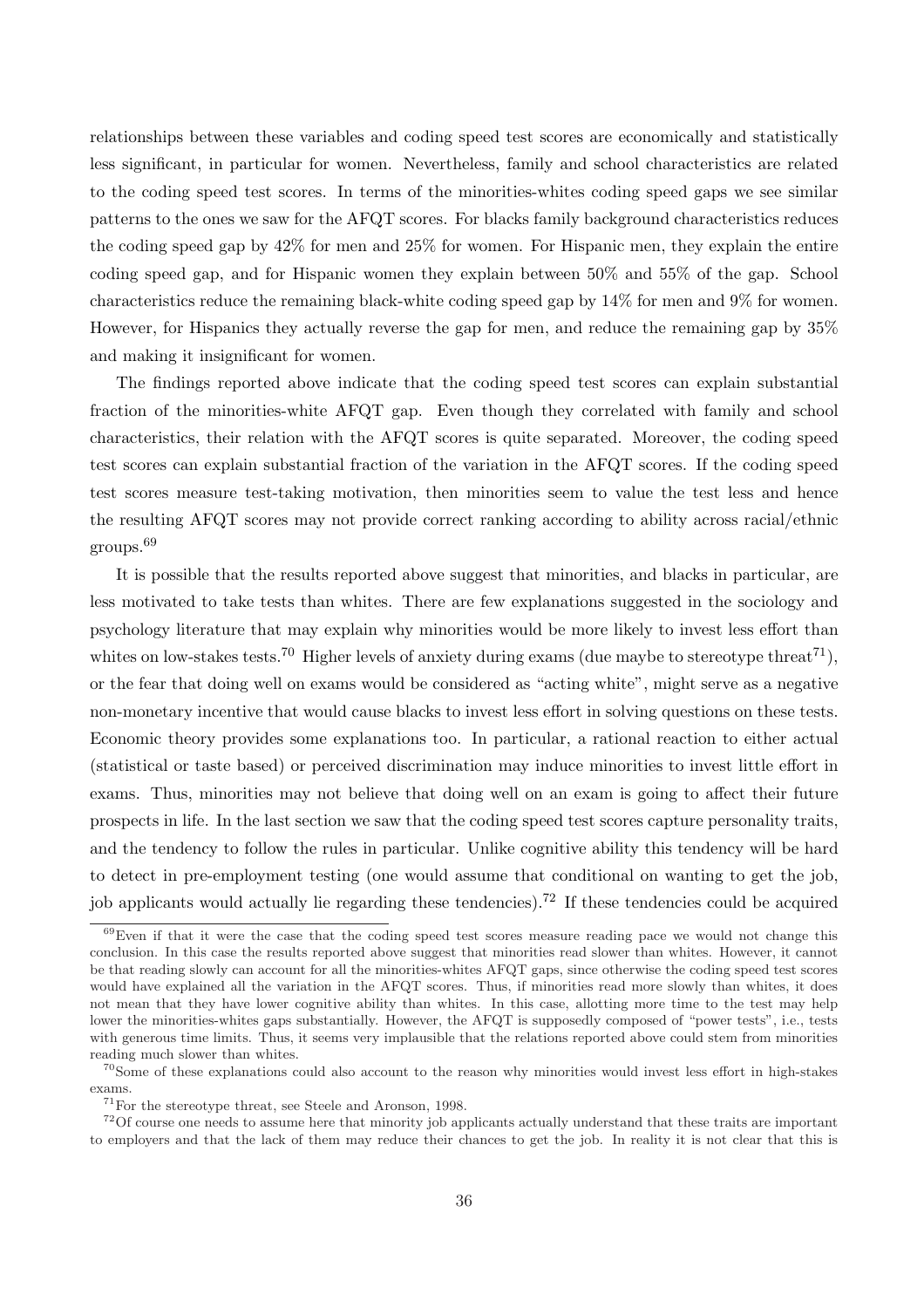relationships between these variables and coding speed test scores are economically and statistically less significant, in particular for women. Nevertheless, family and school characteristics are related to the coding speed test scores. In terms of the minorities-whites coding speed gaps we see similar patterns to the ones we saw for the AFQT scores. For blacks family background characteristics reduces the coding speed gap by 42% for men and 25% for women. For Hispanic men, they explain the entire coding speed gap, and for Hispanic women they explain between 50% and 55% of the gap. School characteristics reduce the remaining black-white coding speed gap by 14% for men and 9% for women. However, for Hispanics they actually reverse the gap for men, and reduce the remaining gap by 35% and making it insignificant for women.

The findings reported above indicate that the coding speed test scores can explain substantial fraction of the minorities-white AFQT gap. Even though they correlated with family and school characteristics, their relation with the AFQT scores is quite separated. Moreover, the coding speed test scores can explain substantial fraction of the variation in the AFQT scores. If the coding speed test scores measure test-taking motivation, then minorities seem to value the test less and hence the resulting AFQT scores may not provide correct ranking according to ability across racial/ethnic groups.[69]

It is possible that the results reported above suggest that minorities, and blacks in particular, are less motivated to take tests than whites. There are few explanations suggested in the sociology and psychology literature that may explain why minorities would be more likely to invest less effort than whites on low-stakes tests.[70] Higher levels of anxiety during exams (due maybe to stereotype threat[71]), or the fear that doing well on exams would be considered as "acting white", might serve as a negative non-monetary incentive that would cause blacks to invest less effort in solving questions on these tests. Economic theory provides some explanations too. In particular, a rational reaction to either actual (statistical or taste based) or perceived discrimination may induce minorities to invest little effort in exams. Thus, minorities may not believe that doing well on an exam is going to affect their future prospects in life. In the last section we saw that the coding speed test scores capture personality traits, and the tendency to follow the rules in particular. Unlike cognitive ability this tendency will be hard to detect in pre-employment testing (one would assume that conditional on wanting to get the job, job applicants would actually lie regarding these tendencies).[72] If these tendencies could be acquired

[69] Even if that it were the case that the coding speed test scores measure reading pace we would not change this conclusion. In this case the results reported above suggest that minorities read slower than whites. However, it cannot be that reading slowly can account for all the minorities-whites AFQT gaps, since otherwise the coding speed test scores would have explained all the variation in the AFQT scores. Thus, if minorities read more slowly than whites, it does not mean that they have lower cognitive ability than whites. In this case, allotting more time to the test may help lower the minorities-whites gaps substantially. However, the AFQT is supposedly composed of "power tests", i.e., tests with generous time limits. Thus, it seems very implausible that the relations reported above could stem from minorities reading much slower than whites.

[70] Some of these explanations could also account to the reason why minorities would invest less effort in high-stakes exams.

[71] For the stereotype threat, see Steele and Aronson, 1998.

[72] Of course one needs to assume here that minority job applicants actually understand that these traits are important to employers and that the lack of them may reduce their chances to get the job. In reality it is not clear that this is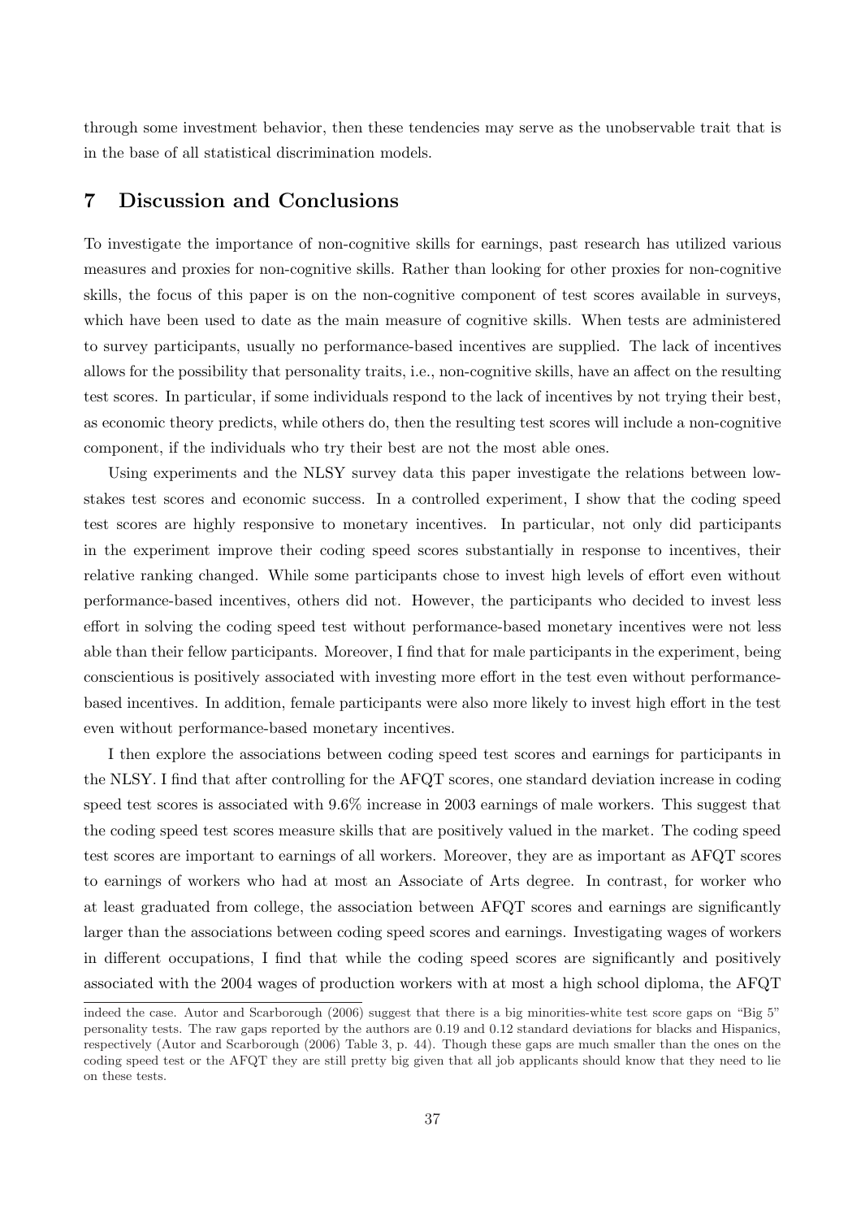through some investment behavior, then these tendencies may serve as the unobservable trait that is in the base of all statistical discrimination models.

## 7 Discussion and Conclusions

To investigate the importance of non-cognitive skills for earnings, past research has utilized various measures and proxies for non-cognitive skills. Rather than looking for other proxies for non-cognitive skills, the focus of this paper is on the non-cognitive component of test scores available in surveys, which have been used to date as the main measure of cognitive skills. When tests are administered to survey participants, usually no performance-based incentives are supplied. The lack of incentives allows for the possibility that personality traits, i.e., non-cognitive skills, have an affect on the resulting test scores. In particular, if some individuals respond to the lack of incentives by not trying their best, as economic theory predicts, while others do, then the resulting test scores will include a non-cognitive component, if the individuals who try their best are not the most able ones.

Using experiments and the NLSY survey data this paper investigate the relations between low-stakes test scores and economic success. In a controlled experiment, I show that the coding speed test scores are highly responsive to monetary incentives. In particular, not only did participants in the experiment improve their coding speed scores substantially in response to incentives, their relative ranking changed. While some participants chose to invest high levels of effort even without performance-based incentives, others did not. However, the participants who decided to invest less effort in solving the coding speed test without performance-based monetary incentives were not less able than their fellow participants. Moreover, I find that for male participants in the experiment, being conscientious is positively associated with investing more effort in the test even without performance-based incentives. In addition, female participants were also more likely to invest high effort in the test even without performance-based monetary incentives.

I then explore the associations between coding speed test scores and earnings for participants in the NLSY. I find that after controlling for the AFQT scores, one standard deviation increase in coding speed test scores is associated with 9.6% increase in 2003 earnings of male workers. This suggest that the coding speed test scores measure skills that are positively valued in the market. The coding speed test scores are important to earnings of all workers. Moreover, they are as important as AFQT scores to earnings of workers who had at most an Associate of Arts degree. In contrast, for worker who at least graduated from college, the association between AFQT scores and earnings are significantly larger than the associations between coding speed scores and earnings. Investigating wages of workers in different occupations, I find that while the coding speed scores are significantly and positively associated with the 2004 wages of production workers with at most a high school diploma, the AFQT

---

indeed the case. Autor and Scarborough (2006) suggest that there is a big minorities-white test score gaps on "Big 5" personality tests. The raw gaps reported by the authors are 0.19 and 0.12 standard deviations for blacks and Hispanics, respectively (Autor and Scarborough (2006) Table 3, p. 44). Though these gaps are much smaller than the ones on the coding speed test or the AFQT they are still pretty big given that all job applicants should know that they need to lie on these tests.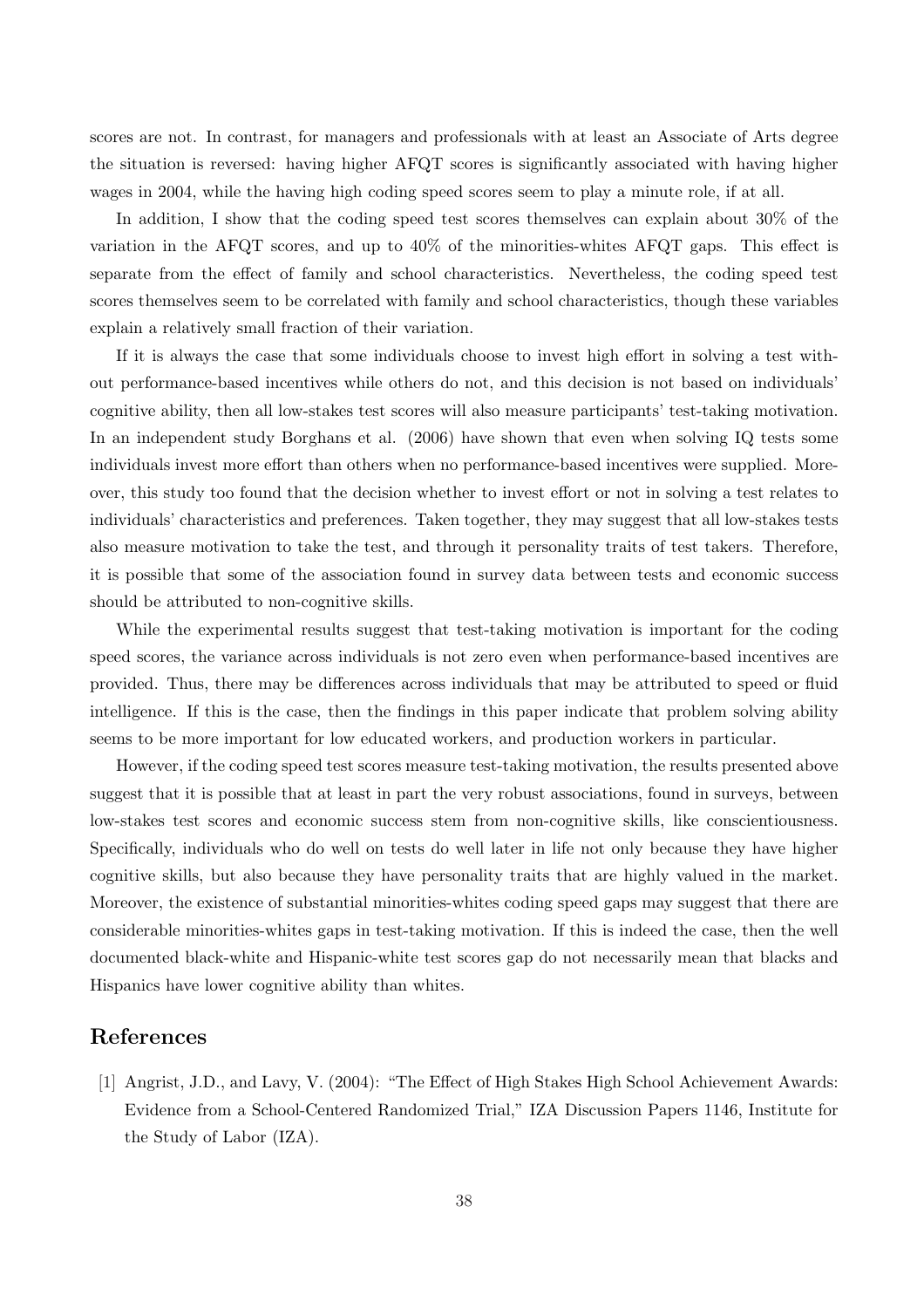scores are not. In contrast, for managers and professionals with at least an Associate of Arts degree the situation is reversed: having higher AFQT scores is significantly associated with having higher wages in 2004, while the having high coding speed scores seem to play a minute role, if at all.

In addition, I show that the coding speed test scores themselves can explain about 30% of the variation in the AFQT scores, and up to 40% of the minorities-whites AFQT gaps. This effect is separate from the effect of family and school characteristics. Nevertheless, the coding speed test scores themselves seem to be correlated with family and school characteristics, though these variables explain a relatively small fraction of their variation.

If it is always the case that some individuals choose to invest high effort in solving a test without performance-based incentives while others do not, and this decision is not based on individuals' cognitive ability, then all low-stakes test scores will also measure participants' test-taking motivation. In an independent study Borghans et al. (2006) have shown that even when solving IQ tests some individuals invest more effort than others when no performance-based incentives were supplied. Moreover, this study too found that the decision whether to invest effort or not in solving a test relates to individuals' characteristics and preferences. Taken together, they may suggest that all low-stakes tests also measure motivation to take the test, and through it personality traits of test takers. Therefore, it is possible that some of the association found in survey data between tests and economic success should be attributed to non-cognitive skills.

While the experimental results suggest that test-taking motivation is important for the coding speed scores, the variance across individuals is not zero even when performance-based incentives are provided. Thus, there may be differences across individuals that may be attributed to speed or fluid intelligence. If this is the case, then the findings in this paper indicate that problem solving ability seems to be more important for low educated workers, and production workers in particular.

However, if the coding speed test scores measure test-taking motivation, the results presented above suggest that it is possible that at least in part the very robust associations, found in surveys, between low-stakes test scores and economic success stem from non-cognitive skills, like conscientiousness. Specifically, individuals who do well on tests do well later in life not only because they have higher cognitive skills, but also because they have personality traits that are highly valued in the market. Moreover, the existence of substantial minorities-whites coding speed gaps may suggest that there are considerable minorities-whites gaps in test-taking motivation. If this is indeed the case, then the well documented black-white and Hispanic-white test scores gap do not necessarily mean that blacks and Hispanics have lower cognitive ability than whites.

## References

[1] Angrist, J.D., and Lavy, V. (2004): "The Effect of High Stakes High School Achievement Awards: Evidence from a School-Centered Randomized Trial," IZA Discussion Papers 1146, Institute for the Study of Labor (IZA).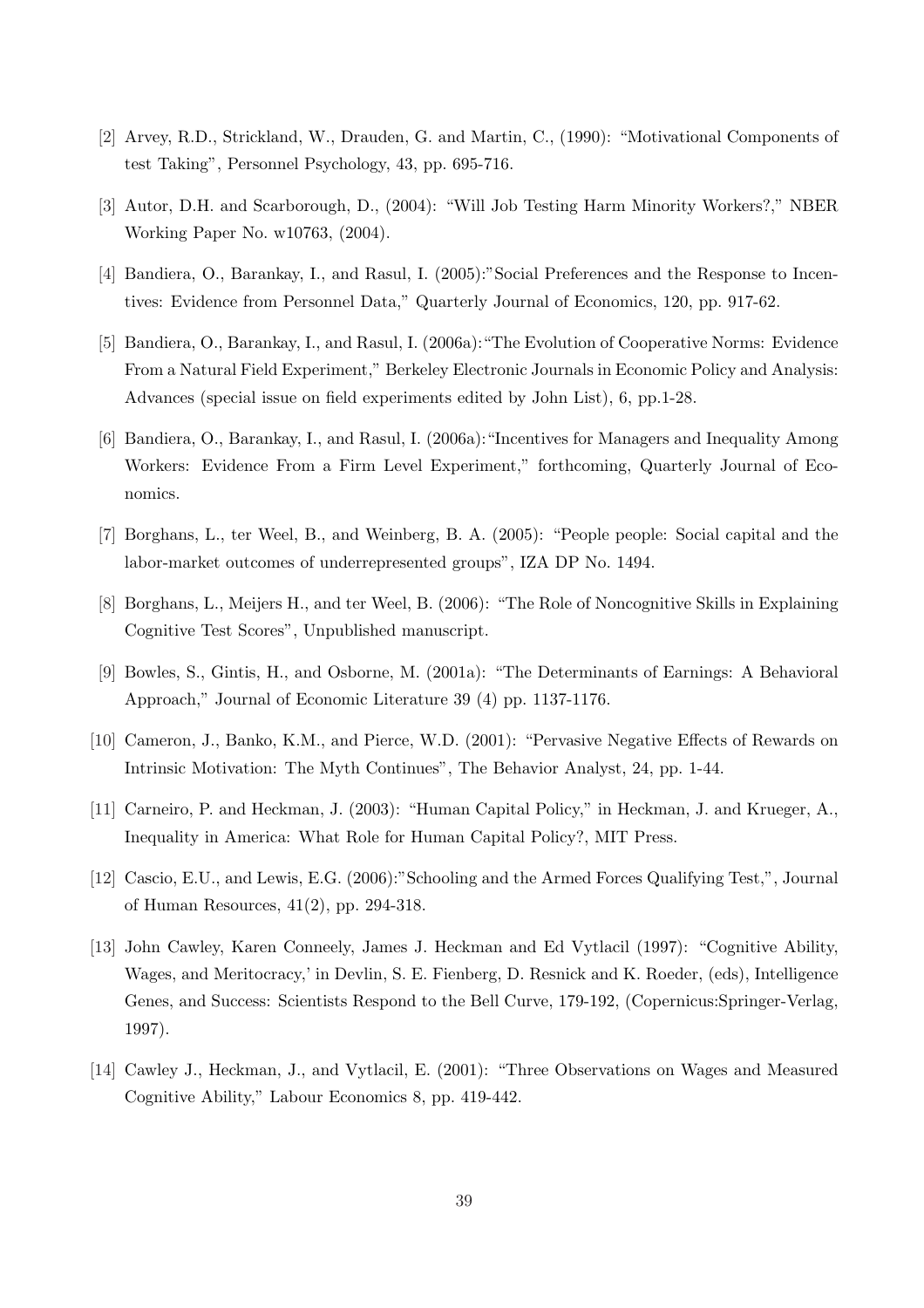[2] Arvey, R.D., Strickland, W., Drauden, G. and Martin, C., (1990): "Motivational Components of test Taking", Personnel Psychology, 43, pp. 695-716.

[3] Autor, D.H. and Scarborough, D., (2004): "Will Job Testing Harm Minority Workers?," NBER Working Paper No. w10763, (2004).

[4] Bandiera, O., Barankay, I., and Rasul, I. (2005):"Social Preferences and the Response to Incentives: Evidence from Personnel Data," Quarterly Journal of Economics, 120, pp. 917-62.

[5] Bandiera, O., Barankay, I., and Rasul, I. (2006a):"The Evolution of Cooperative Norms: Evidence From a Natural Field Experiment," Berkeley Electronic Journals in Economic Policy and Analysis: Advances (special issue on field experiments edited by John List), 6, pp.1-28.

[6] Bandiera, O., Barankay, I., and Rasul, I. (2006a):"Incentives for Managers and Inequality Among Workers: Evidence From a Firm Level Experiment," forthcoming, Quarterly Journal of Economics.

[7] Borghans, L., ter Weel, B., and Weinberg, B. A. (2005): "People people: Social capital and the labor-market outcomes of underrepresented groups", IZA DP No. 1494.

[8] Borghans, L., Meijers H., and ter Weel, B. (2006): "The Role of Noncognitive Skills in Explaining Cognitive Test Scores", Unpublished manuscript.

[9] Bowles, S., Gintis, H., and Osborne, M. (2001a): "The Determinants of Earnings: A Behavioral Approach," Journal of Economic Literature 39 (4) pp. 1137-1176.

[10] Cameron, J., Banko, K.M., and Pierce, W.D. (2001): "Pervasive Negative Effects of Rewards on Intrinsic Motivation: The Myth Continues", The Behavior Analyst, 24, pp. 1-44.

[11] Carneiro, P. and Heckman, J. (2003): "Human Capital Policy," in Heckman, J. and Krueger, A., Inequality in America: What Role for Human Capital Policy?, MIT Press.

[12] Cascio, E.U., and Lewis, E.G. (2006):"Schooling and the Armed Forces Qualifying Test,", Journal of Human Resources, 41(2), pp. 294-318.

[13] John Cawley, Karen Conneely, James J. Heckman and Ed Vytlacil (1997): "Cognitive Ability, Wages, and Meritocracy,' in Devlin, S. E. Fienberg, D. Resnick and K. Roeder, (eds), Intelligence Genes, and Success: Scientists Respond to the Bell Curve, 179-192, (Copernicus:Springer-Verlag, 1997).

[14] Cawley J., Heckman, J., and Vytlacil, E. (2001): "Three Observations on Wages and Measured Cognitive Ability," Labour Economics 8, pp. 419-442.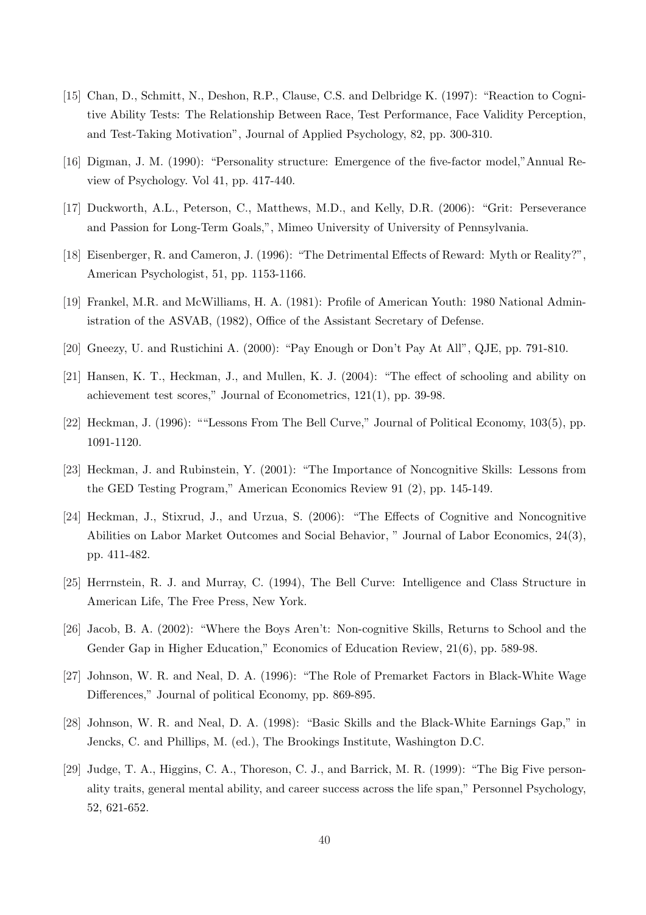[15] Chan, D., Schmitt, N., Deshon, R.P., Clause, C.S. and Delbridge K. (1997): "Reaction to Cognitive Ability Tests: The Relationship Between Race, Test Performance, Face Validity Perception, and Test-Taking Motivation", Journal of Applied Psychology, 82, pp. 300-310.

[16] Digman, J. M. (1990): "Personality structure: Emergence of the five-factor model,"Annual Review of Psychology. Vol 41, pp. 417-440.

[17] Duckworth, A.L., Peterson, C., Matthews, M.D., and Kelly, D.R. (2006): "Grit: Perseverance and Passion for Long-Term Goals,", Mimeo University of University of Pennsylvania.

[18] Eisenberger, R. and Cameron, J. (1996): "The Detrimental Effects of Reward: Myth or Reality?", American Psychologist, 51, pp. 1153-1166.

[19] Frankel, M.R. and McWilliams, H. A. (1981): Profile of American Youth: 1980 National Administration of the ASVAB, (1982), Office of the Assistant Secretary of Defense.

[20] Gneezy, U. and Rustichini A. (2000): "Pay Enough or Don't Pay At All", QJE, pp. 791-810.

[21] Hansen, K. T., Heckman, J., and Mullen, K. J. (2004): "The effect of schooling and ability on achievement test scores," Journal of Econometrics, 121(1), pp. 39-98.

[22] Heckman, J. (1996): ""Lessons From The Bell Curve," Journal of Political Economy, 103(5), pp. 1091-1120.

[23] Heckman, J. and Rubinstein, Y. (2001): "The Importance of Noncognitive Skills: Lessons from the GED Testing Program," American Economics Review 91 (2), pp. 145-149.

[24] Heckman, J., Stixrud, J., and Urzua, S. (2006): "The Effects of Cognitive and Noncognitive Abilities on Labor Market Outcomes and Social Behavior, " Journal of Labor Economics, 24(3), pp. 411-482.

[25] Herrnstein, R. J. and Murray, C. (1994), The Bell Curve: Intelligence and Class Structure in American Life, The Free Press, New York.

[26] Jacob, B. A. (2002): "Where the Boys Aren't: Non-cognitive Skills, Returns to School and the Gender Gap in Higher Education," Economics of Education Review, 21(6), pp. 589-98.

[27] Johnson, W. R. and Neal, D. A. (1996): "The Role of Premarket Factors in Black-White Wage Differences," Journal of political Economy, pp. 869-895.

[28] Johnson, W. R. and Neal, D. A. (1998): "Basic Skills and the Black-White Earnings Gap," in Jencks, C. and Phillips, M. (ed.), The Brookings Institute, Washington D.C.

[29] Judge, T. A., Higgins, C. A., Thoreson, C. J., and Barrick, M. R. (1999): "The Big Five personality traits, general mental ability, and career success across the life span," Personnel Psychology, 52, 621-652.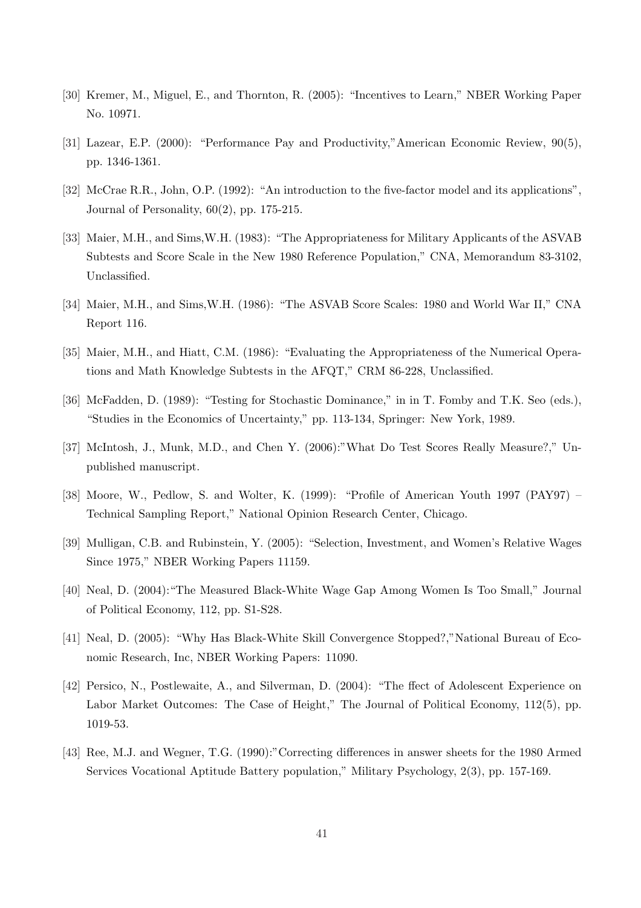[30] Kremer, M., Miguel, E., and Thornton, R. (2005): "Incentives to Learn," NBER Working Paper No. 10971.

[31] Lazear, E.P. (2000): "Performance Pay and Productivity,"American Economic Review, 90(5), pp. 1346-1361.

[32] McCrae R.R., John, O.P. (1992): "An introduction to the five-factor model and its applications", Journal of Personality, 60(2), pp. 175-215.

[33] Maier, M.H., and Sims,W.H. (1983): "The Appropriateness for Military Applicants of the ASVAB Subtests and Score Scale in the New 1980 Reference Population," CNA, Memorandum 83-3102, Unclassified.

[34] Maier, M.H., and Sims,W.H. (1986): "The ASVAB Score Scales: 1980 and World War II," CNA Report 116.

[35] Maier, M.H., and Hiatt, C.M. (1986): "Evaluating the Appropriateness of the Numerical Operations and Math Knowledge Subtests in the AFQT," CRM 86-228, Unclassified.

[36] McFadden, D. (1989): "Testing for Stochastic Dominance," in in T. Fomby and T.K. Seo (eds.), "Studies in the Economics of Uncertainty," pp. 113-134, Springer: New York, 1989.

[37] McIntosh, J., Munk, M.D., and Chen Y. (2006):"What Do Test Scores Really Measure?," Unpublished manuscript.

[38] Moore, W., Pedlow, S. and Wolter, K. (1999): "Profile of American Youth 1997 (PAY97) – Technical Sampling Report," National Opinion Research Center, Chicago.

[39] Mulligan, C.B. and Rubinstein, Y. (2005): "Selection, Investment, and Women's Relative Wages Since 1975," NBER Working Papers 11159.

[40] Neal, D. (2004):"The Measured Black-White Wage Gap Among Women Is Too Small," Journal of Political Economy, 112, pp. S1-S28.

[41] Neal, D. (2005): "Why Has Black-White Skill Convergence Stopped?,"National Bureau of Economic Research, Inc, NBER Working Papers: 11090.

[42] Persico, N., Postlewaite, A., and Silverman, D. (2004): "The ffect of Adolescent Experience on Labor Market Outcomes: The Case of Height," The Journal of Political Economy, 112(5), pp. 1019-53.

[43] Ree, M.J. and Wegner, T.G. (1990):"Correcting differences in answer sheets for the 1980 Armed Services Vocational Aptitude Battery population," Military Psychology, 2(3), pp. 157-169.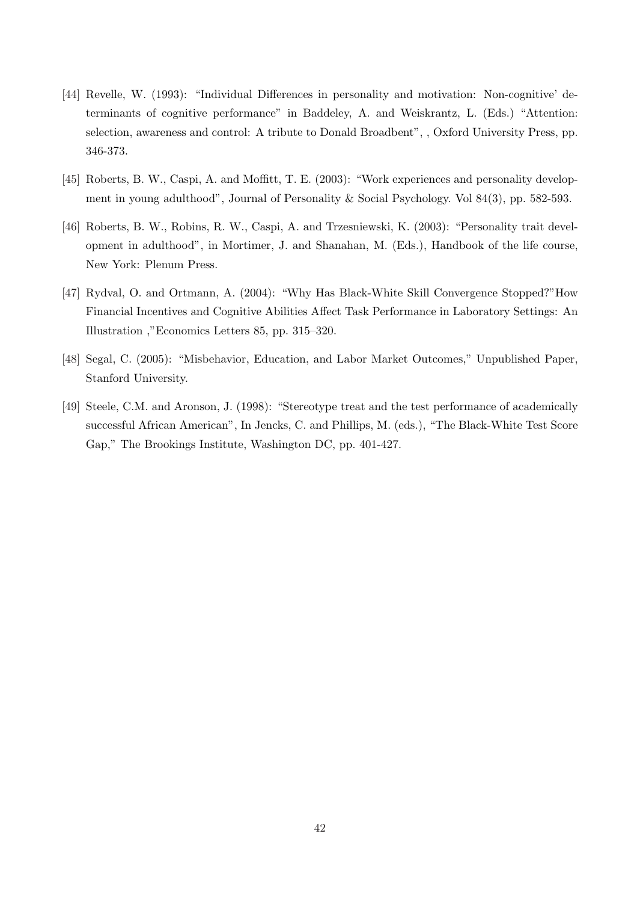[44] Revelle, W. (1993): "Individual Differences in personality and motivation: Non-cognitive' determinants of cognitive performance" in Baddeley, A. and Weiskrantz, L. (Eds.) "Attention: selection, awareness and control: A tribute to Donald Broadbent", , Oxford University Press, pp. 346-373.

[45] Roberts, B. W., Caspi, A. and Moffitt, T. E. (2003): "Work experiences and personality development in young adulthood", Journal of Personality & Social Psychology. Vol 84(3), pp. 582-593.

[46] Roberts, B. W., Robins, R. W., Caspi, A. and Trzesniewski, K. (2003): "Personality trait development in adulthood", in Mortimer, J. and Shanahan, M. (Eds.), Handbook of the life course, New York: Plenum Press.

[47] Rydval, O. and Ortmann, A. (2004): "Why Has Black-White Skill Convergence Stopped?"How Financial Incentives and Cognitive Abilities Affect Task Performance in Laboratory Settings: An Illustration ,"Economics Letters 85, pp. 315–320.

[48] Segal, C. (2005): "Misbehavior, Education, and Labor Market Outcomes," Unpublished Paper, Stanford University.

[49] Steele, C.M. and Aronson, J. (1998): "Stereotype treat and the test performance of academically successful African American", In Jencks, C. and Phillips, M. (eds.), "The Black-White Test Score Gap," The Brookings Institute, Washington DC, pp. 401-427.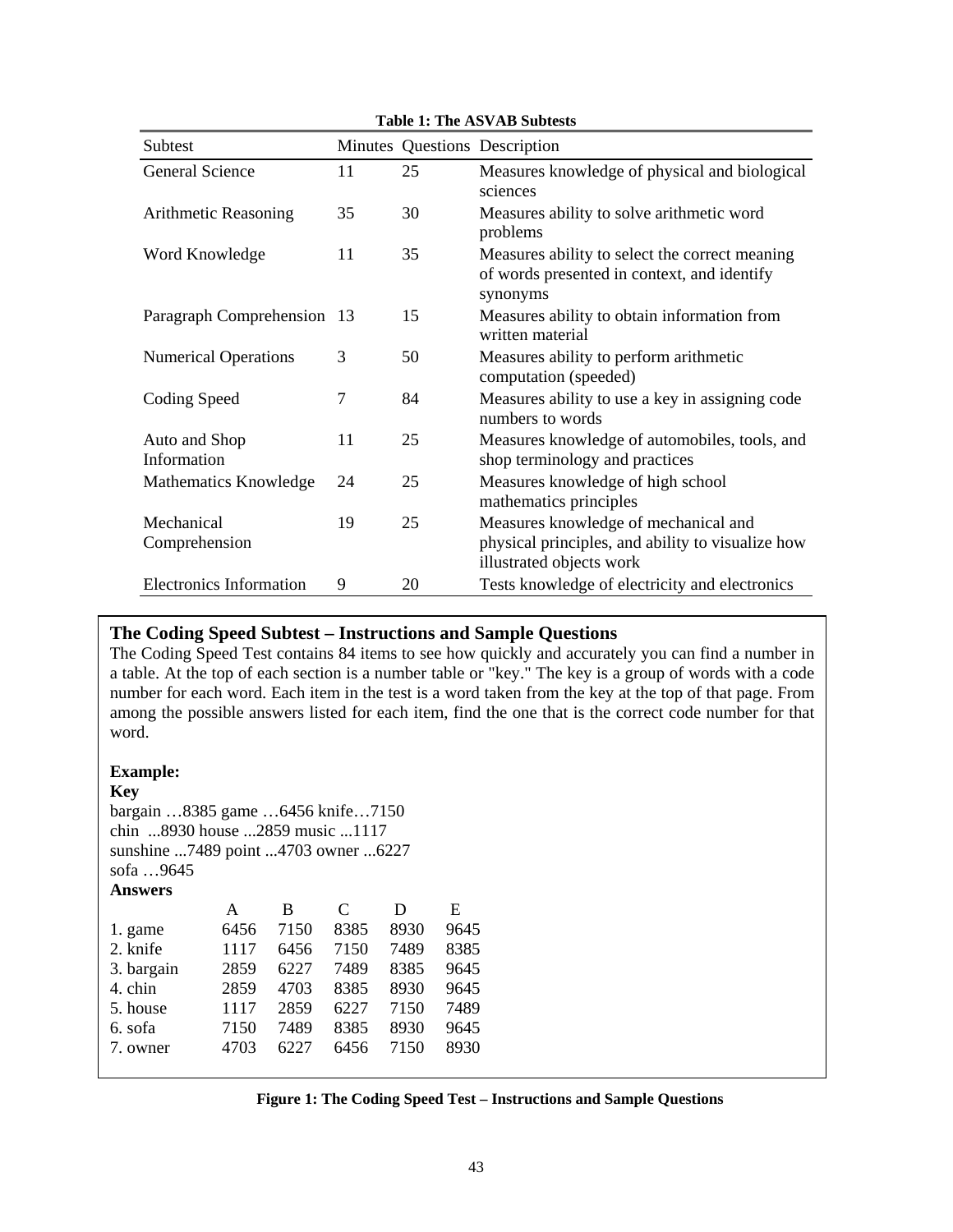**Table 1: The ASVAB Subtests**

| Subtest | Minutes | Questions | Description |
|---|---|---|---|
| General Science | 11 | 25 | Measures knowledge of physical and biological sciences |
| Arithmetic Reasoning | 35 | 30 | Measures ability to solve arithmetic word problems |
| Word Knowledge | 11 | 35 | Measures ability to select the correct meaning of words presented in context, and identify synonyms |
| Paragraph Comprehension | 13 | 15 | Measures ability to obtain information from written material |
| Numerical Operations | 3 | 50 | Measures ability to perform arithmetic computation (speeded) |
| Coding Speed | 7 | 84 | Measures ability to use a key in assigning code numbers to words |
| Auto and Shop Information | 11 | 25 | Measures knowledge of automobiles, tools, and shop terminology and practices |
| Mathematics Knowledge | 24 | 25 | Measures knowledge of high school mathematics principles |
| Mechanical Comprehension | 19 | 25 | Measures knowledge of mechanical and physical principles, and ability to visualize how illustrated objects work |
| Electronics Information | 9 | 20 | Tests knowledge of electricity and electronics |

### The Coding Speed Subtest – Instructions and Sample Questions

The Coding Speed Test contains 84 items to see how quickly and accurately you can find a number in a table. At the top of each section is a number table or "key." The key is a group of words with a code number for each word. Each item in the test is a word taken from the key at the top of that page. From among the possible answers listed for each item, find the one that is the correct code number for that word.

**Example:**

**Key**

bargain …8385 game …6456 knife…7150
chin ...8930 house ...2859 music ...1117
sunshine ...7489 point ...4703 owner ...6227
sofa …9645

**Answers**

| | A | B | C | D | E |
|---|---|---|---|---|---|
| 1. game | 6456 | 7150 | 8385 | 8930 | 9645 |
| 2. knife | 1117 | 6456 | 7150 | 7489 | 8385 |
| 3. bargain | 2859 | 6227 | 7489 | 8385 | 9645 |
| 4. chin | 2859 | 4703 | 8385 | 8930 | 9645 |
| 5. house | 1117 | 2859 | 6227 | 7150 | 7489 |
| 6. sofa | 7150 | 7489 | 8385 | 8930 | 9645 |
| 7. owner | 4703 | 6227 | 6456 | 7150 | 8930 |

**Figure 1: The Coding Speed Test – Instructions and Sample Questions**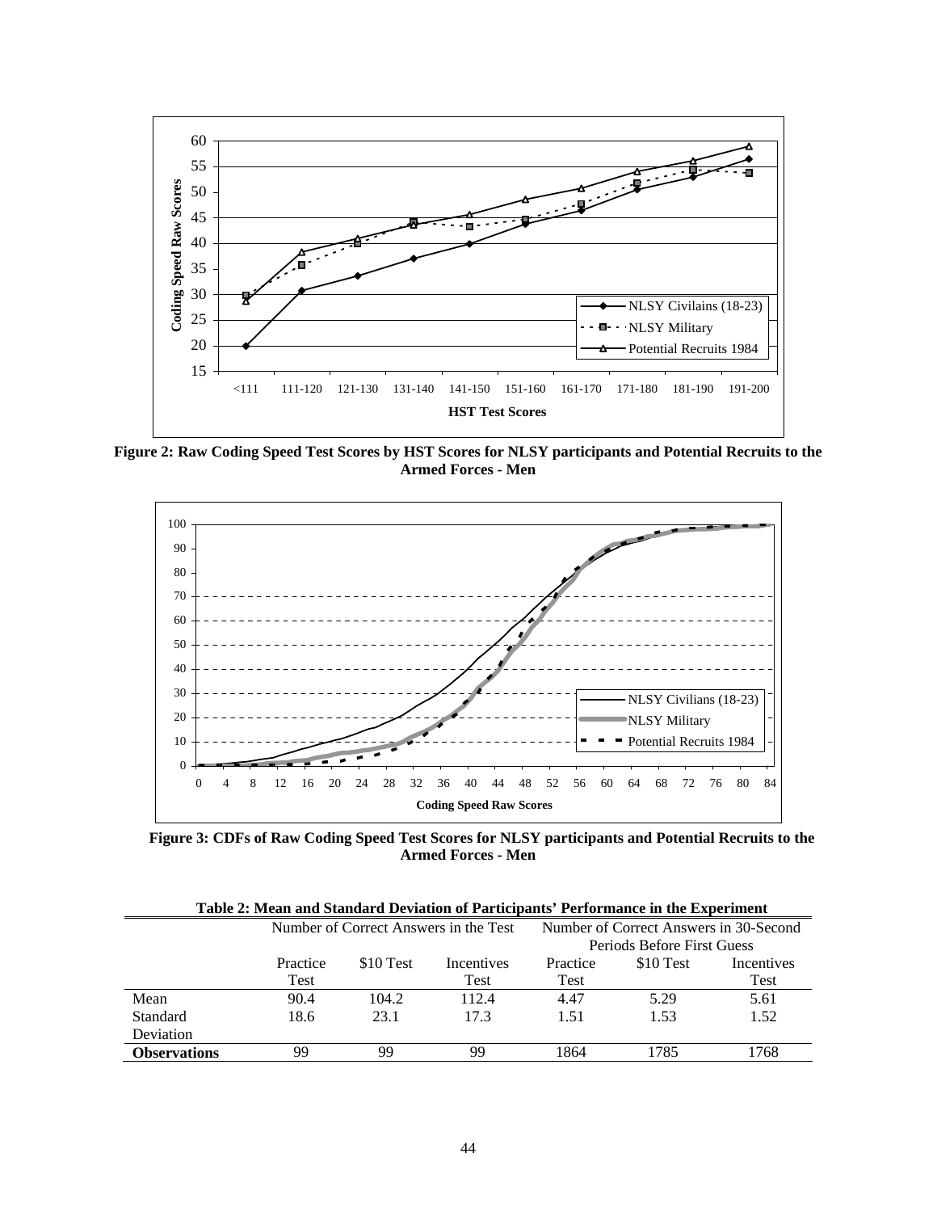**Figure 2: Raw Coding Speed Test Scores by HST Scores for NLSY participants and Potential Recruits to the Armed Forces - Men**

**Figure 3: CDFs of Raw Coding Speed Test Scores for NLSY participants and Potential Recruits to the Armed Forces - Men**

**Table 2: Mean and Standard Deviation of Participants' Performance in the Experiment**

| | Number of Correct Answers in the Test | | | Number of Correct Answers in 30-Second Periods Before First Guess | | |
|---|---|---|---|---|---|---|
| | Practice Test | $10 Test | Incentives Test | Practice Test | $10 Test | Incentives Test |
| Mean | 90.4 | 104.2 | 112.4 | 4.47 | 5.29 | 5.61 |
| Standard Deviation | 18.6 | 23.1 | 17.3 | 1.51 | 1.53 | 1.52 |
| **Observations** | 99 | 99 | 99 | 1864 | 1785 | 1768 |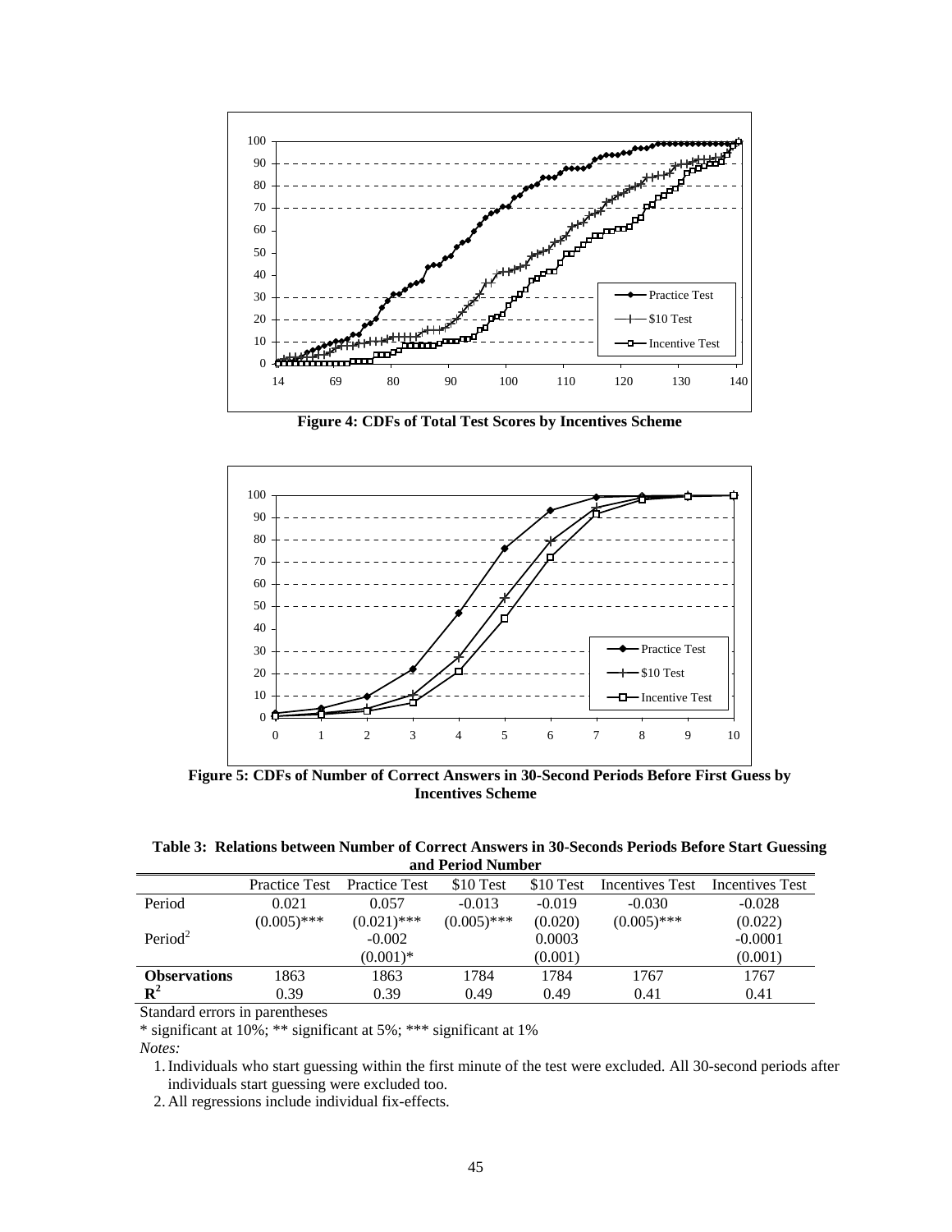**Figure 4: CDFs of Total Test Scores by Incentives Scheme**

**Figure 5: CDFs of Number of Correct Answers in 30-Second Periods Before First Guess by Incentives Scheme**

**Table 3: Relations between Number of Correct Answers in 30-Seconds Periods Before Start Guessing and Period Number**

| | Practice Test | Practice Test | \$10 Test | \$10 Test | Incentives Test | Incentives Test |
|---|---|---|---|---|---|---|
| Period | 0.021 | 0.057 | -0.013 | -0.019 | -0.030 | -0.028 |
| | (0.005)*** | (0.021)*** | (0.005)*** | (0.020) | (0.005)*** | (0.022) |
| $\text{Period}^2$ | | -0.002 | | 0.0003 | | -0.0001 |
| | | (0.001)* | | (0.001) | | (0.001) |
| **Observations** | 1863 | 1863 | 1784 | 1784 | 1767 | 1767 |
| $\mathbf{R^2}$ | 0.39 | 0.39 | 0.49 | 0.49 | 0.41 | 0.41 |

Standard errors in parentheses

* significant at 10%; ** significant at 5%; *** significant at 1%

*Notes:*

1. Individuals who start guessing within the first minute of the test were excluded. All 30-second periods after individuals start guessing were excluded too.
2. All regressions include individual fix-effects.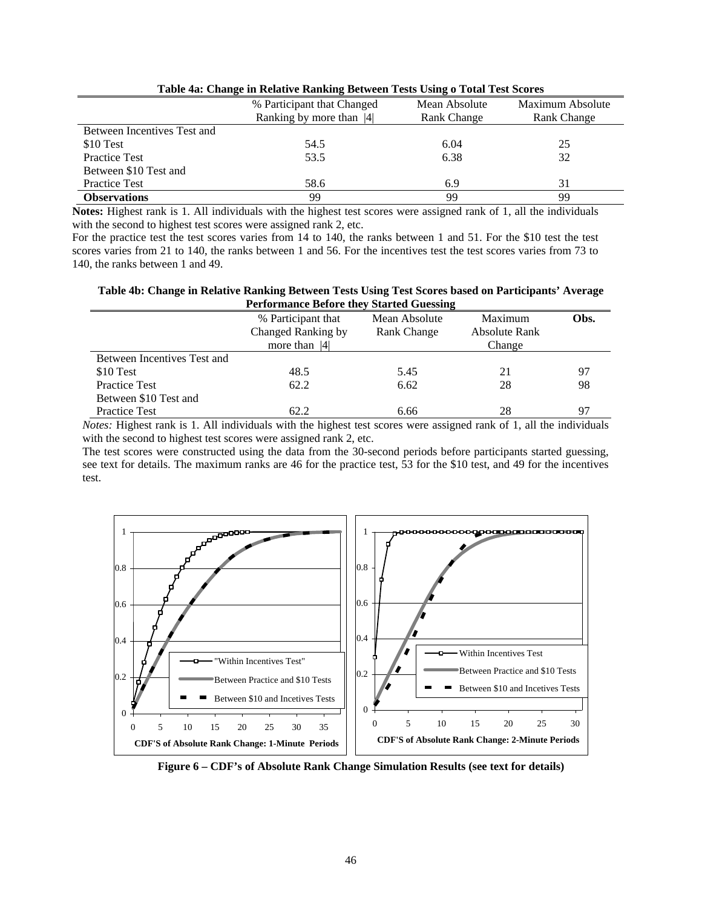**Table 4a: Change in Relative Ranking Between Tests Using o Total Test Scores**

| | % Participant that Changed Ranking by more than \|4\| | Mean Absolute Rank Change | Maximum Absolute Rank Change |
|---|---|---|---|
| Between Incentives Test and | | | |
| $10 Test | 54.5 | 6.04 | 25 |
| Practice Test | 53.5 | 6.38 | 32 |
| Between $10 Test and | | | |
| Practice Test | 58.6 | 6.9 | 31 |
| **Observations** | 99 | 99 | 99 |

**Notes:** Highest rank is 1. All individuals with the highest test scores were assigned rank of 1, all the individuals with the second to highest test scores were assigned rank 2, etc.

For the practice test the test scores varies from 14 to 140, the ranks between 1 and 51. For the $10 test the test scores varies from 21 to 140, the ranks between 1 and 56. For the incentives test the test scores varies from 73 to 140, the ranks between 1 and 49.

**Table 4b: Change in Relative Ranking Between Tests Using Test Scores based on Participants' Average Performance Before they Started Guessing**

| | % Participant that Changed Ranking by more than \|4\| | Mean Absolute Rank Change | Maximum Absolute Rank Change | **Obs.** |
|---|---|---|---|---|
| Between Incentives Test and | | | | |
| $10 Test | 48.5 | 5.45 | 21 | 97 |
| Practice Test | 62.2 | 6.62 | 28 | 98 |
| Between $10 Test and | | | | |
| Practice Test | 62.2 | 6.66 | 28 | 97 |

*Notes:* Highest rank is 1. All individuals with the highest test scores were assigned rank of 1, all the individuals with the second to highest test scores were assigned rank 2, etc.

The test scores were constructed using the data from the 30-second periods before participants started guessing, see text for details. The maximum ranks are 46 for the practice test, 53 for the $10 test, and 49 for the incentives test.

**Figure 6 – CDF's of Absolute Rank Change Simulation Results (see text for details)**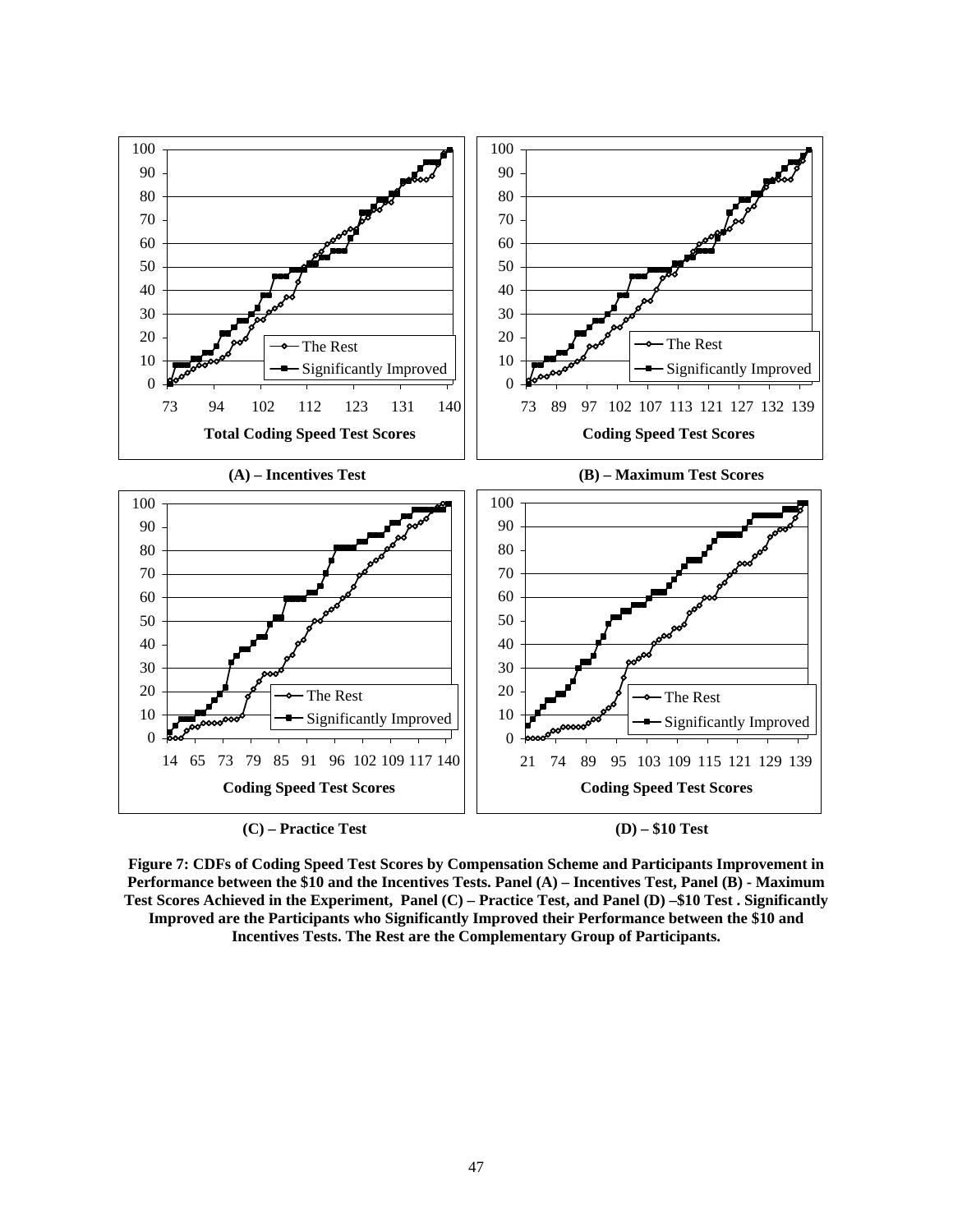**(A) – Incentives Test**

**(B) – Maximum Test Scores**

**(C) – Practice Test**

**(D) – $10 Test**

**Figure 7: CDFs of Coding Speed Test Scores by Compensation Scheme and Participants Improvement in Performance between the $10 and the Incentives Tests. Panel (A) – Incentives Test, Panel (B) - Maximum Test Scores Achieved in the Experiment, Panel (C) – Practice Test, and Panel (D) –$10 Test . Significantly Improved are the Participants who Significantly Improved their Performance between the $10 and Incentives Tests. The Rest are the Complementary Group of Participants.**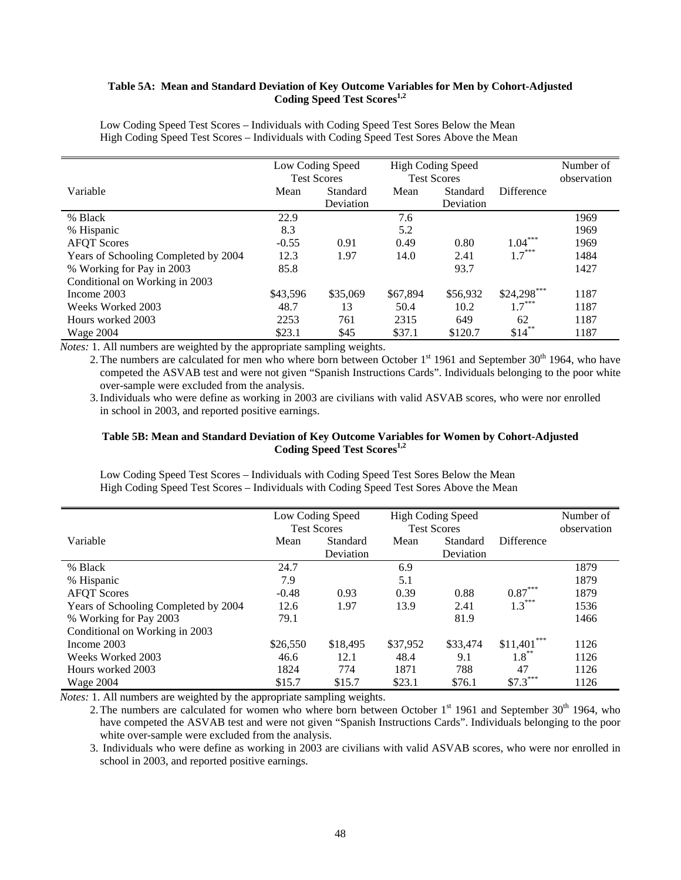**Table 5A: Mean and Standard Deviation of Key Outcome Variables for Men by Cohort-Adjusted Coding Speed Test Scores[1,2]**

Low Coding Speed Test Scores – Individuals with Coding Speed Test Sores Below the Mean
High Coding Speed Test Scores – Individuals with Coding Speed Test Sores Above the Mean

| | Low Coding Speed Test Scores | | High Coding Speed Test Scores | | | Number of observation |
|---|---|---|---|---|---|---|
| Variable | Mean | Standard Deviation | Mean | Standard Deviation | Difference | |
| % Black | 22.9 | | 7.6 | | | 1969 |
| % Hispanic | 8.3 | | 5.2 | | | 1969 |
| AFQT Scores | -0.55 | 0.91 | 0.49 | 0.80 | 1.04*** | 1969 |
| Years of Schooling Completed by 2004 | 12.3 | 1.97 | 14.0 | 2.41 | 1.7*** | 1484 |
| % Working for Pay in 2003 | 85.8 | | | 93.7 | | 1427 |
| Conditional on Working in 2003 | | | | | | |
| Income 2003 | $43,596 | $35,069 | $67,894 | $56,932 | $24,298*** | 1187 |
| Weeks Worked 2003 | 48.7 | 13 | 50.4 | 10.2 | 1.7*** | 1187 |
| Hours worked 2003 | 2253 | 761 | 2315 | 649 | 62 | 1187 |
| Wage 2004 | $23.1 | $45 | $37.1 | $120.7 | $14** | 1187 |

*Notes:* 1. All numbers are weighted by the appropriate sampling weights.

2. The numbers are calculated for men who where born between October 1st 1961 and September 30th 1964, who have competed the ASVAB test and were not given "Spanish Instructions Cards". Individuals belonging to the poor white over-sample were excluded from the analysis.

3. Individuals who were define as working in 2003 are civilians with valid ASVAB scores, who were nor enrolled in school in 2003, and reported positive earnings.

**Table 5B: Mean and Standard Deviation of Key Outcome Variables for Women by Cohort-Adjusted Coding Speed Test Scores[1,2]**

Low Coding Speed Test Scores – Individuals with Coding Speed Test Sores Below the Mean
High Coding Speed Test Scores – Individuals with Coding Speed Test Sores Above the Mean

| | Low Coding Speed Test Scores | | High Coding Speed Test Scores | | | Number of observation |
|---|---|---|---|---|---|---|
| Variable | Mean | Standard Deviation | Mean | Standard Deviation | Difference | |
| % Black | 24.7 | | 6.9 | | | 1879 |
| % Hispanic | 7.9 | | 5.1 | | | 1879 |
| AFQT Scores | -0.48 | 0.93 | 0.39 | 0.88 | 0.87*** | 1879 |
| Years of Schooling Completed by 2004 | 12.6 | 1.97 | 13.9 | 2.41 | 1.3*** | 1536 |
| % Working for Pay 2003 | 79.1 | | | 81.9 | | 1466 |
| Conditional on Working in 2003 | | | | | | |
| Income 2003 | $26,550 | $18,495 | $37,952 | $33,474 | $11,401*** | 1126 |
| Weeks Worked 2003 | 46.6 | 12.1 | 48.4 | 9.1 | 1.8** | 1126 |
| Hours worked 2003 | 1824 | 774 | 1871 | 788 | 47 | 1126 |
| Wage 2004 | $15.7 | $15.7 | $23.1 | $76.1 | $7.3*** | 1126 |

*Notes:* 1. All numbers are weighted by the appropriate sampling weights.

2. The numbers are calculated for women who where born between October 1st 1961 and September 30th 1964, who have competed the ASVAB test and were not given "Spanish Instructions Cards". Individuals belonging to the poor white over-sample were excluded from the analysis.

3. Individuals who were define as working in 2003 are civilians with valid ASVAB scores, who were nor enrolled in school in 2003, and reported positive earnings.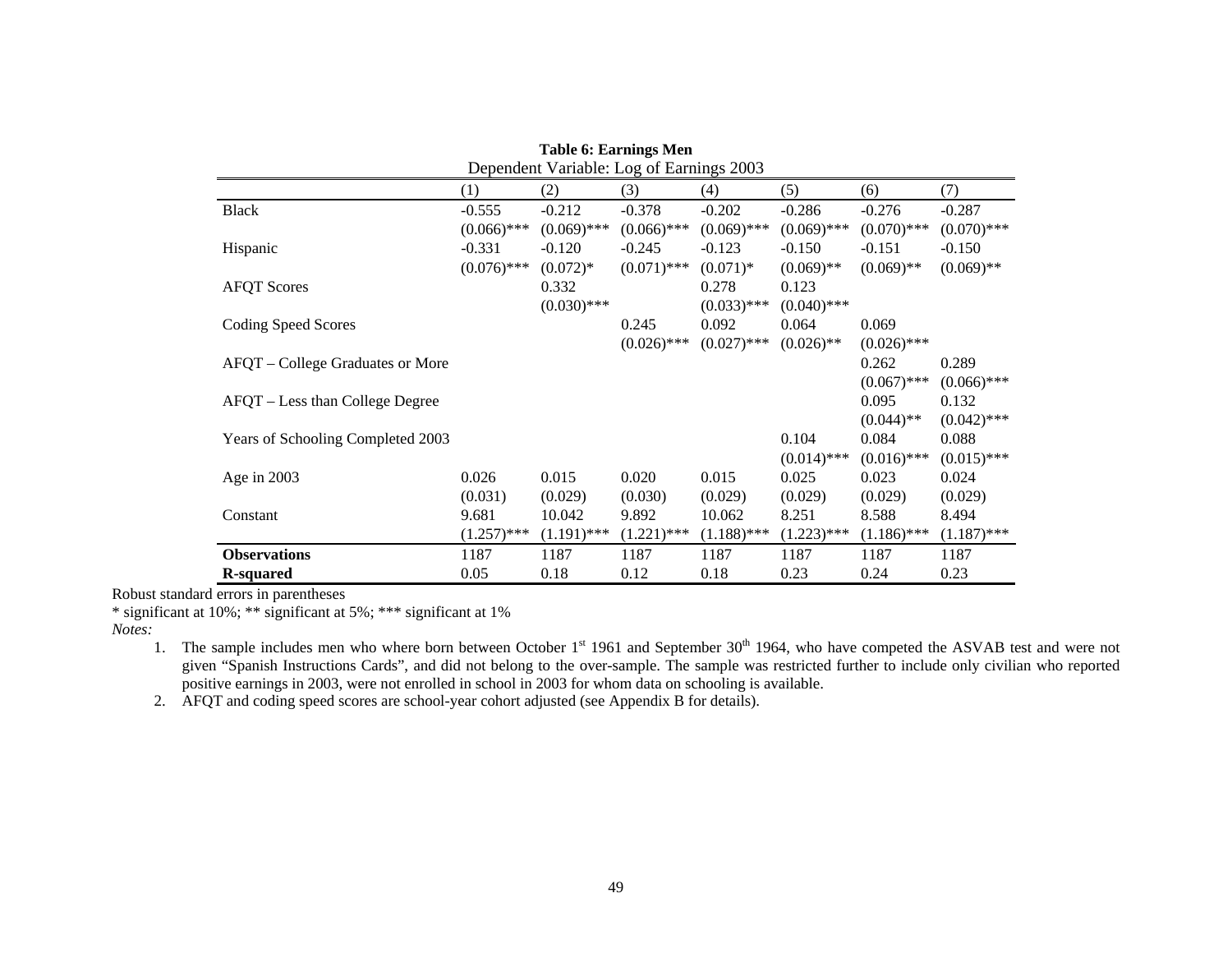**Table 6: Earnings Men**

Dependent Variable: Log of Earnings 2003

| | (1) | (2) | (3) | (4) | (5) | (6) | (7) |
|---|---|---|---|---|---|---|---|
| Black | -0.555 | -0.212 | -0.378 | -0.202 | -0.286 | -0.276 | -0.287 |
| | (0.066)*** | (0.069)*** | (0.066)*** | (0.069)*** | (0.069)*** | (0.070)*** | (0.070)*** |
| Hispanic | -0.331 | -0.120 | -0.245 | -0.123 | -0.150 | -0.151 | -0.150 |
| | (0.076)*** | (0.072)* | (0.071)*** | (0.071)* | (0.069)** | (0.069)** | (0.069)** |
| AFQT Scores | | 0.332 | | 0.278 | 0.123 | | |
| | | (0.030)*** | | (0.033)*** | (0.040)*** | | |
| Coding Speed Scores | | | 0.245 | 0.092 | 0.064 | 0.069 | |
| | | | (0.026)*** | (0.027)*** | (0.026)** | (0.026)*** | |
| AFQT – College Graduates or More | | | | | | 0.262 | 0.289 |
| | | | | | | (0.067)*** | (0.066)*** |
| AFQT – Less than College Degree | | | | | | 0.095 | 0.132 |
| | | | | | | (0.044)** | (0.042)*** |
| Years of Schooling Completed 2003 | | | | | 0.104 | 0.084 | 0.088 |
| | | | | | (0.014)*** | (0.016)*** | (0.015)*** |
| Age in 2003 | 0.026 | 0.015 | 0.020 | 0.015 | 0.025 | 0.023 | 0.024 |
| | (0.031) | (0.029) | (0.030) | (0.029) | (0.029) | (0.029) | (0.029) |
| Constant | 9.681 | 10.042 | 9.892 | 10.062 | 8.251 | 8.588 | 8.494 |
| | (1.257)*** | (1.191)*** | (1.221)*** | (1.188)*** | (1.223)*** | (1.186)*** | (1.187)*** |
| **Observations** | 1187 | 1187 | 1187 | 1187 | 1187 | 1187 | 1187 |
| **R-squared** | 0.05 | 0.18 | 0.12 | 0.18 | 0.23 | 0.24 | 0.23 |

Robust standard errors in parentheses

* significant at 10%; ** significant at 5%; *** significant at 1%

*Notes:*

1. The sample includes men who where born between October 1st 1961 and September 30th 1964, who have competed the ASVAB test and were not given "Spanish Instructions Cards", and did not belong to the over-sample. The sample was restricted further to include only civilian who reported positive earnings in 2003, were not enrolled in school in 2003 for whom data on schooling is available.
2. AFQT and coding speed scores are school-year cohort adjusted (see Appendix B for details).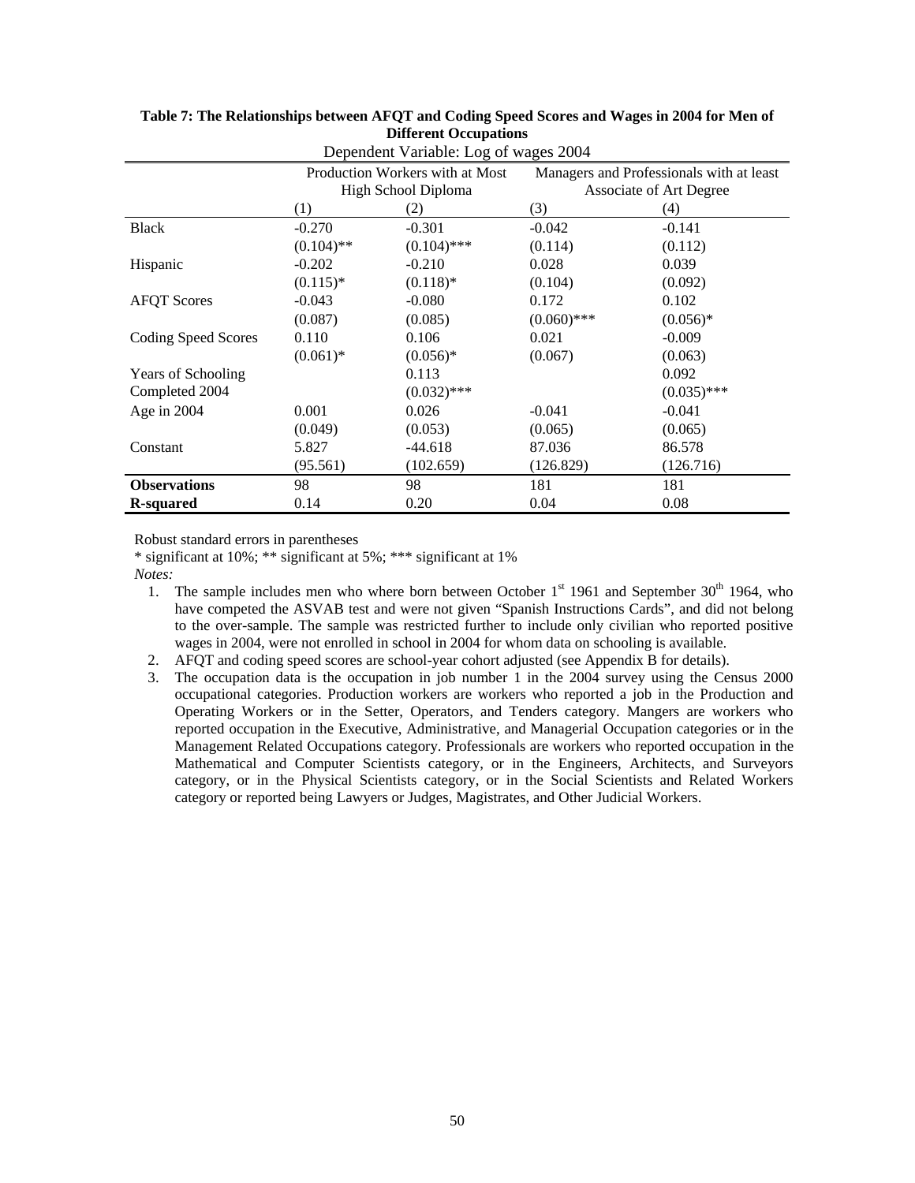**Table 7: The Relationships between AFQT and Coding Speed Scores and Wages in 2004 for Men of Different Occupations**

Dependent Variable: Log of wages 2004

| | Production Workers with at Most High School Diploma | | Managers and Professionals with at least Associate of Art Degree | |
|---|---|---|---|---|
| | (1) | (2) | (3) | (4) |
| Black | -0.270 | -0.301 | -0.042 | -0.141 |
| | (0.104)** | (0.104)*** | (0.114) | (0.112) |
| Hispanic | -0.202 | -0.210 | 0.028 | 0.039 |
| | (0.115)* | (0.118)* | (0.104) | (0.092) |
| AFQT Scores | -0.043 | -0.080 | 0.172 | 0.102 |
| | (0.087) | (0.085) | (0.060)*** | (0.056)* |
| Coding Speed Scores | 0.110 | 0.106 | 0.021 | -0.009 |
| | (0.061)* | (0.056)* | (0.067) | (0.063) |
| Years of Schooling Completed 2004 | | 0.113 | | 0.092 |
| | | (0.032)*** | | (0.035)*** |
| Age in 2004 | 0.001 | 0.026 | -0.041 | -0.041 |
| | (0.049) | (0.053) | (0.065) | (0.065) |
| Constant | 5.827 | -44.618 | 87.036 | 86.578 |
| | (95.561) | (102.659) | (126.829) | (126.716) |
| **Observations** | 98 | 98 | 181 | 181 |
| **R-squared** | 0.14 | 0.20 | 0.04 | 0.08 |

Robust standard errors in parentheses

* significant at 10%; ** significant at 5%; *** significant at 1%

*Notes:*

1. The sample includes men who where born between October 1st 1961 and September 30th 1964, who have competed the ASVAB test and were not given "Spanish Instructions Cards", and did not belong to the over-sample. The sample was restricted further to include only civilian who reported positive wages in 2004, were not enrolled in school in 2004 for whom data on schooling is available.
2. AFQT and coding speed scores are school-year cohort adjusted (see Appendix B for details).
3. The occupation data is the occupation in job number 1 in the 2004 survey using the Census 2000 occupational categories. Production workers are workers who reported a job in the Production and Operating Workers or in the Setter, Operators, and Tenders category. Mangers are workers who reported occupation in the Executive, Administrative, and Managerial Occupation categories or in the Management Related Occupations category. Professionals are workers who reported occupation in the Mathematical and Computer Scientists category, or in the Engineers, Architects, and Surveyors category, or in the Physical Scientists category, or in the Social Scientists and Related Workers category or reported being Lawyers or Judges, Magistrates, and Other Judicial Workers.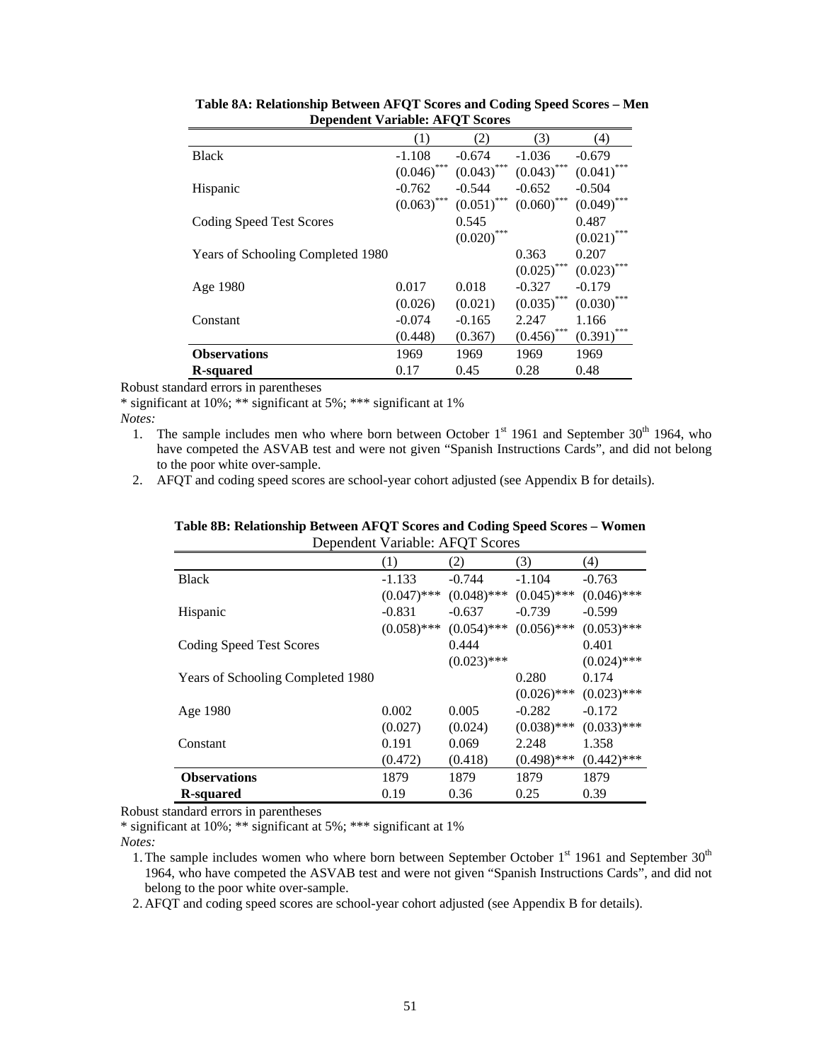**Table 8A: Relationship Between AFQT Scores and Coding Speed Scores – Men**
**Dependent Variable: AFQT Scores**

| | (1) | (2) | (3) | (4) |
|---|---|---|---|---|
| Black | -1.108 | -0.674 | -1.036 | -0.679 |
| | (0.046)*** | (0.043)*** | (0.043)*** | (0.041)*** |
| Hispanic | -0.762 | -0.544 | -0.652 | -0.504 |
| | (0.063)*** | (0.051)*** | (0.060)*** | (0.049)*** |
| Coding Speed Test Scores | | 0.545 | | 0.487 |
| | | (0.020)*** | | (0.021)*** |
| Years of Schooling Completed 1980 | | | 0.363 | 0.207 |
| | | | (0.025)*** | (0.023)*** |
| Age 1980 | 0.017 | 0.018 | -0.327 | -0.179 |
| | (0.026) | (0.021) | (0.035)*** | (0.030)*** |
| Constant | -0.074 | -0.165 | 2.247 | 1.166 |
| | (0.448) | (0.367) | (0.456)*** | (0.391)*** |
| **Observations** | 1969 | 1969 | 1969 | 1969 |
| **R-squared** | 0.17 | 0.45 | 0.28 | 0.48 |

Robust standard errors in parentheses

* significant at 10%; ** significant at 5%; *** significant at 1%

*Notes:*

1. The sample includes men who where born between October 1st 1961 and September 30th 1964, who have competed the ASVAB test and were not given "Spanish Instructions Cards", and did not belong to the poor white over-sample.
2. AFQT and coding speed scores are school-year cohort adjusted (see Appendix B for details).

**Table 8B: Relationship Between AFQT Scores and Coding Speed Scores – Women**
Dependent Variable: AFQT Scores

| | (1) | (2) | (3) | (4) |
|---|---|---|---|---|
| Black | -1.133 | -0.744 | -1.104 | -0.763 |
| | (0.047)*** | (0.048)*** | (0.045)*** | (0.046)*** |
| Hispanic | -0.831 | -0.637 | -0.739 | -0.599 |
| | (0.058)*** | (0.054)*** | (0.056)*** | (0.053)*** |
| Coding Speed Test Scores | | 0.444 | | 0.401 |
| | | (0.023)*** | | (0.024)*** |
| Years of Schooling Completed 1980 | | | 0.280 | 0.174 |
| | | | (0.026)*** | (0.023)*** |
| Age 1980 | 0.002 | 0.005 | -0.282 | -0.172 |
| | (0.027) | (0.024) | (0.038)*** | (0.033)*** |
| Constant | 0.191 | 0.069 | 2.248 | 1.358 |
| | (0.472) | (0.418) | (0.498)*** | (0.442)*** |
| **Observations** | 1879 | 1879 | 1879 | 1879 |
| **R-squared** | 0.19 | 0.36 | 0.25 | 0.39 |

Robust standard errors in parentheses

* significant at 10%; ** significant at 5%; *** significant at 1%

*Notes:*

1. The sample includes women who where born between September October 1st 1961 and September 30th 1964, who have competed the ASVAB test and were not given "Spanish Instructions Cards", and did not belong to the poor white over-sample.
2. AFQT and coding speed scores are school-year cohort adjusted (see Appendix B for details).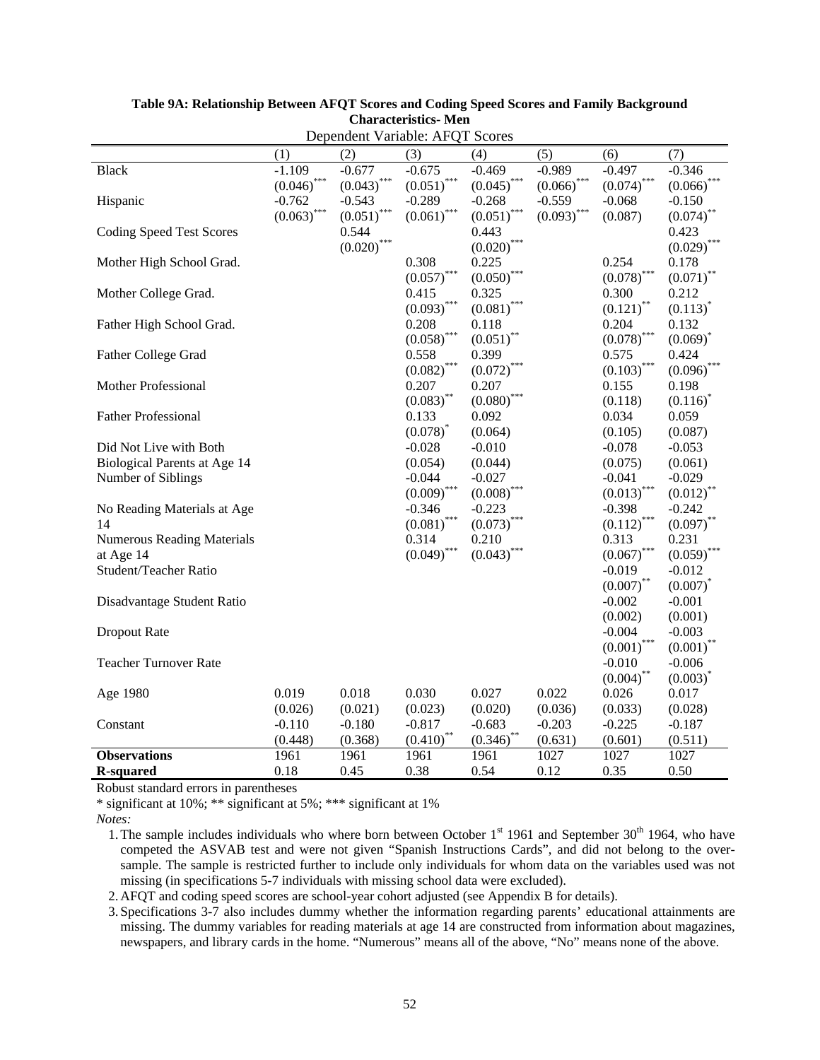**Table 9A: Relationship Between AFQT Scores and Coding Speed Scores and Family Background Characteristics- Men**

Dependent Variable: AFQT Scores

| | (1) | (2) | (3) | (4) | (5) | (6) | (7) |
|---|---|---|---|---|---|---|---|
| Black | -1.109 | -0.677 | -0.675 | -0.469 | -0.989 | -0.497 | -0.346 |
| | (0.046)*** | (0.043)*** | (0.051)*** | (0.045)*** | (0.066)*** | (0.074)*** | (0.066)*** |
| Hispanic | -0.762 | -0.543 | -0.289 | -0.268 | -0.559 | -0.068 | -0.150 |
| | (0.063)*** | (0.051)*** | (0.061)*** | (0.051)*** | (0.093)*** | (0.087) | (0.074)** |
| Coding Speed Test Scores | | 0.544 | | 0.443 | | | 0.423 |
| | | (0.020)*** | | (0.020)*** | | | (0.029)*** |
| Mother High School Grad. | | | 0.308 | 0.225 | | 0.254 | 0.178 |
| | | | (0.057)*** | (0.050)*** | | (0.078)*** | (0.071)** |
| Mother College Grad. | | | 0.415 | 0.325 | | 0.300 | 0.212 |
| | | | (0.093)*** | (0.081)*** | | (0.121)** | (0.113)* |
| Father High School Grad. | | | 0.208 | 0.118 | | 0.204 | 0.132 |
| | | | (0.058)*** | (0.051)** | | (0.078)*** | (0.069)* |
| Father College Grad | | | 0.558 | 0.399 | | 0.575 | 0.424 |
| | | | (0.082)*** | (0.072)*** | | (0.103)*** | (0.096)*** |
| Mother Professional | | | 0.207 | 0.207 | | 0.155 | 0.198 |
| | | | (0.083)** | (0.080)*** | | (0.118) | (0.116)* |
| Father Professional | | | 0.133 | 0.092 | | 0.034 | 0.059 |
| | | | (0.078)* | (0.064) | | (0.105) | (0.087) |
| Did Not Live with Both Biological Parents at Age 14 | | | -0.028 | -0.010 | | -0.078 | -0.053 |
| | | | (0.054) | (0.044) | | (0.075) | (0.061) |
| Number of Siblings | | | -0.044 | -0.027 | | -0.041 | -0.029 |
| | | | (0.009)*** | (0.008)*** | | (0.013)*** | (0.012)** |
| No Reading Materials at Age 14 | | | -0.346 | -0.223 | | -0.398 | -0.242 |
| | | | (0.081)*** | (0.073)*** | | (0.112)*** | (0.097)** |
| Numerous Reading Materials at Age 14 | | | 0.314 | 0.210 | | 0.313 | 0.231 |
| | | | (0.049)*** | (0.043)*** | | (0.067)*** | (0.059)*** |
| Student/Teacher Ratio | | | | | | -0.019 | -0.012 |
| | | | | | | (0.007)** | (0.007)* |
| Disadvantage Student Ratio | | | | | | -0.002 | -0.001 |
| | | | | | | (0.002) | (0.001) |
| Dropout Rate | | | | | | -0.004 | -0.003 |
| | | | | | | (0.001)*** | (0.001)** |
| Teacher Turnover Rate | | | | | | -0.010 | -0.006 |
| | | | | | | (0.004)** | (0.003)* |
| Age 1980 | 0.019 | 0.018 | 0.030 | 0.027 | 0.022 | 0.026 | 0.017 |
| | (0.026) | (0.021) | (0.023) | (0.020) | (0.036) | (0.033) | (0.028) |
| Constant | -0.110 | -0.180 | -0.817 | -0.683 | -0.203 | -0.225 | -0.187 |
| | (0.448) | (0.368) | (0.410)** | (0.346)** | (0.631) | (0.601) | (0.511) |
| **Observations** | 1961 | 1961 | 1961 | 1961 | 1027 | 1027 | 1027 |
| **R-squared** | 0.18 | 0.45 | 0.38 | 0.54 | 0.12 | 0.35 | 0.50 |

Robust standard errors in parentheses

* significant at 10%; ** significant at 5%; *** significant at 1%

*Notes:*

1. The sample includes individuals who where born between October 1st 1961 and September 30th 1964, who have competed the ASVAB test and were not given "Spanish Instructions Cards", and did not belong to the over-sample. The sample is restricted further to include only individuals for whom data on the variables used was not missing (in specifications 5-7 individuals with missing school data were excluded).
2. AFQT and coding speed scores are school-year cohort adjusted (see Appendix B for details).
3. Specifications 3-7 also includes dummy whether the information regarding parents' educational attainments are missing. The dummy variables for reading materials at age 14 are constructed from information about magazines, newspapers, and library cards in the home. "Numerous" means all of the above, "No" means none of the above.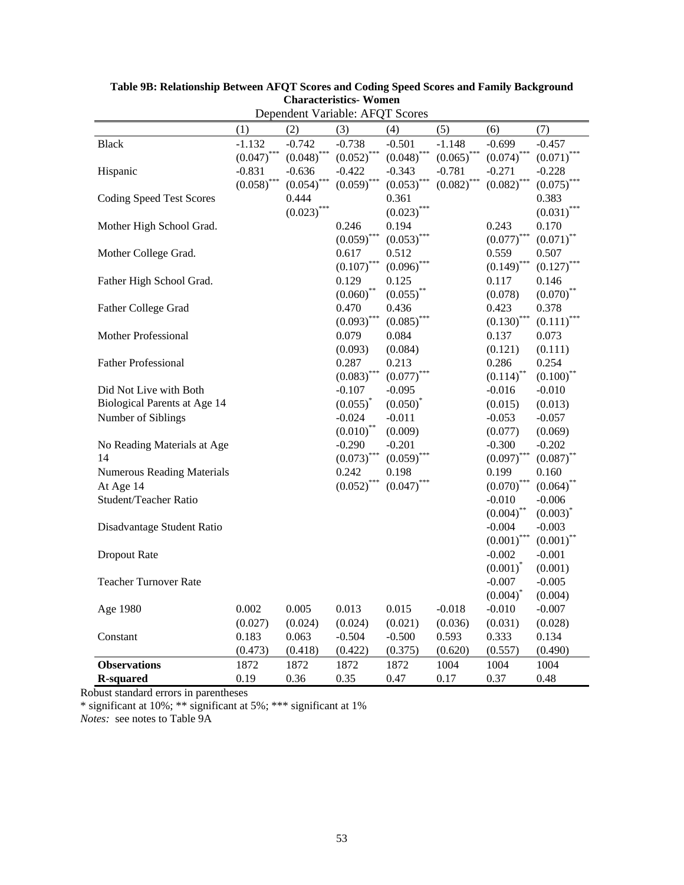**Table 9B: Relationship Between AFQT Scores and Coding Speed Scores and Family Background Characteristics- Women**

Dependent Variable: AFQT Scores

| | (1) | (2) | (3) | (4) | (5) | (6) | (7) |
|---|---|---|---|---|---|---|---|
| Black | -1.132 | -0.742 | -0.738 | -0.501 | -1.148 | -0.699 | -0.457 |
| | (0.047)*** | (0.048)*** | (0.052)*** | (0.048)*** | (0.065)*** | (0.074)*** | (0.071)*** |
| Hispanic | -0.831 | -0.636 | -0.422 | -0.343 | -0.781 | -0.271 | -0.228 |
| | (0.058)*** | (0.054)*** | (0.059)*** | (0.053)*** | (0.082)*** | (0.082)*** | (0.075)*** |
| Coding Speed Test Scores | | 0.444 | | 0.361 | | | 0.383 |
| | | (0.023)*** | | (0.023)*** | | | (0.031)*** |
| Mother High School Grad. | | | 0.246 | 0.194 | | 0.243 | 0.170 |
| | | | (0.059)*** | (0.053)*** | | (0.077)*** | (0.071)** |
| Mother College Grad. | | | 0.617 | 0.512 | | 0.559 | 0.507 |
| | | | (0.107)*** | (0.096)*** | | (0.149)*** | (0.127)*** |
| Father High School Grad. | | | 0.129 | 0.125 | | 0.117 | 0.146 |
| | | | (0.060)** | (0.055)** | | (0.078) | (0.070)** |
| Father College Grad | | | 0.470 | 0.436 | | 0.423 | 0.378 |
| | | | (0.093)*** | (0.085)*** | | (0.130)*** | (0.111)*** |
| Mother Professional | | | 0.079 | 0.084 | | 0.137 | 0.073 |
| | | | (0.093) | (0.084) | | (0.121) | (0.111) |
| Father Professional | | | 0.287 | 0.213 | | 0.286 | 0.254 |
| | | | (0.083)*** | (0.077)*** | | (0.114)** | (0.100)** |
| Did Not Live with Both Biological Parents at Age 14 | | | -0.107 | -0.095 | | -0.016 | -0.010 |
| | | | (0.055)* | (0.050)* | | (0.015) | (0.013) |
| Number of Siblings | | | -0.024 | -0.011 | | -0.053 | -0.057 |
| | | | (0.010)** | (0.009) | | (0.077) | (0.069) |
| No Reading Materials at Age 14 | | | -0.290 | -0.201 | | -0.300 | -0.202 |
| | | | (0.073)*** | (0.059)*** | | (0.097)*** | (0.087)** |
| Numerous Reading Materials At Age 14 | | | 0.242 | 0.198 | | 0.199 | 0.160 |
| | | | (0.052)*** | (0.047)*** | | (0.070)*** | (0.064)** |
| Student/Teacher Ratio | | | | | | -0.010 | -0.006 |
| | | | | | | (0.004)** | (0.003)* |
| Disadvantage Student Ratio | | | | | | -0.004 | -0.003 |
| | | | | | | (0.001)*** | (0.001)** |
| Dropout Rate | | | | | | -0.002 | -0.001 |
| | | | | | | (0.001)* | (0.001) |
| Teacher Turnover Rate | | | | | | -0.007 | -0.005 |
| | | | | | | (0.004)* | (0.004) |
| Age 1980 | 0.002 | 0.005 | 0.013 | 0.015 | -0.018 | -0.010 | -0.007 |
| | (0.027) | (0.024) | (0.024) | (0.021) | (0.036) | (0.031) | (0.028) |
| Constant | 0.183 | 0.063 | -0.504 | -0.500 | 0.593 | 0.333 | 0.134 |
| | (0.473) | (0.418) | (0.422) | (0.375) | (0.620) | (0.557) | (0.490) |
| **Observations** | 1872 | 1872 | 1872 | 1872 | 1004 | 1004 | 1004 |
| **R-squared** | 0.19 | 0.36 | 0.35 | 0.47 | 0.17 | 0.37 | 0.48 |

Robust standard errors in parentheses

* significant at 10%; ** significant at 5%; *** significant at 1%

*Notes:* see notes to Table 9A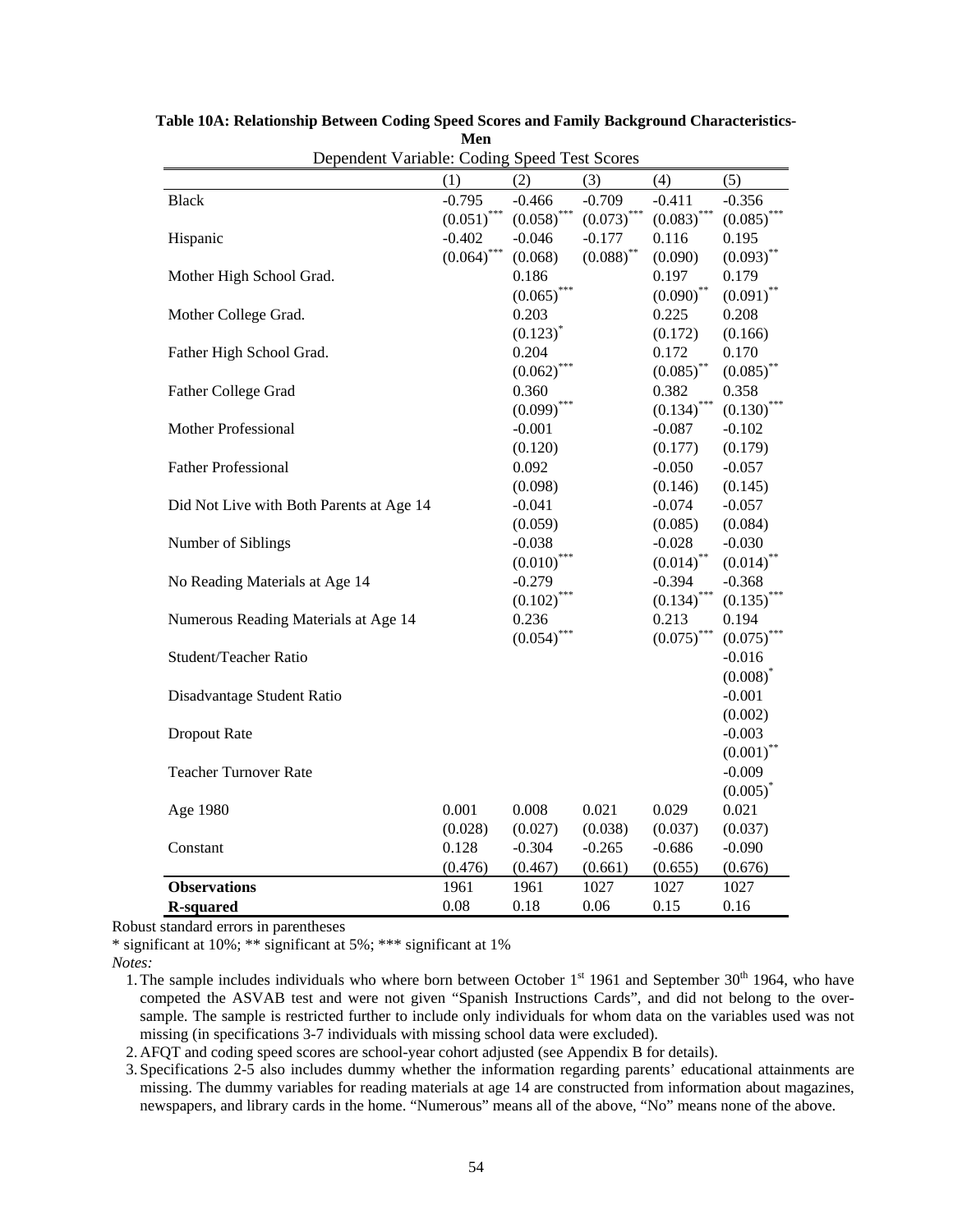**Table 10A: Relationship Between Coding Speed Scores and Family Background Characteristics-Men**

Dependent Variable: Coding Speed Test Scores

| | (1) | (2) | (3) | (4) | (5) |
|---|---|---|---|---|---|
| Black | -0.795 | -0.466 | -0.709 | -0.411 | -0.356 |
| | (0.051)*** | (0.058)*** | (0.073)*** | (0.083)*** | (0.085)*** |
| Hispanic | -0.402 | -0.046 | -0.177 | 0.116 | 0.195 |
| | (0.064)*** | (0.068) | (0.088)** | (0.090) | (0.093)** |
| Mother High School Grad. | | 0.186 | | 0.197 | 0.179 |
| | | (0.065)*** | | (0.090)** | (0.091)** |
| Mother College Grad. | | 0.203 | | 0.225 | 0.208 |
| | | (0.123)* | | (0.172) | (0.166) |
| Father High School Grad. | | 0.204 | | 0.172 | 0.170 |
| | | (0.062)*** | | (0.085)** | (0.085)** |
| Father College Grad | | 0.360 | | 0.382 | 0.358 |
| | | (0.099)*** | | (0.134)*** | (0.130)*** |
| Mother Professional | | -0.001 | | -0.087 | -0.102 |
| | | (0.120) | | (0.177) | (0.179) |
| Father Professional | | 0.092 | | -0.050 | -0.057 |
| | | (0.098) | | (0.146) | (0.145) |
| Did Not Live with Both Parents at Age 14 | | -0.041 | | -0.074 | -0.057 |
| | | (0.059) | | (0.085) | (0.084) |
| Number of Siblings | | -0.038 | | -0.028 | -0.030 |
| | | (0.010)*** | | (0.014)** | (0.014)** |
| No Reading Materials at Age 14 | | -0.279 | | -0.394 | -0.368 |
| | | (0.102)*** | | (0.134)*** | (0.135)*** |
| Numerous Reading Materials at Age 14 | | 0.236 | | 0.213 | 0.194 |
| | | (0.054)*** | | (0.075)*** | (0.075)*** |
| Student/Teacher Ratio | | | | | -0.016 |
| | | | | | (0.008)* |
| Disadvantage Student Ratio | | | | | -0.001 |
| | | | | | (0.002) |
| Dropout Rate | | | | | -0.003 |
| | | | | | (0.001)** |
| Teacher Turnover Rate | | | | | -0.009 |
| | | | | | (0.005)* |
| Age 1980 | 0.001 | 0.008 | 0.021 | 0.029 | 0.021 |
| | (0.028) | (0.027) | (0.038) | (0.037) | (0.037) |
| Constant | 0.128 | -0.304 | -0.265 | -0.686 | -0.090 |
| | (0.476) | (0.467) | (0.661) | (0.655) | (0.676) |
| **Observations** | 1961 | 1961 | 1027 | 1027 | 1027 |
| **R-squared** | 0.08 | 0.18 | 0.06 | 0.15 | 0.16 |

Robust standard errors in parentheses

* significant at 10%; ** significant at 5%; *** significant at 1%

*Notes:*

1. The sample includes individuals who where born between October 1st 1961 and September 30th 1964, who have competed the ASVAB test and were not given "Spanish Instructions Cards", and did not belong to the over-sample. The sample is restricted further to include only individuals for whom data on the variables used was not missing (in specifications 3-7 individuals with missing school data were excluded).
2. AFQT and coding speed scores are school-year cohort adjusted (see Appendix B for details).
3. Specifications 2-5 also includes dummy whether the information regarding parents' educational attainments are missing. The dummy variables for reading materials at age 14 are constructed from information about magazines, newspapers, and library cards in the home. "Numerous" means all of the above, "No" means none of the above.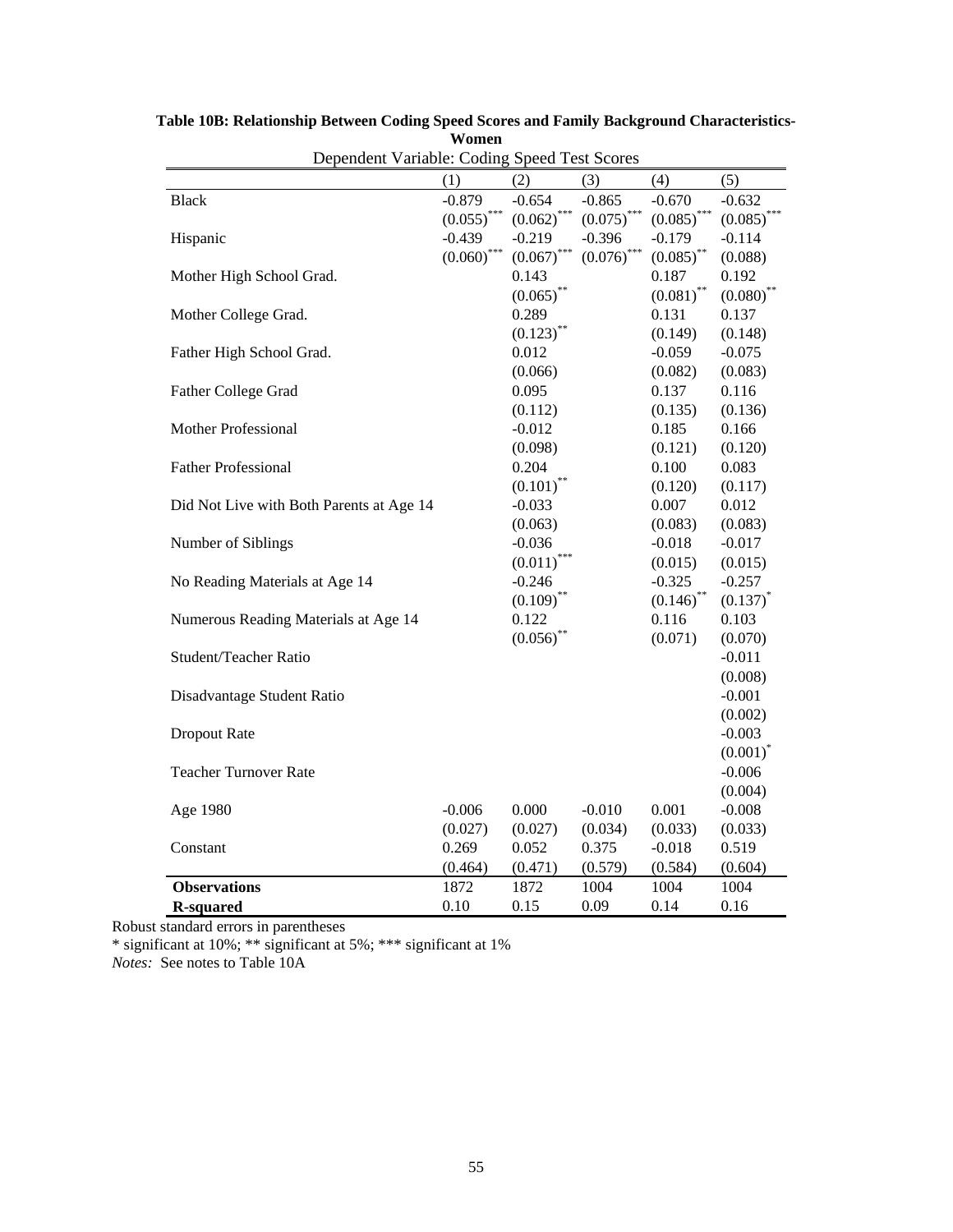**Table 10B: Relationship Between Coding Speed Scores and Family Background Characteristics-Women**

Dependent Variable: Coding Speed Test Scores

| | (1) | (2) | (3) | (4) | (5) |
|---|---|---|---|---|---|
| Black | -0.879 | -0.654 | -0.865 | -0.670 | -0.632 |
| | (0.055)*** | (0.062)*** | (0.075)*** | (0.085)*** | (0.085)*** |
| Hispanic | -0.439 | -0.219 | -0.396 | -0.179 | -0.114 |
| | (0.060)*** | (0.067)*** | (0.076)*** | (0.085)** | (0.088) |
| Mother High School Grad. | | 0.143 | | 0.187 | 0.192 |
| | | (0.065)** | | (0.081)** | (0.080)** |
| Mother College Grad. | | 0.289 | | 0.131 | 0.137 |
| | | (0.123)** | | (0.149) | (0.148) |
| Father High School Grad. | | 0.012 | | -0.059 | -0.075 |
| | | (0.066) | | (0.082) | (0.083) |
| Father College Grad | | 0.095 | | 0.137 | 0.116 |
| | | (0.112) | | (0.135) | (0.136) |
| Mother Professional | | -0.012 | | 0.185 | 0.166 |
| | | (0.098) | | (0.121) | (0.120) |
| Father Professional | | 0.204 | | 0.100 | 0.083 |
| | | (0.101)** | | (0.120) | (0.117) |
| Did Not Live with Both Parents at Age 14 | | -0.033 | | 0.007 | 0.012 |
| | | (0.063) | | (0.083) | (0.083) |
| Number of Siblings | | -0.036 | | -0.018 | -0.017 |
| | | (0.011)*** | | (0.015) | (0.015) |
| No Reading Materials at Age 14 | | -0.246 | | -0.325 | -0.257 |
| | | (0.109)** | | (0.146)** | (0.137)* |
| Numerous Reading Materials at Age 14 | | 0.122 | | 0.116 | 0.103 |
| | | (0.056)** | | (0.071) | (0.070) |
| Student/Teacher Ratio | | | | | -0.011 |
| | | | | | (0.008) |
| Disadvantage Student Ratio | | | | | -0.001 |
| | | | | | (0.002) |
| Dropout Rate | | | | | -0.003 |
| | | | | | (0.001)* |
| Teacher Turnover Rate | | | | | -0.006 |
| | | | | | (0.004) |
| Age 1980 | -0.006 | 0.000 | -0.010 | 0.001 | -0.008 |
| | (0.027) | (0.027) | (0.034) | (0.033) | (0.033) |
| Constant | 0.269 | 0.052 | 0.375 | -0.018 | 0.519 |
| | (0.464) | (0.471) | (0.579) | (0.584) | (0.604) |
| **Observations** | 1872 | 1872 | 1004 | 1004 | 1004 |
| **R-squared** | 0.10 | 0.15 | 0.09 | 0.14 | 0.16 |

Robust standard errors in parentheses

* significant at 10%; ** significant at 5%; *** significant at 1%

*Notes:* See notes to Table 10A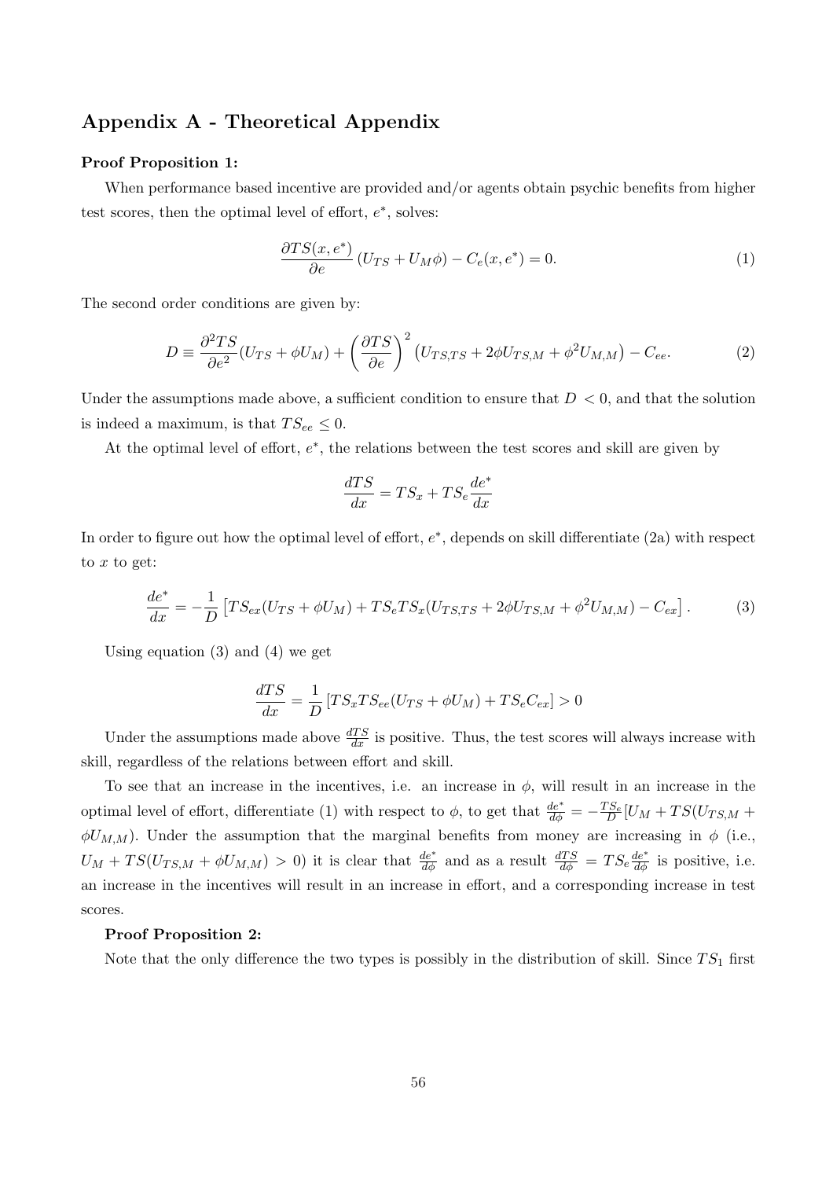## Appendix A - Theoretical Appendix

**Proof Proposition 1:**

When performance based incentive are provided and/or agents obtain psychic benefits from higher test scores, then the optimal level of effort, $e^*$, solves:

$$\frac{\partial TS(x, e^*)}{\partial e}\left(U_{TS} + U_M \phi\right) - C_e(x, e^*) = 0. \tag{1}$$

The second order conditions are given by:

$$D \equiv \frac{\partial^2 TS}{\partial e^2}(U_{TS} + \phi U_M) + \left(\frac{\partial TS}{\partial e}\right)^2 \left(U_{TS,TS} + 2\phi U_{TS,M} + \phi^2 U_{M,M}\right) - C_{ee}. \tag{2}$$

Under the assumptions made above, a sufficient condition to ensure that $D < 0$, and that the solution is indeed a maximum, is that $TS_{ee} \leq 0$.

At the optimal level of effort, $e^*$, the relations between the test scores and skill are given by

$$\frac{dTS}{dx} = TS_x + TS_e \frac{de^*}{dx}$$

In order to figure out how the optimal level of effort, $e^*$, depends on skill differentiate (2a) with respect to $x$ to get:

$$\frac{de^*}{dx} = -\frac{1}{D}\left[TS_{ex}(U_{TS} + \phi U_M) + TS_e TS_x (U_{TS,TS} + 2\phi U_{TS,M} + \phi^2 U_{M,M}) - C_{ex}\right]. \tag{3}$$

Using equation (3) and (4) we get

$$\frac{dTS}{dx} = \frac{1}{D}\left[TS_x TS_{ee}(U_{TS} + \phi U_M) + TS_e C_{ex}\right] > 0$$

Under the assumptions made above $\frac{dTS}{dx}$ is positive. Thus, the test scores will always increase with skill, regardless of the relations between effort and skill.

To see that an increase in the incentives, i.e. an increase in $\phi$, will result in an increase in the optimal level of effort, differentiate (1) with respect to $\phi$, to get that $\frac{de^*}{d\phi} = -\frac{TS_e}{D}[U_M + TS(U_{TS,M} + \phi U_{M,M})$. Under the assumption that the marginal benefits from money are increasing in $\phi$ (i.e., $U_M + TS(U_{TS,M} + \phi U_{M,M}) > 0$) it is clear that $\frac{de^*}{d\phi}$ and as a result $\frac{dTS}{d\phi} = TS_e \frac{de^*}{d\phi}$ is positive, i.e. an increase in the incentives will result in an increase in effort, and a corresponding increase in test scores.

**Proof Proposition 2:**

Note that the only difference the two types is possibly in the distribution of skill. Since $TS_1$ first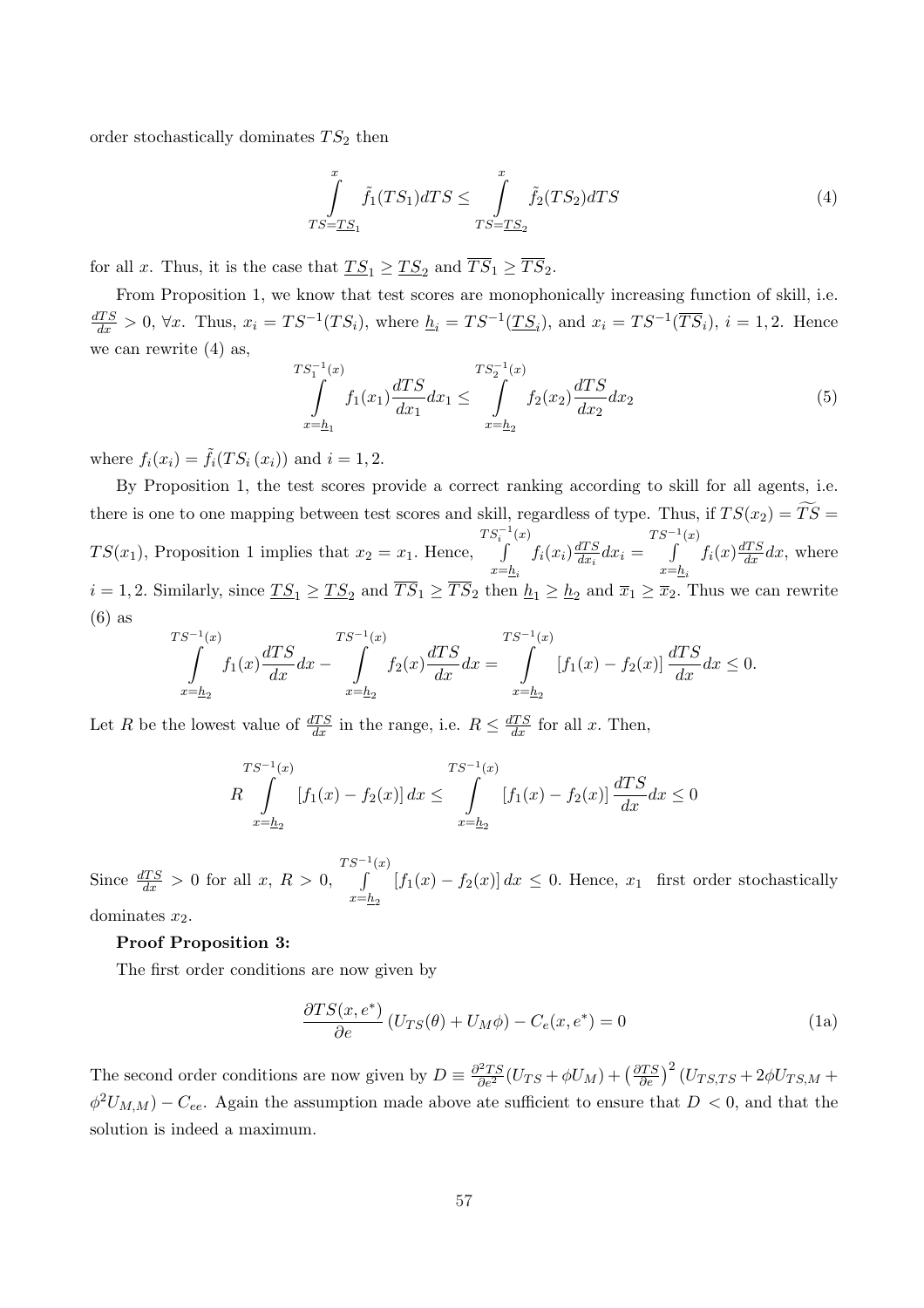order stochastically dominates $TS_2$ then

$$\int\limits_{TS=\underline{TS}_1}^{x} \tilde{f}_1(TS_1)dTS \leq \int\limits_{TS=\underline{TS}_2}^{x} \tilde{f}_2(TS_2)dTS \tag{4}$$

for all $x$. Thus, it is the case that $\underline{TS}_1 \geq \underline{TS}_2$ and $\overline{TS}_1 \geq \overline{TS}_2$.

From Proposition 1, we know that test scores are monophonically increasing function of skill, i.e. $\frac{dTS}{dx} > 0$, $\forall x$. Thus, $x_i = TS^{-1}(TS_i)$, where $\underline{h}_i = TS^{-1}(\underline{TS}_i)$, and $x_i = TS^{-1}(\overline{TS}_i)$, $i = 1, 2$. Hence we can rewrite (4) as,

$$\int\limits_{x=\underline{h}_1}^{TS_1^{-1}(x)} f_1(x_1)\frac{dTS}{dx_1}dx_1 \leq \int\limits_{x=\underline{h}_2}^{TS_2^{-1}(x)} f_2(x_2)\frac{dTS}{dx_2}dx_2 \tag{5}$$

where $f_i(x_i) = \tilde{f}_i(TS_i(x_i))$ and $i = 1, 2$.

By Proposition 1, the test scores provide a correct ranking according to skill for all agents, i.e. there is one to one mapping between test scores and skill, regardless of type. Thus, if $TS(x_2) = \widetilde{TS} = TS(x_1)$, Proposition 1 implies that $x_2 = x_1$. Hence, $\int\limits_{x=\underline{h}_i}^{TS_i^{-1}(x)} f_i(x_i)\frac{dTS}{dx_i}dx_i = \int\limits_{x=\underline{h}_i}^{TS^{-1}(x)} f_i(x)\frac{dTS}{dx}dx$, where $i = 1, 2$. Similarly, since $\underline{TS}_1 \geq \underline{TS}_2$ and $\overline{TS}_1 \geq \overline{TS}_2$ then $\underline{h}_1 \geq \underline{h}_2$ and $\overline{x}_1 \geq \overline{x}_2$. Thus we can rewrite (6) as

$$\int\limits_{x=\underline{h}_2}^{TS^{-1}(x)} f_1(x)\frac{dTS}{dx}dx - \int\limits_{x=\underline{h}_2}^{TS^{-1}(x)} f_2(x)\frac{dTS}{dx}dx = \int\limits_{x=\underline{h}_2}^{TS^{-1}(x)} \left[f_1(x) - f_2(x)\right]\frac{dTS}{dx}dx \leq 0.$$

Let $R$ be the lowest value of $\frac{dTS}{dx}$ in the range, i.e. $R \leq \frac{dTS}{dx}$ for all $x$. Then,

$$R\int\limits_{x=\underline{h}_2}^{TS^{-1}(x)} \left[f_1(x) - f_2(x)\right]dx \leq \int\limits_{x=\underline{h}_2}^{TS^{-1}(x)} \left[f_1(x) - f_2(x)\right]\frac{dTS}{dx}dx \leq 0$$

Since $\frac{dTS}{dx} > 0$ for all $x$, $R > 0$, $\int\limits_{x=\underline{h}_2}^{TS^{-1}(x)} \left[f_1(x) - f_2(x)\right]dx \leq 0$. Hence, $x_1$ first order stochastically dominates $x_2$.

**Proof Proposition 3:**

The first order conditions are now given by

$$\frac{\partial TS(x, e^*)}{\partial e}\left(U_{TS}(\theta) + U_M\phi\right) - C_e(x, e^*) = 0 \tag{1a}$$

The second order conditions are now given by $D \equiv \frac{\partial^2 TS}{\partial e^2}(U_{TS} + \phi U_M) + \left(\frac{\partial TS}{\partial e}\right)^2(U_{TS,TS} + 2\phi U_{TS,M} + \phi^2 U_{M,M}) - C_{ee}$. Again the assumption made above ate sufficient to ensure that $D < 0$, and that the solution is indeed a maximum.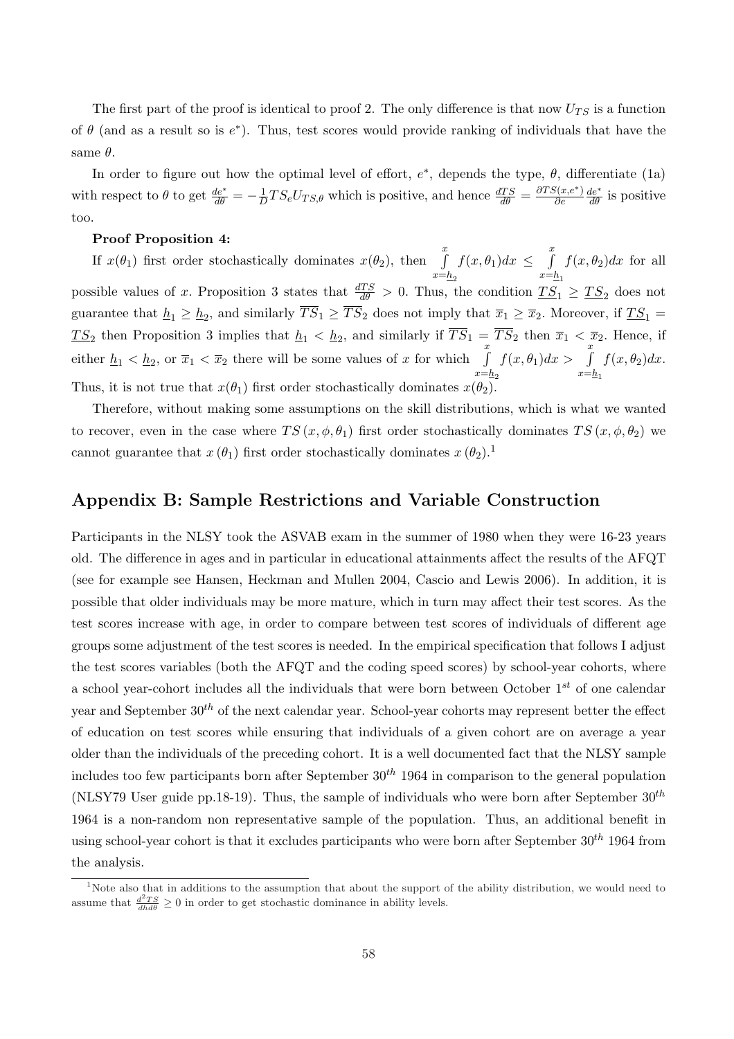The first part of the proof is identical to proof 2. The only difference is that now $U_{TS}$ is a function of $\theta$ (and as a result so is $e^*$). Thus, test scores would provide ranking of individuals that have the same $\theta$.

In order to figure out how the optimal level of effort, $e^*$, depends the type, $\theta$, differentiate (1a) with respect to $\theta$ to get $\frac{de^*}{d\theta} = -\frac{1}{D} TS_e U_{TS,\theta}$ which is positive, and hence $\frac{dTS}{d\theta} = \frac{\partial TS(x,e^*)}{\partial e}\frac{de^*}{d\theta}$ is positive too.

**Proof Proposition 4:**

If $x(\theta_1)$ first order stochastically dominates $x(\theta_2)$, then $\int_{x=\underline{h}_2}^{x} f(x,\theta_1)dx \leq \int_{x=\underline{h}_1}^{x} f(x,\theta_2)dx$ for all possible values of $x$. Proposition 3 states that $\frac{dTS}{d\theta} > 0$. Thus, the condition $\underline{TS}_1 \geq \underline{TS}_2$ does not guarantee that $\underline{h}_1 \geq \underline{h}_2$, and similarly $\overline{TS}_1 \geq \overline{TS}_2$ does not imply that $\overline{x}_1 \geq \overline{x}_2$. Moreover, if $\underline{TS}_1 = \underline{TS}_2$ then Proposition 3 implies that $\underline{h}_1 < \underline{h}_2$, and similarly if $\overline{TS}_1 = \overline{TS}_2$ then $\overline{x}_1 < \overline{x}_2$. Hence, if either $\underline{h}_1 < \underline{h}_2$, or $\overline{x}_1 < \overline{x}_2$ there will be some values of $x$ for which $\int_{x=\underline{h}_2}^{x} f(x,\theta_1)dx > \int_{x=\underline{h}_1}^{x} f(x,\theta_2)dx$. Thus, it is not true that $x(\theta_1)$ first order stochastically dominates $x(\theta_2)$.

Therefore, without making some assumptions on the skill distributions, which is what we wanted to recover, even in the case where $TS(x,\phi,\theta_1)$ first order stochastically dominates $TS(x,\phi,\theta_2)$ we cannot guarantee that $x(\theta_1)$ first order stochastically dominates $x(\theta_2)$.[1]

## Appendix B: Sample Restrictions and Variable Construction

Participants in the NLSY took the ASVAB exam in the summer of 1980 when they were 16-23 years old. The difference in ages and in particular in educational attainments affect the results of the AFQT (see for example see Hansen, Heckman and Mullen 2004, Cascio and Lewis 2006). In addition, it is possible that older individuals may be more mature, which in turn may affect their test scores. As the test scores increase with age, in order to compare between test scores of individuals of different age groups some adjustment of the test scores is needed. In the empirical specification that follows I adjust the test scores variables (both the AFQT and the coding speed scores) by school-year cohorts, where a school year-cohort includes all the individuals that were born between October 1[st] of one calendar year and September 30[th] of the next calendar year. School-year cohorts may represent better the effect of education on test scores while ensuring that individuals of a given cohort are on average a year older than the individuals of the preceding cohort. It is a well documented fact that the NLSY sample includes too few participants born after September 30[th] 1964 in comparison to the general population (NLSY79 User guide pp.18-19). Thus, the sample of individuals who were born after September 30[th] 1964 is a non-random non representative sample of the population. Thus, an additional benefit in using school-year cohort is that it excludes participants who were born after September 30[th] 1964 from the analysis.

[1] Note also that in additions to the assumption that about the support of the ability distribution, we would need to assume that $\frac{d^2TS}{dhd\theta} \geq 0$ in order to get stochastic dominance in ability levels.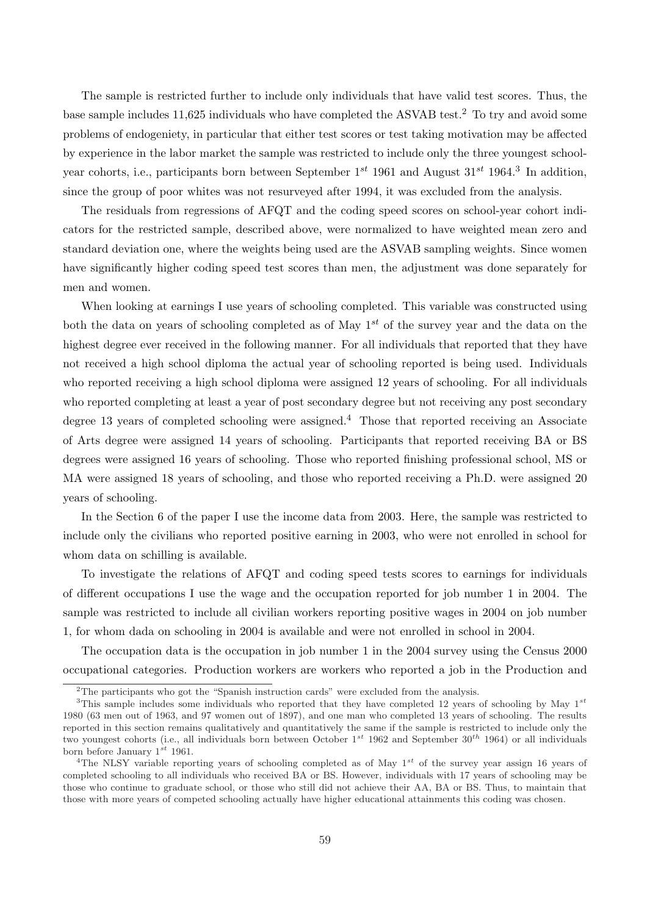The sample is restricted further to include only individuals that have valid test scores. Thus, the base sample includes 11,625 individuals who have completed the ASVAB test.[2] To try and avoid some problems of endogeniety, in particular that either test scores or test taking motivation may be affected by experience in the labor market the sample was restricted to include only the three youngest school-year cohorts, i.e., participants born between September 1[st] 1961 and August 31[st] 1964.[3] In addition, since the group of poor whites was not resurveyed after 1994, it was excluded from the analysis.

The residuals from regressions of AFQT and the coding speed scores on school-year cohort indicators for the restricted sample, described above, were normalized to have weighted mean zero and standard deviation one, where the weights being used are the ASVAB sampling weights. Since women have significantly higher coding speed test scores than men, the adjustment was done separately for men and women.

When looking at earnings I use years of schooling completed. This variable was constructed using both the data on years of schooling completed as of May 1[st] of the survey year and the data on the highest degree ever received in the following manner. For all individuals that reported that they have not received a high school diploma the actual year of schooling reported is being used. Individuals who reported receiving a high school diploma were assigned 12 years of schooling. For all individuals who reported completing at least a year of post secondary degree but not receiving any post secondary degree 13 years of completed schooling were assigned.[4] Those that reported receiving an Associate of Arts degree were assigned 14 years of schooling. Participants that reported receiving BA or BS degrees were assigned 16 years of schooling. Those who reported finishing professional school, MS or MA were assigned 18 years of schooling, and those who reported receiving a Ph.D. were assigned 20 years of schooling.

In the Section 6 of the paper I use the income data from 2003. Here, the sample was restricted to include only the civilians who reported positive earning in 2003, who were not enrolled in school for whom data on schilling is available.

To investigate the relations of AFQT and coding speed tests scores to earnings for individuals of different occupations I use the wage and the occupation reported for job number 1 in 2004. The sample was restricted to include all civilian workers reporting positive wages in 2004 on job number 1, for whom dada on schooling in 2004 is available and were not enrolled in school in 2004.

The occupation data is the occupation in job number 1 in the 2004 survey using the Census 2000 occupational categories. Production workers are workers who reported a job in the Production and

---

[2] The participants who got the "Spanish instruction cards" were excluded from the analysis.

[3] This sample includes some individuals who reported that they have completed 12 years of schooling by May 1[st] 1980 (63 men out of 1963, and 97 women out of 1897), and one man who completed 13 years of schooling. The results reported in this section remains qualitatively and quantitatively the same if the sample is restricted to include only the two youngest cohorts (i.e., all individuals born between October 1[st] 1962 and September 30[th] 1964) or all individuals born before January 1[st] 1961.

[4] The NLSY variable reporting years of schooling completed as of May 1[st] of the survey year assign 16 years of completed schooling to all individuals who received BA or BS. However, individuals with 17 years of schooling may be those who continue to graduate school, or those who still did not achieve their AA, BA or BS. Thus, to maintain that those with more years of competed schooling actually have higher educational attainments this coding was chosen.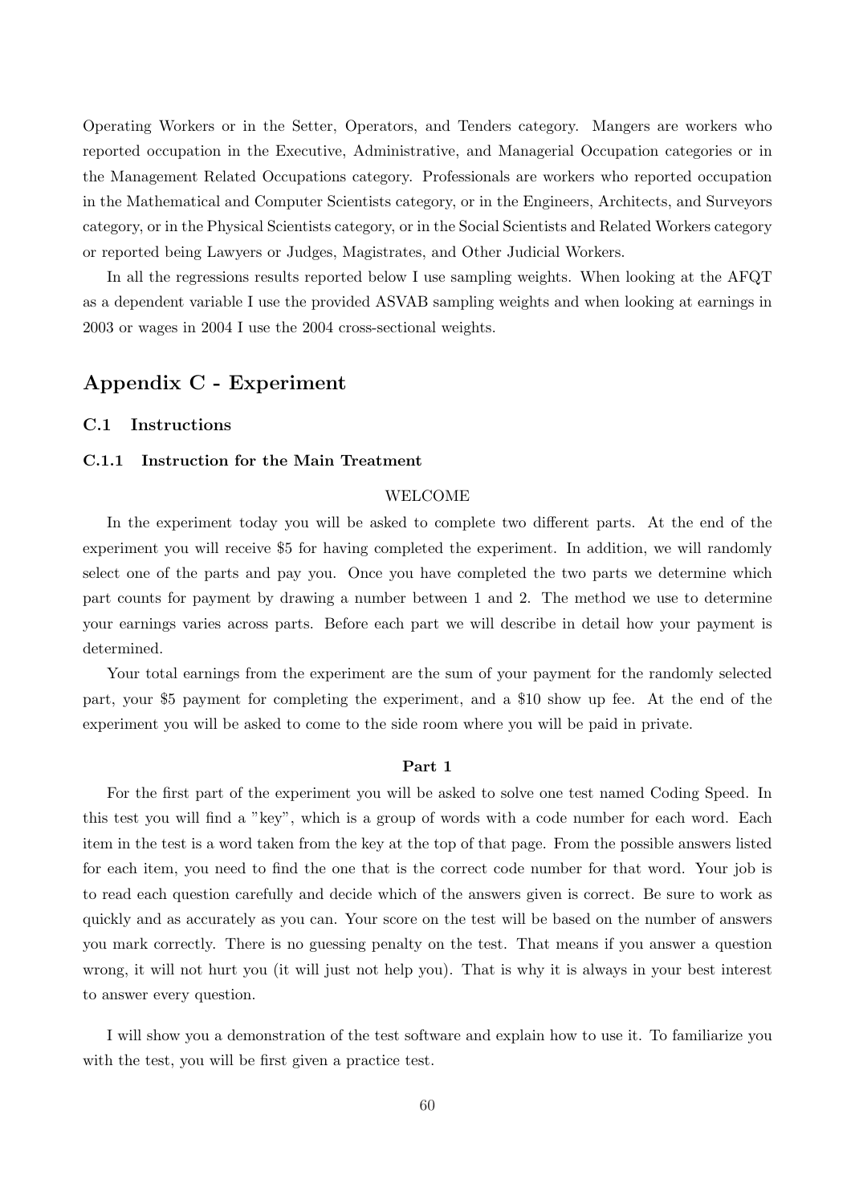Operating Workers or in the Setter, Operators, and Tenders category. Mangers are workers who reported occupation in the Executive, Administrative, and Managerial Occupation categories or in the Management Related Occupations category. Professionals are workers who reported occupation in the Mathematical and Computer Scientists category, or in the Engineers, Architects, and Surveyors category, or in the Physical Scientists category, or in the Social Scientists and Related Workers category or reported being Lawyers or Judges, Magistrates, and Other Judicial Workers.

In all the regressions results reported below I use sampling weights. When looking at the AFQT as a dependent variable I use the provided ASVAB sampling weights and when looking at earnings in 2003 or wages in 2004 I use the 2004 cross-sectional weights.

## Appendix C - Experiment

### C.1 Instructions

#### C.1.1 Instruction for the Main Treatment

WELCOME

In the experiment today you will be asked to complete two different parts. At the end of the experiment you will receive $5 for having completed the experiment. In addition, we will randomly select one of the parts and pay you. Once you have completed the two parts we determine which part counts for payment by drawing a number between 1 and 2. The method we use to determine your earnings varies across parts. Before each part we will describe in detail how your payment is determined.

Your total earnings from the experiment are the sum of your payment for the randomly selected part, your $5 payment for completing the experiment, and a $10 show up fee. At the end of the experiment you will be asked to come to the side room where you will be paid in private.

**Part 1**

For the first part of the experiment you will be asked to solve one test named Coding Speed. In this test you will find a "key", which is a group of words with a code number for each word. Each item in the test is a word taken from the key at the top of that page. From the possible answers listed for each item, you need to find the one that is the correct code number for that word. Your job is to read each question carefully and decide which of the answers given is correct. Be sure to work as quickly and as accurately as you can. Your score on the test will be based on the number of answers you mark correctly. There is no guessing penalty on the test. That means if you answer a question wrong, it will not hurt you (it will just not help you). That is why it is always in your best interest to answer every question.

I will show you a demonstration of the test software and explain how to use it. To familiarize you with the test, you will be first given a practice test.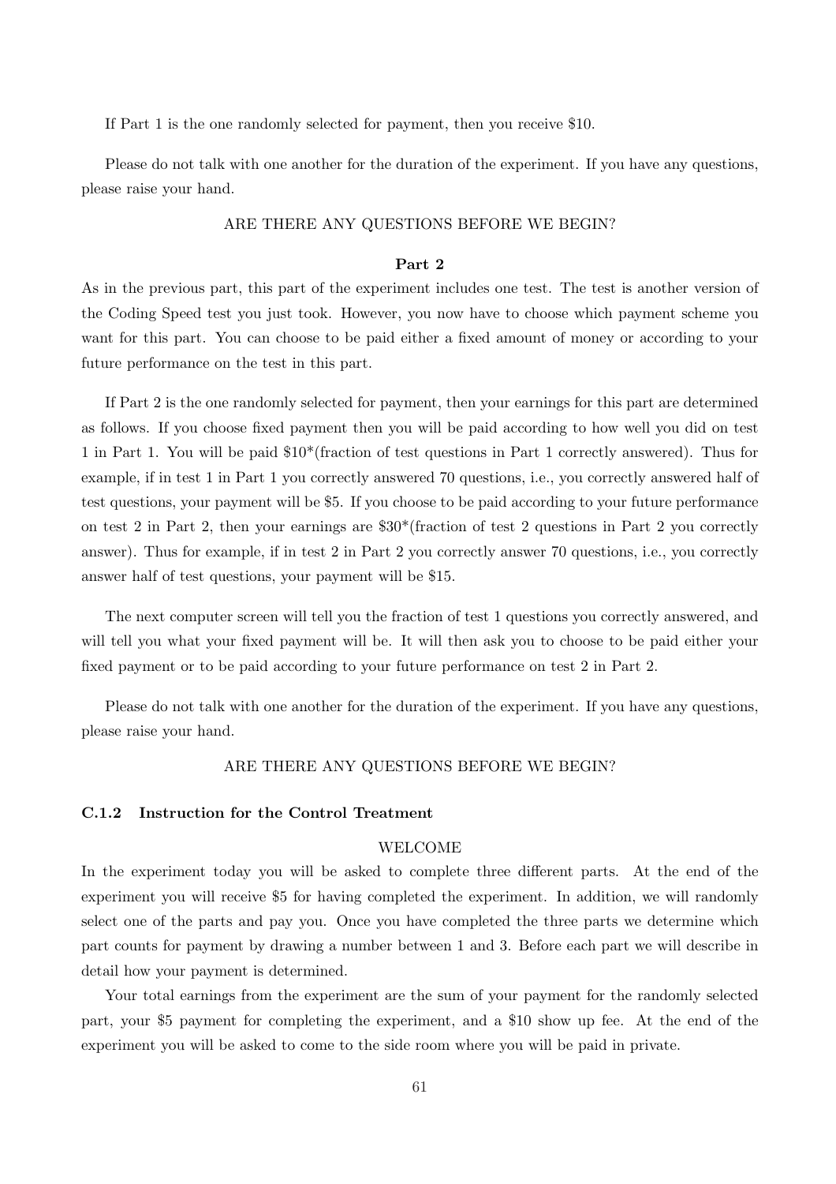If Part 1 is the one randomly selected for payment, then you receive $10.

Please do not talk with one another for the duration of the experiment. If you have any questions, please raise your hand.

ARE THERE ANY QUESTIONS BEFORE WE BEGIN?

**Part 2**

As in the previous part, this part of the experiment includes one test. The test is another version of the Coding Speed test you just took. However, you now have to choose which payment scheme you want for this part. You can choose to be paid either a fixed amount of money or according to your future performance on the test in this part.

If Part 2 is the one randomly selected for payment, then your earnings for this part are determined as follows. If you choose fixed payment then you will be paid according to how well you did on test 1 in Part 1. You will be paid $10*(fraction of test questions in Part 1 correctly answered). Thus for example, if in test 1 in Part 1 you correctly answered 70 questions, i.e., you correctly answered half of test questions, your payment will be $5. If you choose to be paid according to your future performance on test 2 in Part 2, then your earnings are $30*(fraction of test 2 questions in Part 2 you correctly answer). Thus for example, if in test 2 in Part 2 you correctly answer 70 questions, i.e., you correctly answer half of test questions, your payment will be $15.

The next computer screen will tell you the fraction of test 1 questions you correctly answered, and will tell you what your fixed payment will be. It will then ask you to choose to be paid either your fixed payment or to be paid according to your future performance on test 2 in Part 2.

Please do not talk with one another for the duration of the experiment. If you have any questions, please raise your hand.

ARE THERE ANY QUESTIONS BEFORE WE BEGIN?

### C.1.2 Instruction for the Control Treatment

WELCOME

In the experiment today you will be asked to complete three different parts. At the end of the experiment you will receive $5 for having completed the experiment. In addition, we will randomly select one of the parts and pay you. Once you have completed the three parts we determine which part counts for payment by drawing a number between 1 and 3. Before each part we will describe in detail how your payment is determined.

Your total earnings from the experiment are the sum of your payment for the randomly selected part, your $5 payment for completing the experiment, and a $10 show up fee. At the end of the experiment you will be asked to come to the side room where you will be paid in private.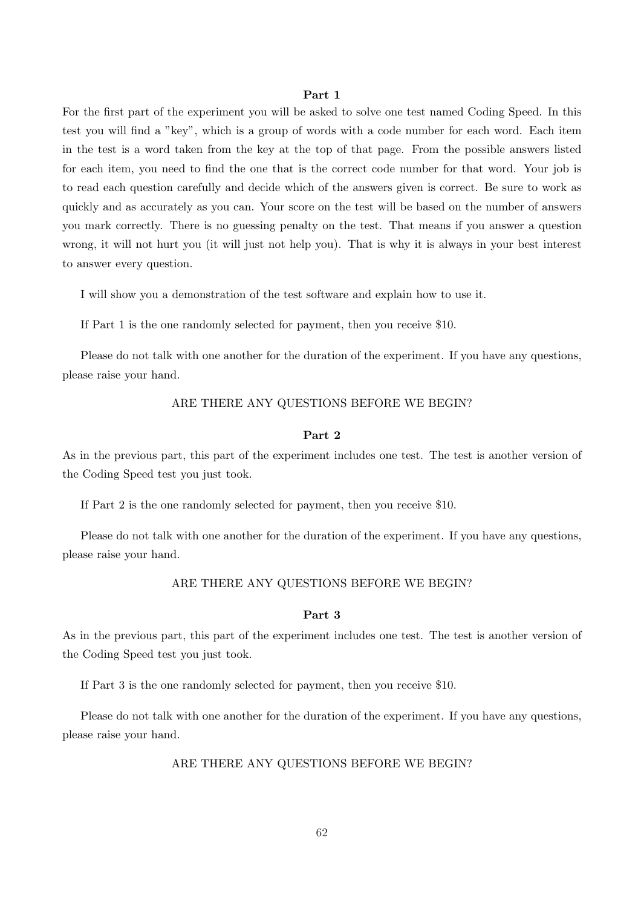**Part 1**

For the first part of the experiment you will be asked to solve one test named Coding Speed. In this test you will find a "key", which is a group of words with a code number for each word. Each item in the test is a word taken from the key at the top of that page. From the possible answers listed for each item, you need to find the one that is the correct code number for that word. Your job is to read each question carefully and decide which of the answers given is correct. Be sure to work as quickly and as accurately as you can. Your score on the test will be based on the number of answers you mark correctly. There is no guessing penalty on the test. That means if you answer a question wrong, it will not hurt you (it will just not help you). That is why it is always in your best interest to answer every question.

I will show you a demonstration of the test software and explain how to use it.

If Part 1 is the one randomly selected for payment, then you receive $10.

Please do not talk with one another for the duration of the experiment. If you have any questions, please raise your hand.

ARE THERE ANY QUESTIONS BEFORE WE BEGIN?

**Part 2**

As in the previous part, this part of the experiment includes one test. The test is another version of the Coding Speed test you just took.

If Part 2 is the one randomly selected for payment, then you receive $10.

Please do not talk with one another for the duration of the experiment. If you have any questions, please raise your hand.

ARE THERE ANY QUESTIONS BEFORE WE BEGIN?

**Part 3**

As in the previous part, this part of the experiment includes one test. The test is another version of the Coding Speed test you just took.

If Part 3 is the one randomly selected for payment, then you receive $10.

Please do not talk with one another for the duration of the experiment. If you have any questions, please raise your hand.

ARE THERE ANY QUESTIONS BEFORE WE BEGIN?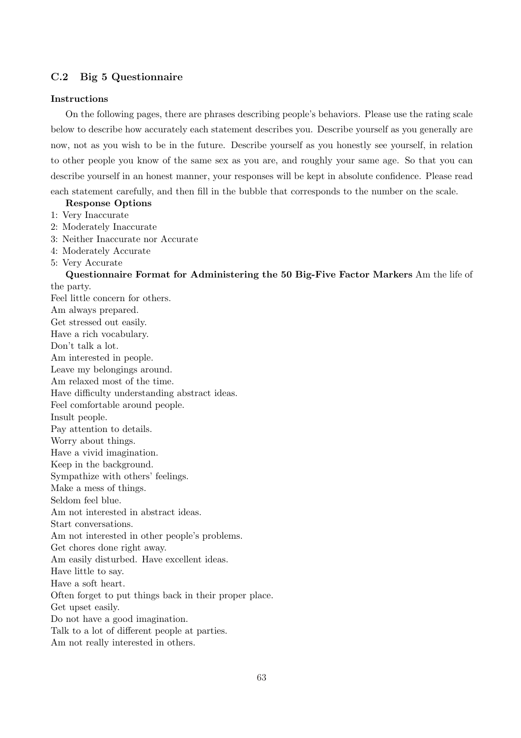### C.2 Big 5 Questionnaire

#### Instructions

On the following pages, there are phrases describing people's behaviors. Please use the rating scale below to describe how accurately each statement describes you. Describe yourself as you generally are now, not as you wish to be in the future. Describe yourself as you honestly see yourself, in relation to other people you know of the same sex as you are, and roughly your same age. So that you can describe yourself in an honest manner, your responses will be kept in absolute confidence. Please read each statement carefully, and then fill in the bubble that corresponds to the number on the scale.

**Response Options**

1: Very Inaccurate
2: Moderately Inaccurate
3: Neither Inaccurate nor Accurate
4: Moderately Accurate
5: Very Accurate

**Questionnaire Format for Administering the 50 Big-Five Factor Markers** Am the life of the party.
Feel little concern for others.
Am always prepared.
Get stressed out easily.
Have a rich vocabulary.
Don't talk a lot.
Am interested in people.
Leave my belongings around.
Am relaxed most of the time.
Have difficulty understanding abstract ideas.
Feel comfortable around people.
Insult people.
Pay attention to details.
Worry about things.
Have a vivid imagination.
Keep in the background.
Sympathize with others' feelings.
Make a mess of things.
Seldom feel blue.
Am not interested in abstract ideas.
Start conversations.
Am not interested in other people's problems.
Get chores done right away.
Am easily disturbed. Have excellent ideas.
Have little to say.
Have a soft heart.
Often forget to put things back in their proper place.
Get upset easily.
Do not have a good imagination.
Talk to a lot of different people at parties.
Am not really interested in others.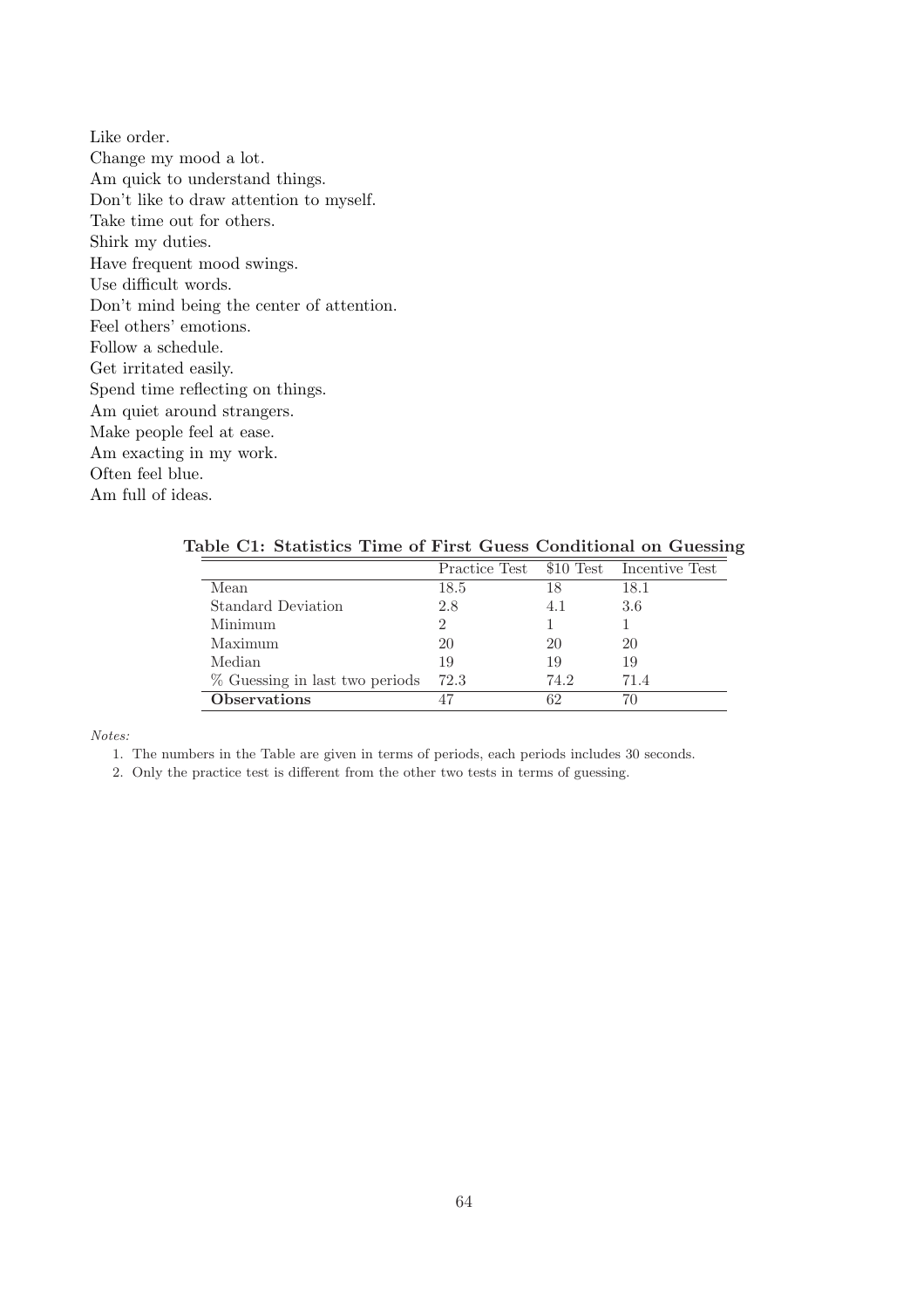Like order.
Change my mood a lot.
Am quick to understand things.
Don't like to draw attention to myself.
Take time out for others.
Shirk my duties.
Have frequent mood swings.
Use difficult words.
Don't mind being the center of attention.
Feel others' emotions.
Follow a schedule.
Get irritated easily.
Spend time reflecting on things.
Am quiet around strangers.
Make people feel at ease.
Am exacting in my work.
Often feel blue.
Am full of ideas.

**Table C1: Statistics Time of First Guess Conditional on Guessing**

| | Practice Test | $10 Test | Incentive Test |
|---|---|---|---|
| Mean | 18.5 | 18 | 18.1 |
| Standard Deviation | 2.8 | 4.1 | 3.6 |
| Minimum | 2 | 1 | 1 |
| Maximum | 20 | 20 | 20 |
| Median | 19 | 19 | 19 |
| % Guessing in last two periods | 72.3 | 74.2 | 71.4 |
| **Observations** | 47 | 62 | 70 |

*Notes:*

1. The numbers in the Table are given in terms of periods, each periods includes 30 seconds.
2. Only the practice test is different from the other two tests in terms of guessing.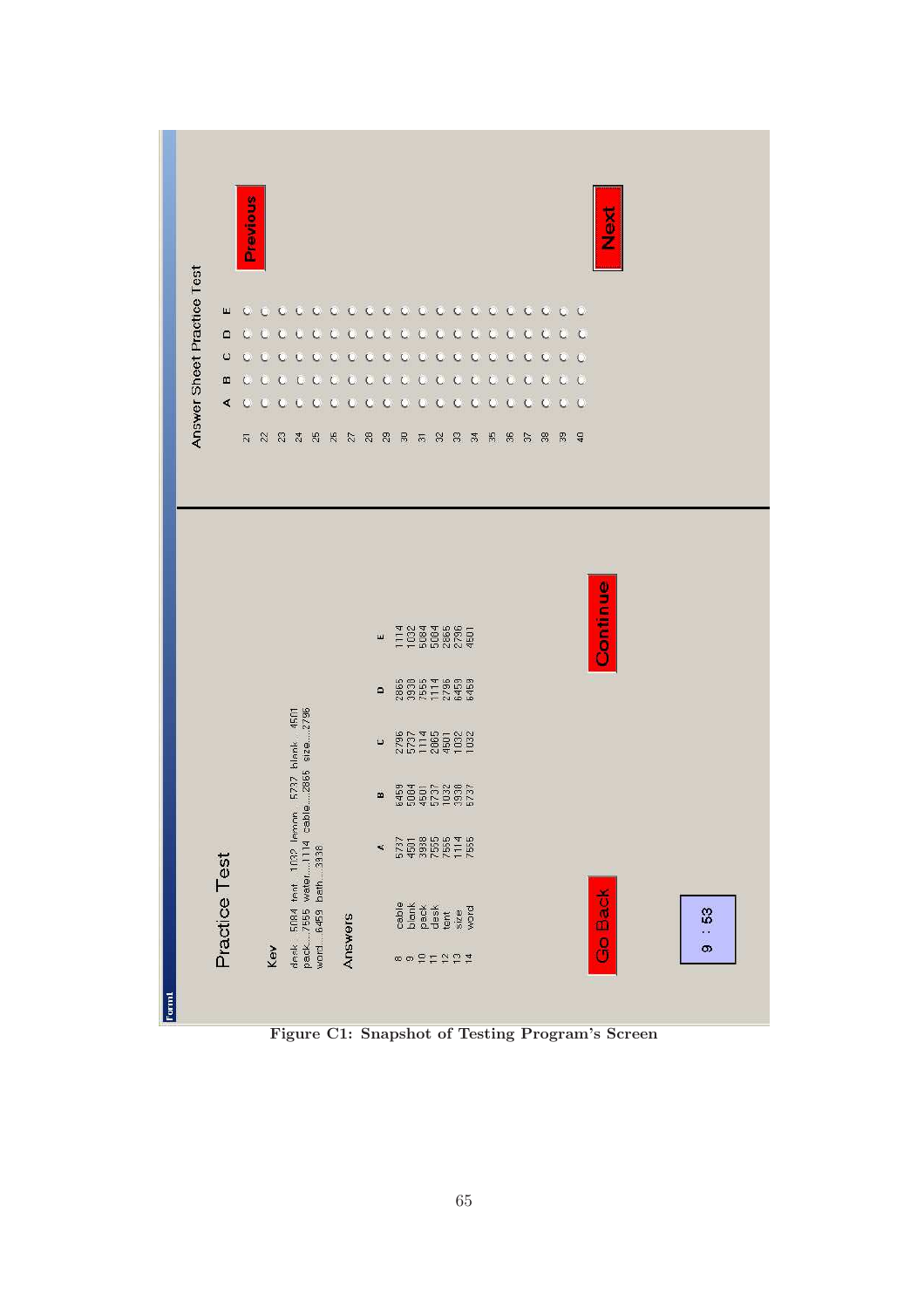Form1

# Practice Test

**Key**

desk...5084 tent...1032 lemon...5737 blank...4501
pack...7555 water...1114 cable...2865 size...2796
word...6459 bath...3938

**Answers**

| | | A | B | C | D | E |
|---|---|---|---|---|---|---|
| 8 | cable | 5737 | 6459 | 2796 | 2865 | 1114 |
| 9 | blank | 4501 | 5084 | 5737 | 3938 | 1032 |
| 10 | pack | 3938 | 4501 | 1114 | 7555 | 5084 |
| 11 | desk | 7555 | 5737 | 2865 | 1114 | 5084 |
| 12 | tent | 7555 | 1032 | 4501 | 2796 | 2865 |
| 13 | size | 1114 | 3938 | 1032 | 6459 | 2796 |
| 14 | word | 7555 | 5737 | 1032 | 6459 | 4501 |

Go Back

Continue

9 : 53

## Answer Sheet Practice Test

| | A | B | C | D | E |
|---|---|---|---|---|---|
| 21 | ○ | ○ | ○ | ○ | ○ |
| 22 | ○ | ○ | ○ | ○ | ○ |
| 23 | ○ | ○ | ○ | ○ | ○ |
| 24 | ○ | ○ | ○ | ○ | ○ |
| 25 | ○ | ○ | ○ | ○ | ○ |
| 26 | ○ | ○ | ○ | ○ | ○ |
| 27 | ○ | ○ | ○ | ○ | ○ |
| 28 | ○ | ○ | ○ | ○ | ○ |
| 29 | ○ | ○ | ○ | ○ | ○ |
| 30 | ○ | ○ | ○ | ○ | ○ |
| 31 | ○ | ○ | ○ | ○ | ○ |
| 32 | ○ | ○ | ○ | ○ | ○ |
| 33 | ○ | ○ | ○ | ○ | ○ |
| 34 | ○ | ○ | ○ | ○ | ○ |
| 35 | ○ | ○ | ○ | ○ | ○ |
| 36 | ○ | ○ | ○ | ○ | ○ |
| 37 | ○ | ○ | ○ | ○ | ○ |
| 38 | ○ | ○ | ○ | ○ | ○ |
| 39 | ○ | ○ | ○ | ○ | ○ |
| 40 | ○ | ○ | ○ | ○ | ○ |

Previous

Next

**Figure C1: Snapshot of Testing Program's Screen**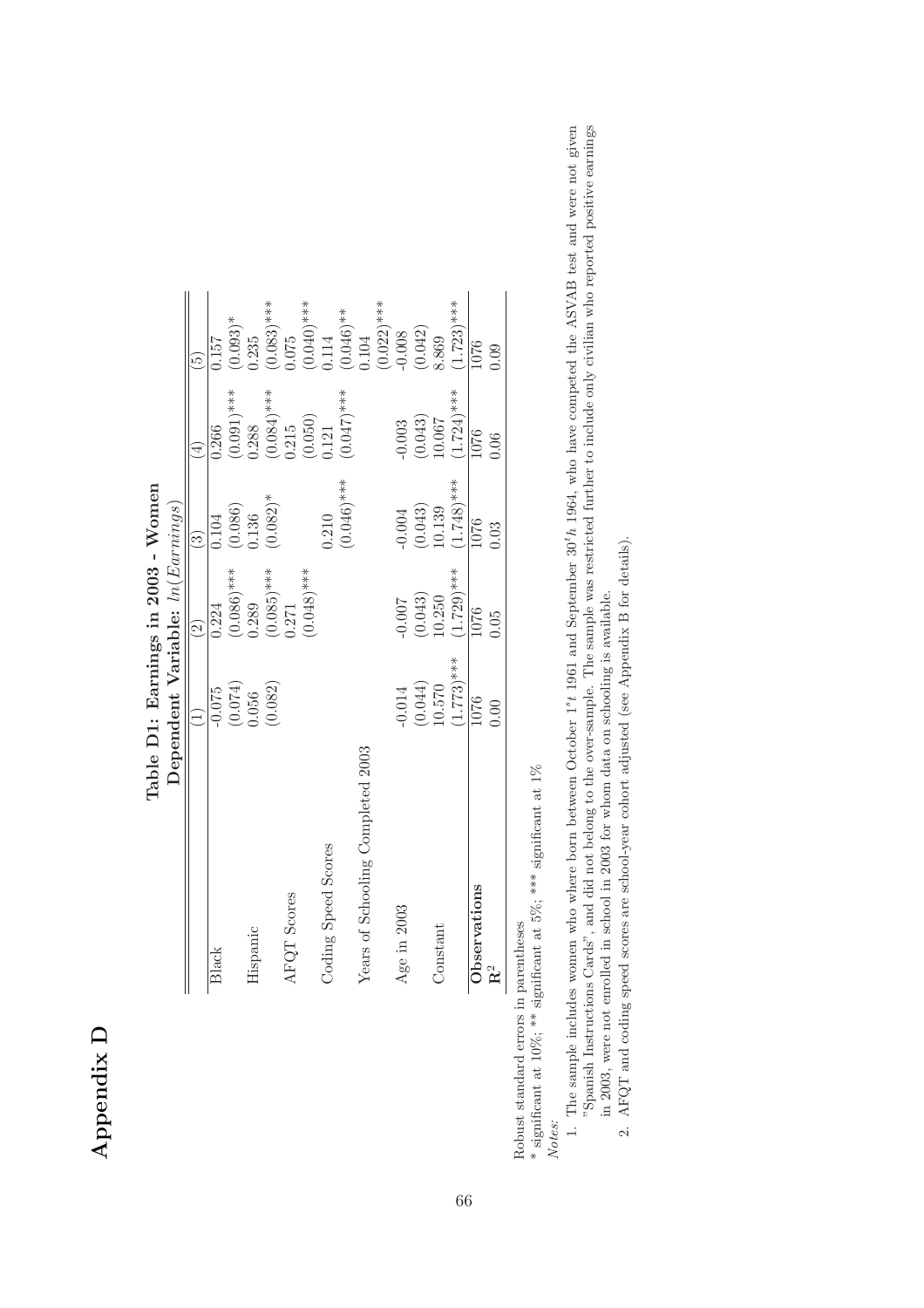# Appendix D

**Table D1: Earnings in 2003 - Women**

**Dependent Variable:** $ln(Earnings)$

| | (1) | (2) | (3) | (4) | (5) |
|---|---|---|---|---|---|
| Black | -0.075 | 0.224 | 0.104 | 0.266 | 0.157 |
| | (0.074) | (0.086)*** | (0.086) | (0.091)*** | (0.093)* |
| Hispanic | 0.056 | 0.289 | 0.136 | 0.288 | 0.235 |
| | (0.082) | (0.085)*** | (0.082)* | (0.084)*** | (0.083)*** |
| AFQT Scores | | 0.271 | | 0.215 | 0.075 |
| | | (0.048)*** | | (0.050) | (0.040)*** |
| Coding Speed Scores | | | 0.210 | 0.121 | 0.114 |
| | | | (0.046)*** | (0.047)*** | (0.046)** |
| Years of Schooling Completed 2003 | | | | | 0.104 |
| | | | | | (0.022)*** |
| Age in 2003 | -0.014 | -0.007 | -0.004 | -0.003 | -0.008 |
| | (0.044) | (0.043) | (0.043) | (0.043) | (0.042) |
| Constant | 10.570 | 10.250 | 10.139 | 10.067 | 8.869 |
| | (1.773)*** | (1.729)*** | (1.748)*** | (1.724)*** | (1.723)*** |
| **Observations** | 1076 | 1076 | 1076 | 1076 | 1076 |
| $\mathbf{R^2}$ | 0.00 | 0.05 | 0.03 | 0.06 | 0.09 |

Robust standard errors in parentheses

* significant at 10%; ** significant at 5%; *** significant at 1%

*Notes:*

1. The sample includes women who where born between October $1^{st}$ 1961 and September $30^{t}h$ 1964, who have competed the ASVAB test and were not given "Spanish Instructions Cards", and did not belong to the over-sample. The sample was restricted further to include only civilian who reported positive earnings in 2003, were not enrolled in school in 2003 for whom data on schooling is available.
2. AFQT and coding speed scores are school-year cohort adjusted (see Appendix B for details).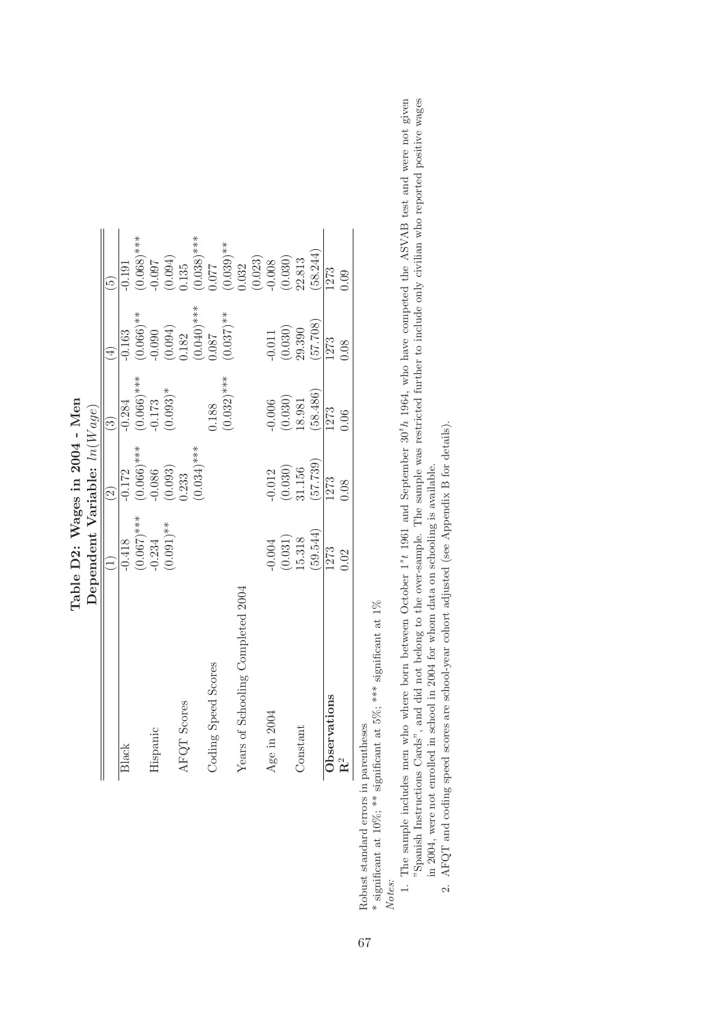# Table D2: Wages in 2004 - Men

**Dependent Variable:** $ln(Wage)$

| | (1) | (2) | (3) | (4) | (5) |
|---|---|---|---|---|---|
| Black | -0.418 | -0.172 | -0.284 | -0.163 | -0.191 |
| | (0.067)*** | (0.066)*** | (0.066)*** | (0.066)** | (0.068)*** |
| Hispanic | -0.234 | -0.086 | -0.173 | -0.090 | -0.097 |
| | (0.091)** | (0.093) | (0.093)* | (0.094) | (0.094) |
| AFQT Scores | | 0.233 | | 0.182 | 0.135 |
| | | (0.034)*** | | (0.040)*** | (0.038)*** |
| Coding Speed Scores | | | 0.188 | 0.087 | 0.077 |
| | | | (0.032)*** | (0.037)** | (0.039)** |
| Years of Schooling Completed 2004 | | | | | 0.032 |
| | | | | | (0.023) |
| Age in 2004 | -0.004 | -0.012 | -0.006 | -0.011 | -0.008 |
| | (0.031) | (0.030) | (0.030) | (0.030) | (0.030) |
| Constant | 15.318 | 31.156 | 18.981 | 29.390 | 22.813 |
| | (59.544) | (57.739) | (58.486) | (57.708) | (58.244) |
| **Observations** | 1273 | 1273 | 1273 | 1273 | 1273 |
| $\mathbf{R^2}$ | 0.02 | 0.08 | 0.06 | 0.08 | 0.09 |

Robust standard errors in parentheses

* significant at 10%; ** significant at 5%; *** significant at 1%

*Notes:*

1. The sample includes men who where born between October $1^{s}t$ 1961 and September $30^{t}h$ 1964, who have competed the ASVAB test and were not given "Spanish Instructions Cards", and did not belong to the over-sample. The sample was restricted further to include only civilian who reported positive wages in 2004, were not enrolled in school in 2004 for whom data on schooling is available.
2. AFQT and coding speed scores are school-year cohort adjusted (see Appendix B for details).